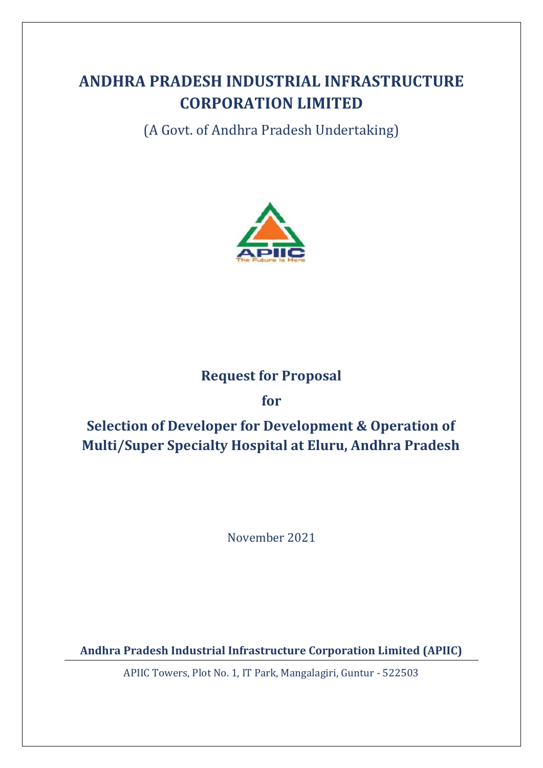# ANDHRA PRADESH INDUSTRIAL INFRASTRUCTURE CORPORATION LIMITED

(A Govt. of Andhra Pradesh Undertaking)

APIIC
The Future is Here

## Request for Proposal

**for**

## Selection of Developer for Development & Operation of Multi/Super Specialty Hospital at Eluru, Andhra Pradesh

November 2021

**Andhra Pradesh Industrial Infrastructure Corporation Limited (APIIC)**

APIIC Towers, Plot No. 1, IT Park, Mangalagiri, Guntur - 522503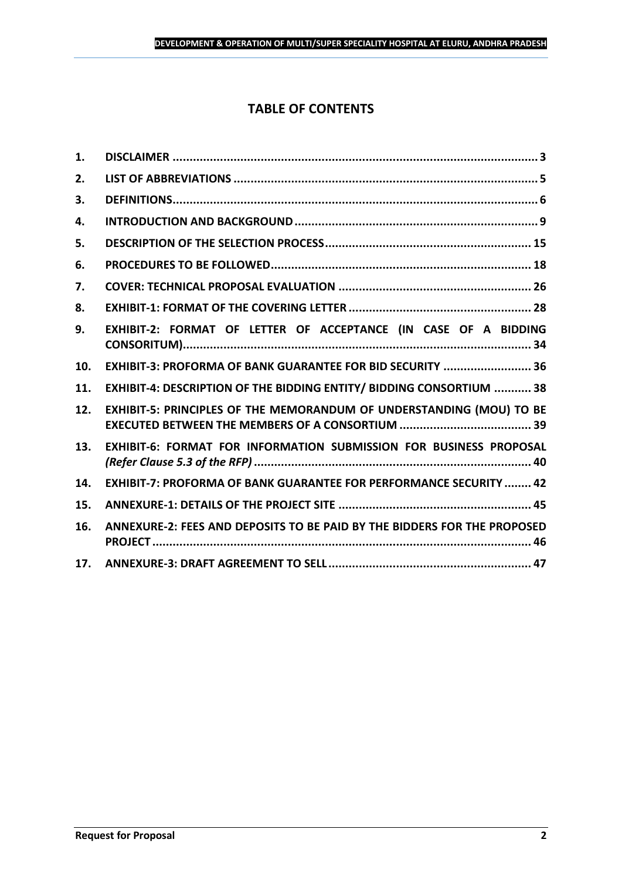# TABLE OF CONTENTS

| | | |
|---|---|---|
| 1. | **DISCLAIMER** | 3 |
| 2. | **LIST OF ABBREVIATIONS** | 5 |
| 3. | **DEFINITIONS** | 6 |
| 4. | **INTRODUCTION AND BACKGROUND** | 9 |
| 5. | **DESCRIPTION OF THE SELECTION PROCESS** | 15 |
| 6. | **PROCEDURES TO BE FOLLOWED** | 18 |
| 7. | **COVER: TECHNICAL PROPOSAL EVALUATION** | 26 |
| 8. | **EXHIBIT-1: FORMAT OF THE COVERING LETTER** | 28 |
| 9. | **EXHIBIT-2: FORMAT OF LETTER OF ACCEPTANCE (IN CASE OF A BIDDING CONSORITUM)** | 34 |
| 10. | **EXHIBIT-3: PROFORMA OF BANK GUARANTEE FOR BID SECURITY** | 36 |
| 11. | **EXHIBIT-4: DESCRIPTION OF THE BIDDING ENTITY/ BIDDING CONSORTIUM** | 38 |
| 12. | **EXHIBIT-5: PRINCIPLES OF THE MEMORANDUM OF UNDERSTANDING (MOU) TO BE EXECUTED BETWEEN THE MEMBERS OF A CONSORTIUM** | 39 |
| 13. | **EXHIBIT-6: FORMAT FOR INFORMATION SUBMISSION FOR BUSINESS PROPOSAL *(Refer Clause 5.3 of the RFP)*** | 40 |
| 14. | **EXHIBIT-7: PROFORMA OF BANK GUARANTEE FOR PERFORMANCE SECURITY** | 42 |
| 15. | **ANNEXURE-1: DETAILS OF THE PROJECT SITE** | 45 |
| 16. | **ANNEXURE-2: FEES AND DEPOSITS TO BE PAID BY THE BIDDERS FOR THE PROPOSED PROJECT** | 46 |
| 17. | **ANNEXURE-3: DRAFT AGREEMENT TO SELL** | 47 |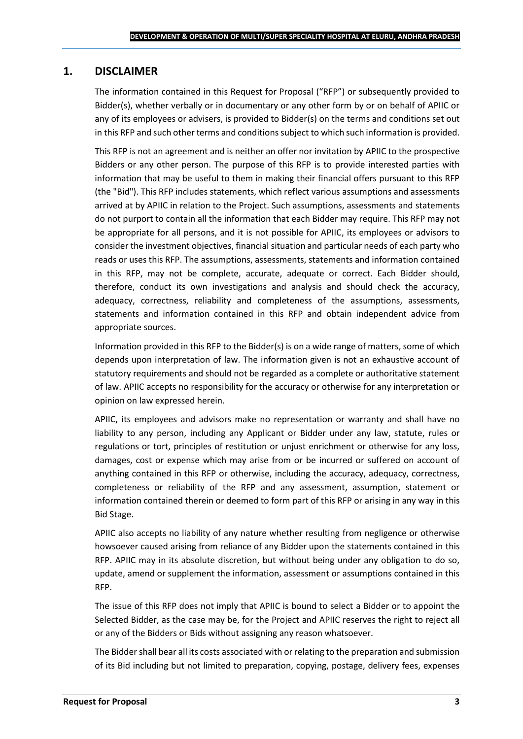# 1. DISCLAIMER

The information contained in this Request for Proposal ("RFP") or subsequently provided to Bidder(s), whether verbally or in documentary or any other form by or on behalf of APIIC or any of its employees or advisers, is provided to Bidder(s) on the terms and conditions set out in this RFP and such other terms and conditions subject to which such information is provided.

This RFP is not an agreement and is neither an offer nor invitation by APIIC to the prospective Bidders or any other person. The purpose of this RFP is to provide interested parties with information that may be useful to them in making their financial offers pursuant to this RFP (the "Bid"). This RFP includes statements, which reflect various assumptions and assessments arrived at by APIIC in relation to the Project. Such assumptions, assessments and statements do not purport to contain all the information that each Bidder may require. This RFP may not be appropriate for all persons, and it is not possible for APIIC, its employees or advisors to consider the investment objectives, financial situation and particular needs of each party who reads or uses this RFP. The assumptions, assessments, statements and information contained in this RFP, may not be complete, accurate, adequate or correct. Each Bidder should, therefore, conduct its own investigations and analysis and should check the accuracy, adequacy, correctness, reliability and completeness of the assumptions, assessments, statements and information contained in this RFP and obtain independent advice from appropriate sources.

Information provided in this RFP to the Bidder(s) is on a wide range of matters, some of which depends upon interpretation of law. The information given is not an exhaustive account of statutory requirements and should not be regarded as a complete or authoritative statement of law. APIIC accepts no responsibility for the accuracy or otherwise for any interpretation or opinion on law expressed herein.

APIIC, its employees and advisors make no representation or warranty and shall have no liability to any person, including any Applicant or Bidder under any law, statute, rules or regulations or tort, principles of restitution or unjust enrichment or otherwise for any loss, damages, cost or expense which may arise from or be incurred or suffered on account of anything contained in this RFP or otherwise, including the accuracy, adequacy, correctness, completeness or reliability of the RFP and any assessment, assumption, statement or information contained therein or deemed to form part of this RFP or arising in any way in this Bid Stage.

APIIC also accepts no liability of any nature whether resulting from negligence or otherwise howsoever caused arising from reliance of any Bidder upon the statements contained in this RFP. APIIC may in its absolute discretion, but without being under any obligation to do so, update, amend or supplement the information, assessment or assumptions contained in this RFP.

The issue of this RFP does not imply that APIIC is bound to select a Bidder or to appoint the Selected Bidder, as the case may be, for the Project and APIIC reserves the right to reject all or any of the Bidders or Bids without assigning any reason whatsoever.

The Bidder shall bear all its costs associated with or relating to the preparation and submission of its Bid including but not limited to preparation, copying, postage, delivery fees, expenses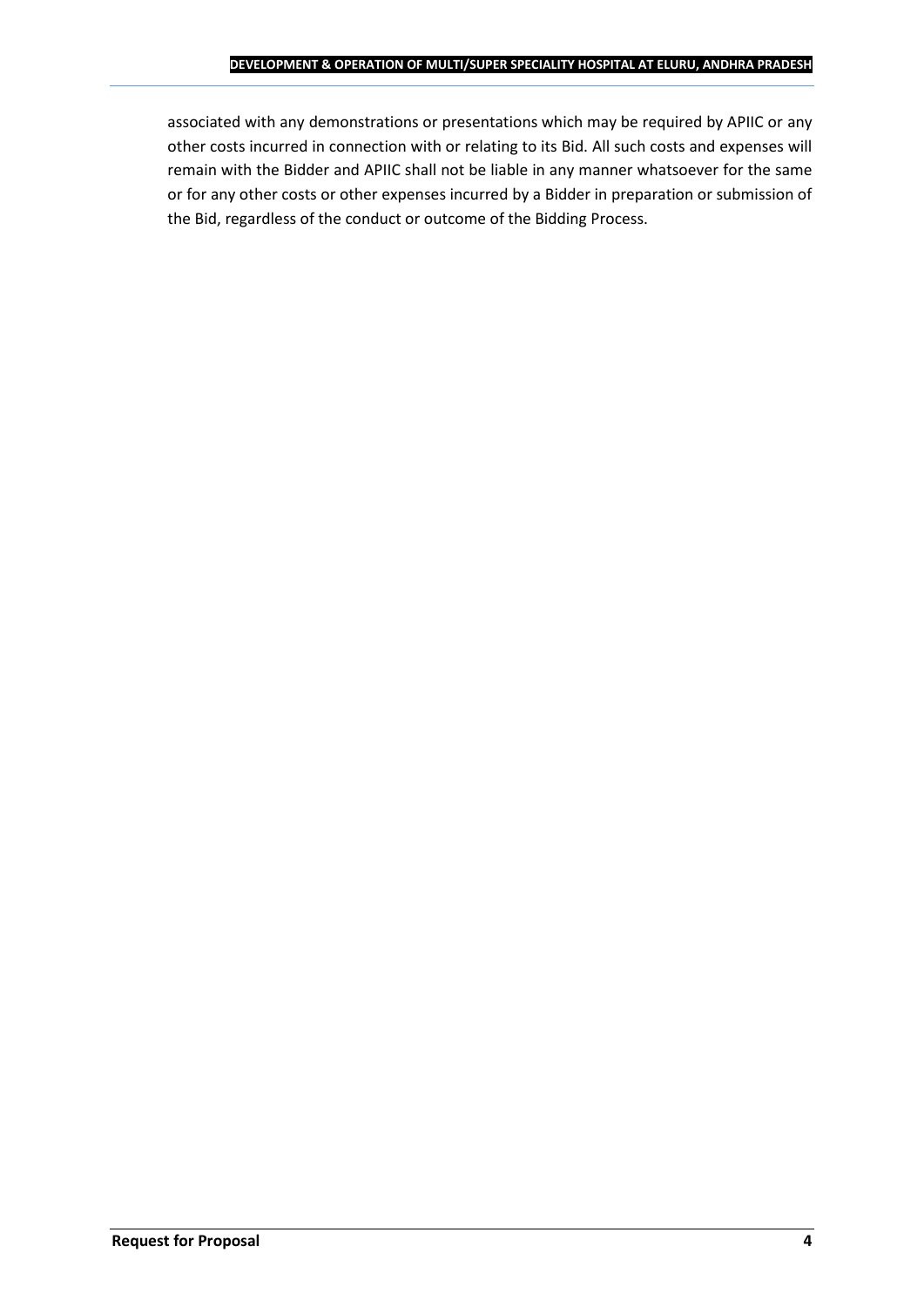associated with any demonstrations or presentations which may be required by APIIC or any other costs incurred in connection with or relating to its Bid. All such costs and expenses will remain with the Bidder and APIIC shall not be liable in any manner whatsoever for the same or for any other costs or other expenses incurred by a Bidder in preparation or submission of the Bid, regardless of the conduct or outcome of the Bidding Process.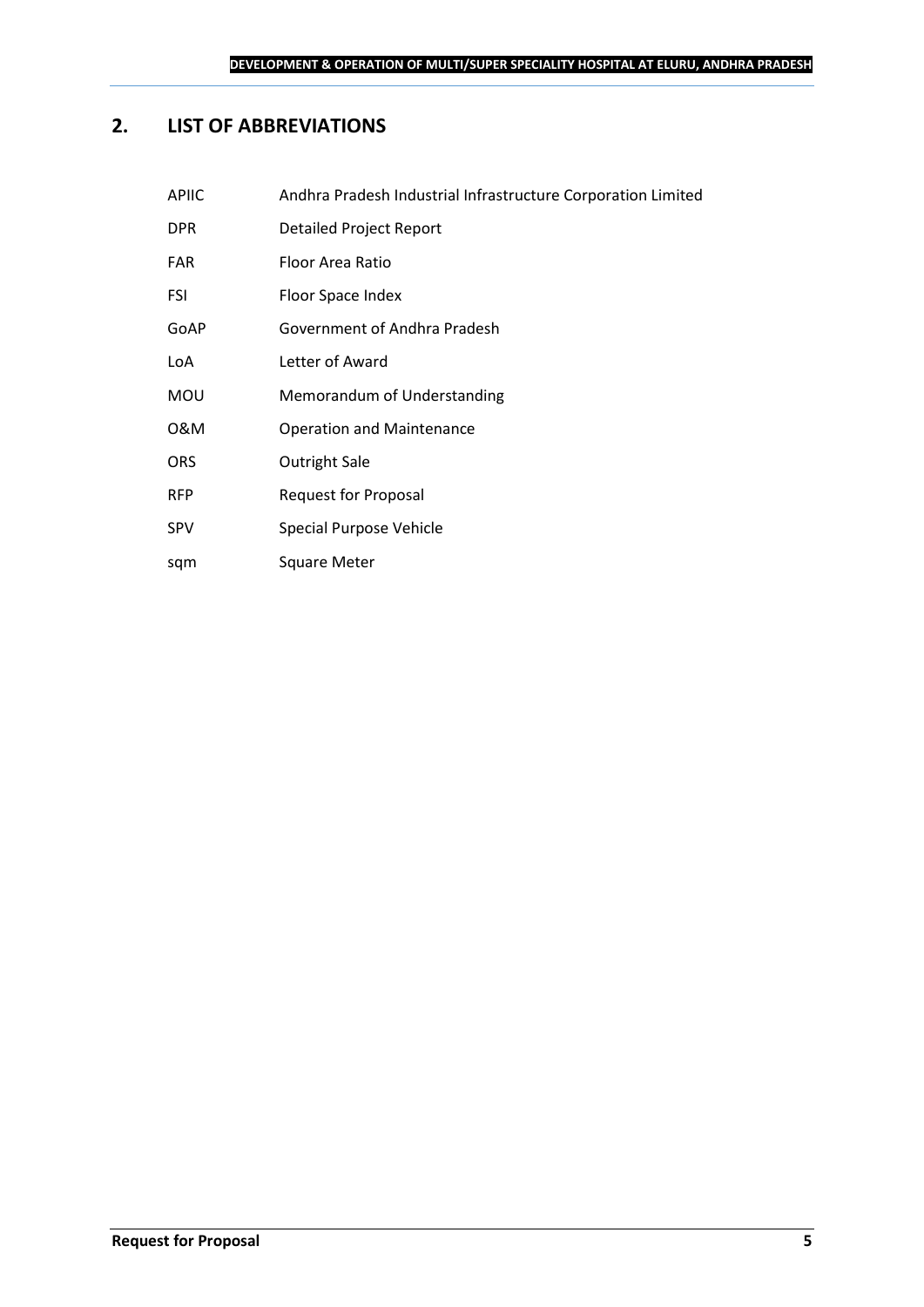## 2. LIST OF ABBREVIATIONS

| | |
|---|---|
| APIIC | Andhra Pradesh Industrial Infrastructure Corporation Limited |
| DPR | Detailed Project Report |
| FAR | Floor Area Ratio |
| FSI | Floor Space Index |
| GoAP | Government of Andhra Pradesh |
| LoA | Letter of Award |
| MOU | Memorandum of Understanding |
| O&M | Operation and Maintenance |
| ORS | Outright Sale |
| RFP | Request for Proposal |
| SPV | Special Purpose Vehicle |
| sqm | Square Meter |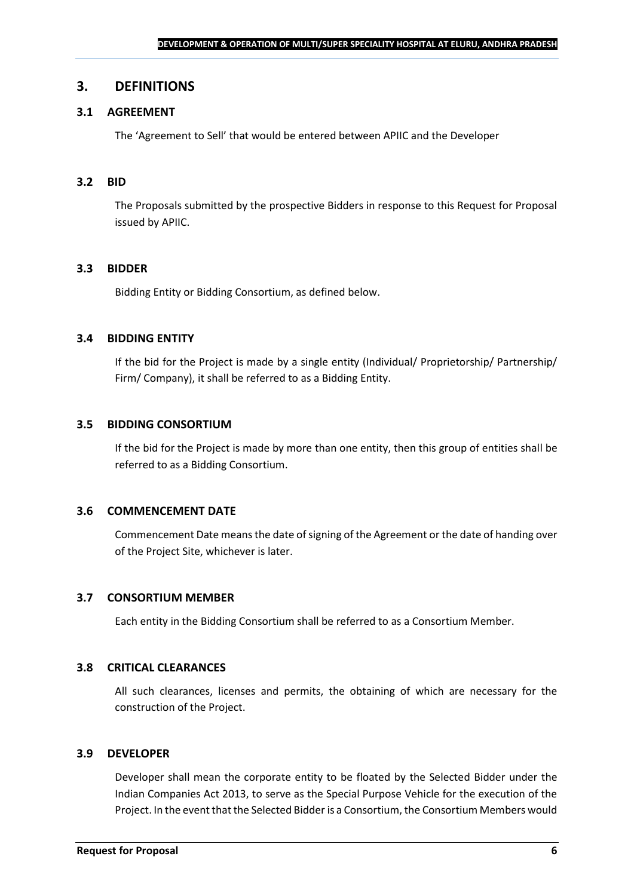## 3. DEFINITIONS

### 3.1 AGREEMENT

The 'Agreement to Sell' that would be entered between APIIC and the Developer

### 3.2 BID

The Proposals submitted by the prospective Bidders in response to this Request for Proposal issued by APIIC.

### 3.3 BIDDER

Bidding Entity or Bidding Consortium, as defined below.

### 3.4 BIDDING ENTITY

If the bid for the Project is made by a single entity (Individual/ Proprietorship/ Partnership/ Firm/ Company), it shall be referred to as a Bidding Entity.

### 3.5 BIDDING CONSORTIUM

If the bid for the Project is made by more than one entity, then this group of entities shall be referred to as a Bidding Consortium.

### 3.6 COMMENCEMENT DATE

Commencement Date means the date of signing of the Agreement or the date of handing over of the Project Site, whichever is later.

### 3.7 CONSORTIUM MEMBER

Each entity in the Bidding Consortium shall be referred to as a Consortium Member.

### 3.8 CRITICAL CLEARANCES

All such clearances, licenses and permits, the obtaining of which are necessary for the construction of the Project.

### 3.9 DEVELOPER

Developer shall mean the corporate entity to be floated by the Selected Bidder under the Indian Companies Act 2013, to serve as the Special Purpose Vehicle for the execution of the Project. In the event that the Selected Bidder is a Consortium, the Consortium Members would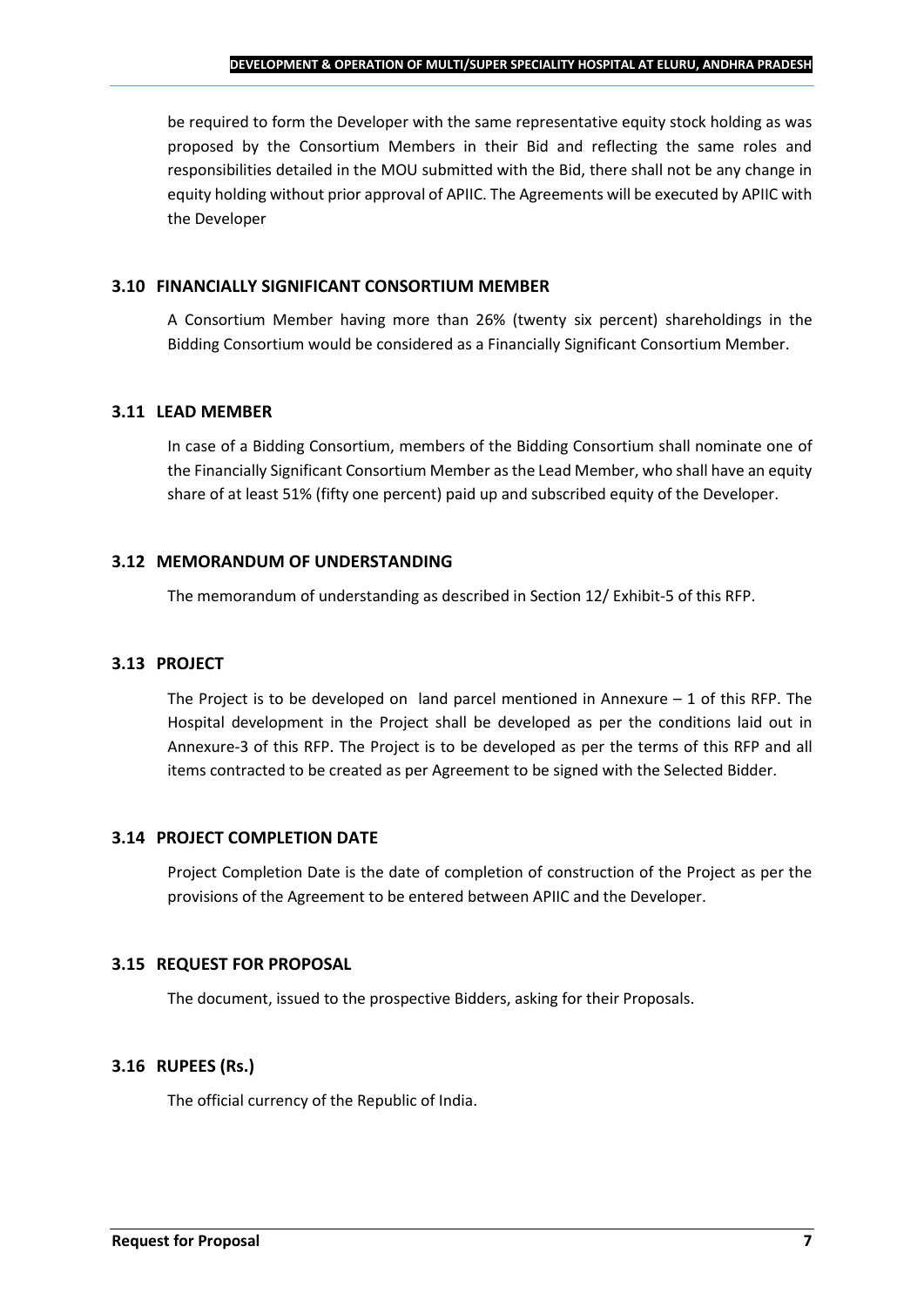be required to form the Developer with the same representative equity stock holding as was proposed by the Consortium Members in their Bid and reflecting the same roles and responsibilities detailed in the MOU submitted with the Bid, there shall not be any change in equity holding without prior approval of APIIC. The Agreements will be executed by APIIC with the Developer

### 3.10 FINANCIALLY SIGNIFICANT CONSORTIUM MEMBER

A Consortium Member having more than 26% (twenty six percent) shareholdings in the Bidding Consortium would be considered as a Financially Significant Consortium Member.

### 3.11 LEAD MEMBER

In case of a Bidding Consortium, members of the Bidding Consortium shall nominate one of the Financially Significant Consortium Member as the Lead Member, who shall have an equity share of at least 51% (fifty one percent) paid up and subscribed equity of the Developer.

### 3.12 MEMORANDUM OF UNDERSTANDING

The memorandum of understanding as described in Section 12/ Exhibit-5 of this RFP.

### 3.13 PROJECT

The Project is to be developed on land parcel mentioned in Annexure – 1 of this RFP. The Hospital development in the Project shall be developed as per the conditions laid out in Annexure-3 of this RFP. The Project is to be developed as per the terms of this RFP and all items contracted to be created as per Agreement to be signed with the Selected Bidder.

### 3.14 PROJECT COMPLETION DATE

Project Completion Date is the date of completion of construction of the Project as per the provisions of the Agreement to be entered between APIIC and the Developer.

### 3.15 REQUEST FOR PROPOSAL

The document, issued to the prospective Bidders, asking for their Proposals.

### 3.16 RUPEES (Rs.)

The official currency of the Republic of India.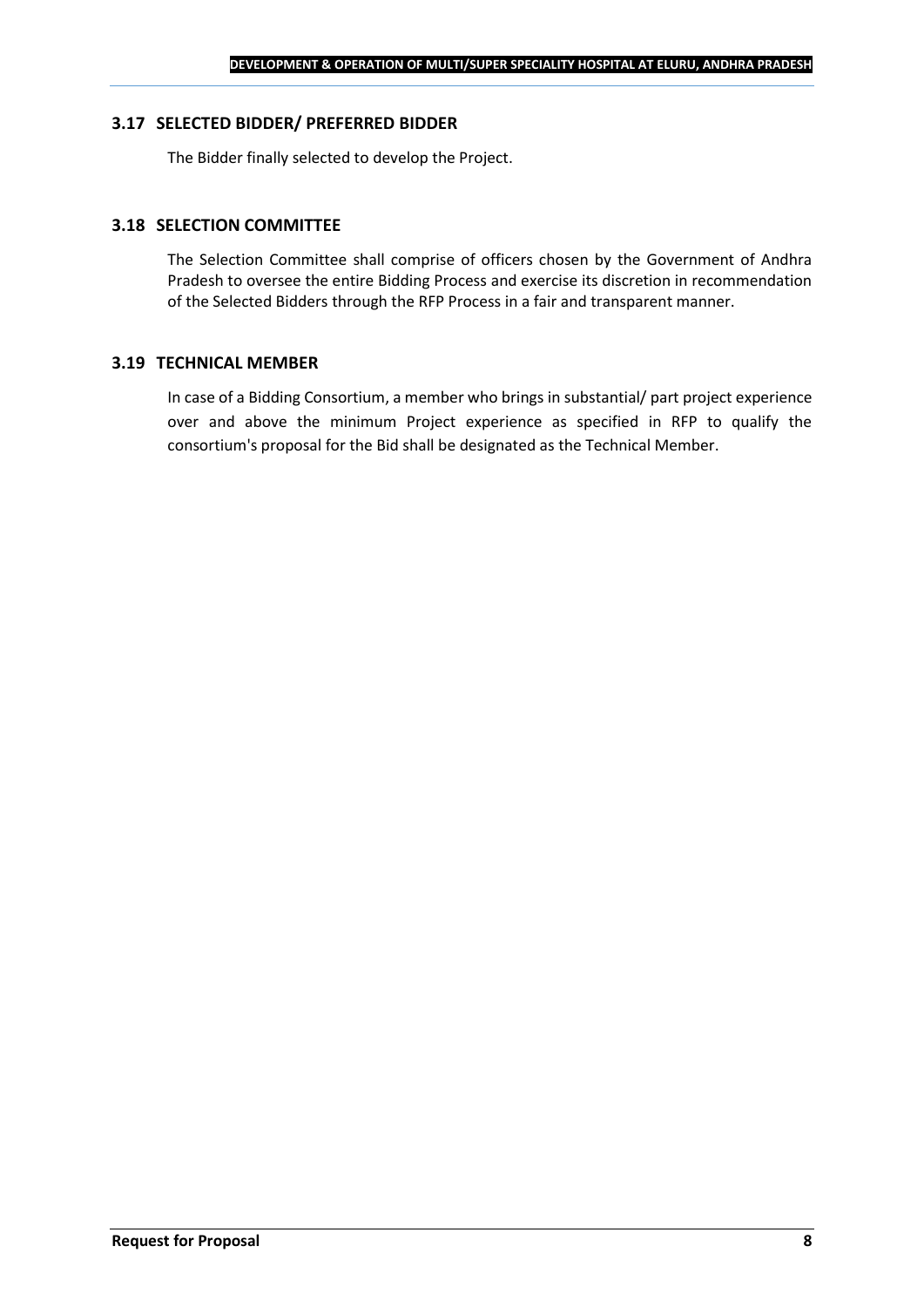### 3.17 SELECTED BIDDER/ PREFERRED BIDDER

The Bidder finally selected to develop the Project.

### 3.18 SELECTION COMMITTEE

The Selection Committee shall comprise of officers chosen by the Government of Andhra Pradesh to oversee the entire Bidding Process and exercise its discretion in recommendation of the Selected Bidders through the RFP Process in a fair and transparent manner.

### 3.19 TECHNICAL MEMBER

In case of a Bidding Consortium, a member who brings in substantial/ part project experience over and above the minimum Project experience as specified in RFP to qualify the consortium's proposal for the Bid shall be designated as the Technical Member.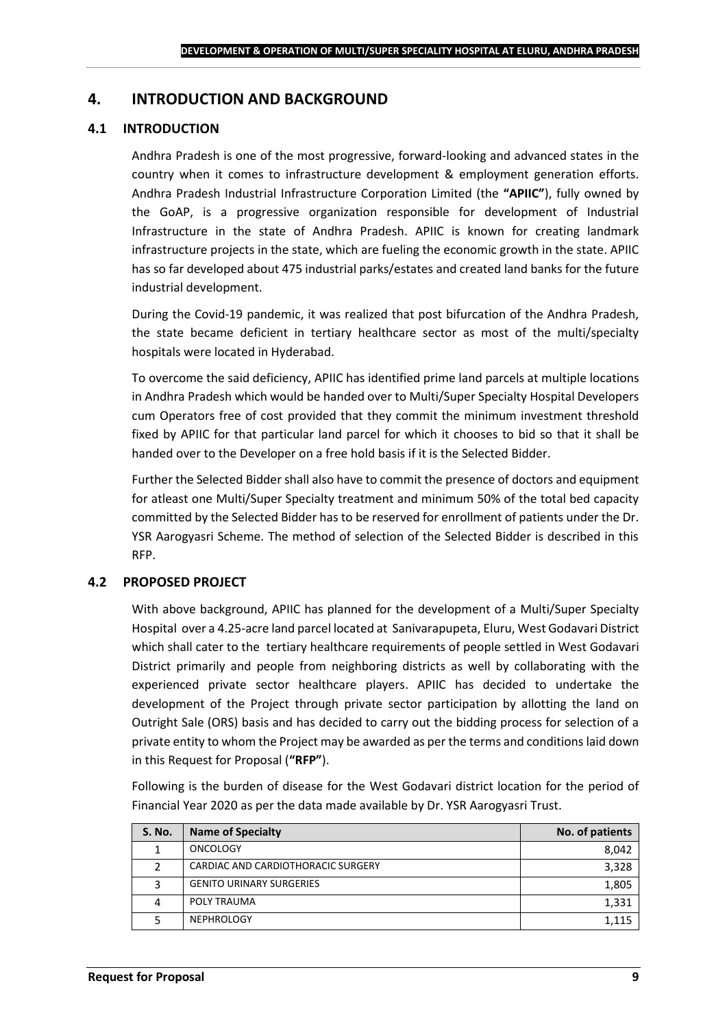# 4. INTRODUCTION AND BACKGROUND

## 4.1 INTRODUCTION

Andhra Pradesh is one of the most progressive, forward-looking and advanced states in the country when it comes to infrastructure development & employment generation efforts. Andhra Pradesh Industrial Infrastructure Corporation Limited (the **"APIIC"**), fully owned by the GoAP, is a progressive organization responsible for development of Industrial Infrastructure in the state of Andhra Pradesh. APIIC is known for creating landmark infrastructure projects in the state, which are fueling the economic growth in the state. APIIC has so far developed about 475 industrial parks/estates and created land banks for the future industrial development.

During the Covid-19 pandemic, it was realized that post bifurcation of the Andhra Pradesh, the state became deficient in tertiary healthcare sector as most of the multi/specialty hospitals were located in Hyderabad.

To overcome the said deficiency, APIIC has identified prime land parcels at multiple locations in Andhra Pradesh which would be handed over to Multi/Super Specialty Hospital Developers cum Operators free of cost provided that they commit the minimum investment threshold fixed by APIIC for that particular land parcel for which it chooses to bid so that it shall be handed over to the Developer on a free hold basis if it is the Selected Bidder.

Further the Selected Bidder shall also have to commit the presence of doctors and equipment for atleast one Multi/Super Specialty treatment and minimum 50% of the total bed capacity committed by the Selected Bidder has to be reserved for enrollment of patients under the Dr. YSR Aarogyasri Scheme. The method of selection of the Selected Bidder is described in this RFP.

## 4.2 PROPOSED PROJECT

With above background, APIIC has planned for the development of a Multi/Super Specialty Hospital over a 4.25-acre land parcel located at Sanivarapupeta, Eluru, West Godavari District which shall cater to the tertiary healthcare requirements of people settled in West Godavari District primarily and people from neighboring districts as well by collaborating with the experienced private sector healthcare players. APIIC has decided to undertake the development of the Project through private sector participation by allotting the land on Outright Sale (ORS) basis and has decided to carry out the bidding process for selection of a private entity to whom the Project may be awarded as per the terms and conditions laid down in this Request for Proposal (**"RFP"**).

Following is the burden of disease for the West Godavari district location for the period of Financial Year 2020 as per the data made available by Dr. YSR Aarogyasri Trust.

| S. No. | Name of Specialty | No. of patients |
|---|---|---|
| 1 | ONCOLOGY | 8,042 |
| 2 | CARDIAC AND CARDIOTHORACIC SURGERY | 3,328 |
| 3 | GENITO URINARY SURGERIES | 1,805 |
| 4 | POLY TRAUMA | 1,331 |
| 5 | NEPHROLOGY | 1,115 |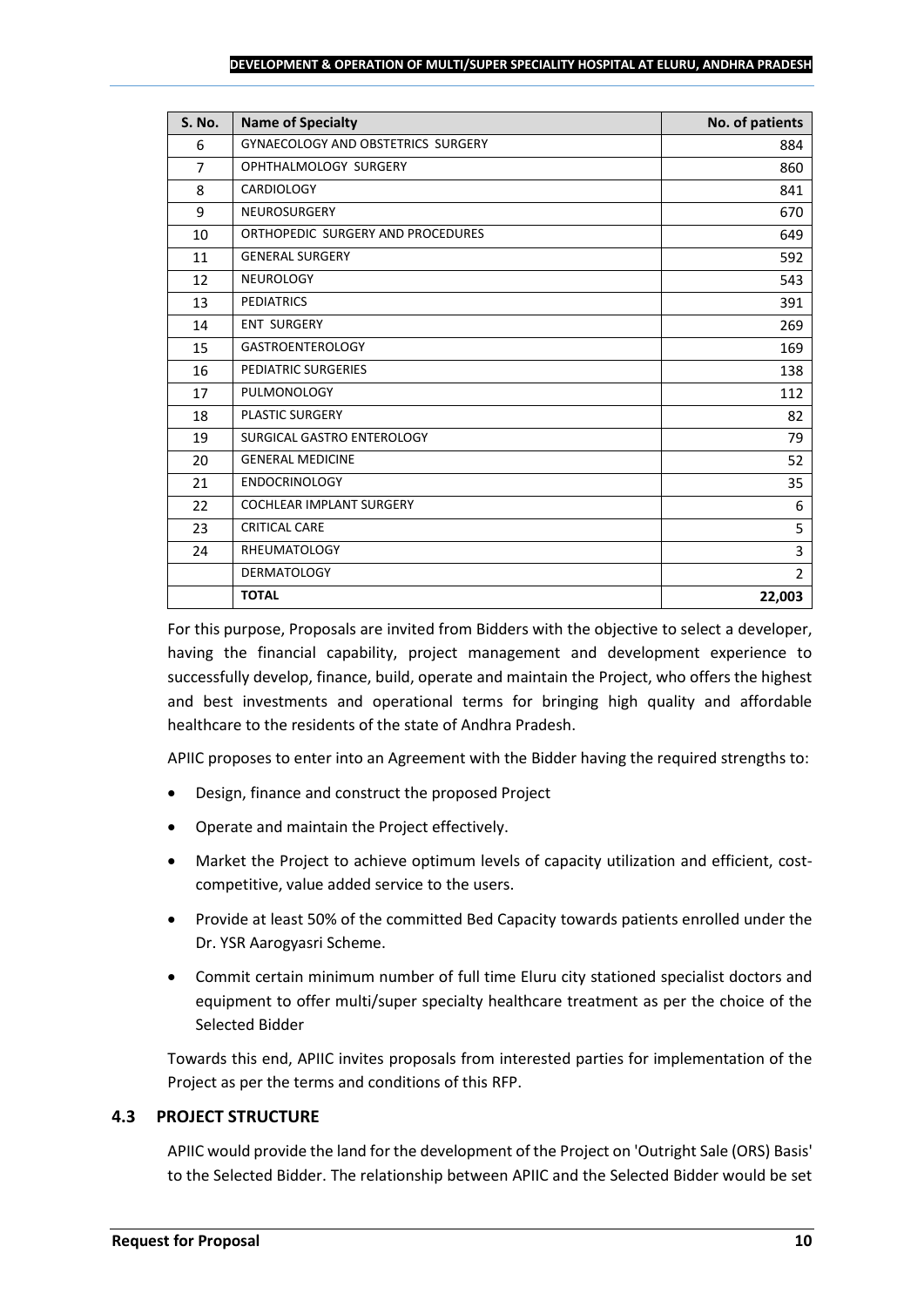| S. No. | Name of Specialty | No. of patients |
| --- | --- | --- |
| 6 | GYNAECOLOGY AND OBSTETRICS SURGERY | 884 |
| 7 | OPHTHALMOLOGY SURGERY | 860 |
| 8 | CARDIOLOGY | 841 |
| 9 | NEUROSURGERY | 670 |
| 10 | ORTHOPEDIC SURGERY AND PROCEDURES | 649 |
| 11 | GENERAL SURGERY | 592 |
| 12 | NEUROLOGY | 543 |
| 13 | PEDIATRICS | 391 |
| 14 | ENT SURGERY | 269 |
| 15 | GASTROENTEROLOGY | 169 |
| 16 | PEDIATRIC SURGERIES | 138 |
| 17 | PULMONOLOGY | 112 |
| 18 | PLASTIC SURGERY | 82 |
| 19 | SURGICAL GASTRO ENTEROLOGY | 79 |
| 20 | GENERAL MEDICINE | 52 |
| 21 | ENDOCRINOLOGY | 35 |
| 22 | COCHLEAR IMPLANT SURGERY | 6 |
| 23 | CRITICAL CARE | 5 |
| 24 | RHEUMATOLOGY | 3 |
| | DERMATOLOGY | 2 |
| | **TOTAL** | **22,003** |

For this purpose, Proposals are invited from Bidders with the objective to select a developer, having the financial capability, project management and development experience to successfully develop, finance, build, operate and maintain the Project, who offers the highest and best investments and operational terms for bringing high quality and affordable healthcare to the residents of the state of Andhra Pradesh.

APIIC proposes to enter into an Agreement with the Bidder having the required strengths to:

- Design, finance and construct the proposed Project
- Operate and maintain the Project effectively.
- Market the Project to achieve optimum levels of capacity utilization and efficient, cost-competitive, value added service to the users.
- Provide at least 50% of the committed Bed Capacity towards patients enrolled under the Dr. YSR Aarogyasri Scheme.
- Commit certain minimum number of full time Eluru city stationed specialist doctors and equipment to offer multi/super specialty healthcare treatment as per the choice of the Selected Bidder

Towards this end, APIIC invites proposals from interested parties for implementation of the Project as per the terms and conditions of this RFP.

### 4.3 PROJECT STRUCTURE

APIIC would provide the land for the development of the Project on 'Outright Sale (ORS) Basis' to the Selected Bidder. The relationship between APIIC and the Selected Bidder would be set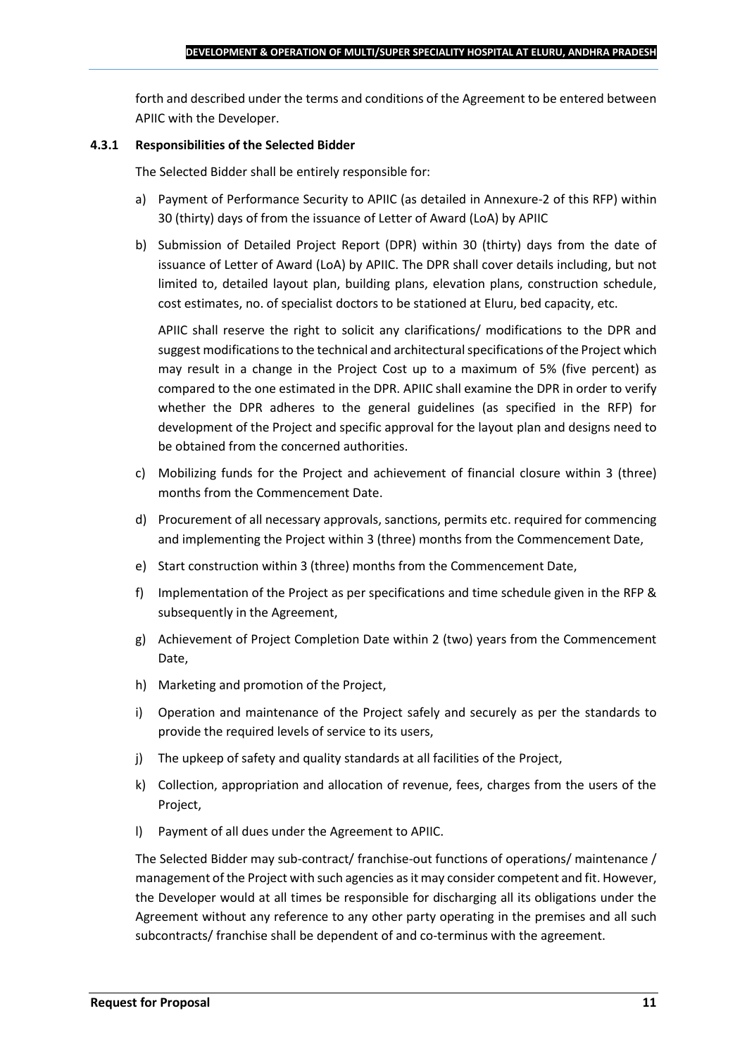forth and described under the terms and conditions of the Agreement to be entered between APIIC with the Developer.

#### 4.3.1 Responsibilities of the Selected Bidder

The Selected Bidder shall be entirely responsible for:

a) Payment of Performance Security to APIIC (as detailed in Annexure-2 of this RFP) within 30 (thirty) days of from the issuance of Letter of Award (LoA) by APIIC

b) Submission of Detailed Project Report (DPR) within 30 (thirty) days from the date of issuance of Letter of Award (LoA) by APIIC. The DPR shall cover details including, but not limited to, detailed layout plan, building plans, elevation plans, construction schedule, cost estimates, no. of specialist doctors to be stationed at Eluru, bed capacity, etc.

   APIIC shall reserve the right to solicit any clarifications/ modifications to the DPR and suggest modifications to the technical and architectural specifications of the Project which may result in a change in the Project Cost up to a maximum of 5% (five percent) as compared to the one estimated in the DPR. APIIC shall examine the DPR in order to verify whether the DPR adheres to the general guidelines (as specified in the RFP) for development of the Project and specific approval for the layout plan and designs need to be obtained from the concerned authorities.

c) Mobilizing funds for the Project and achievement of financial closure within 3 (three) months from the Commencement Date.

d) Procurement of all necessary approvals, sanctions, permits etc. required for commencing and implementing the Project within 3 (three) months from the Commencement Date,

e) Start construction within 3 (three) months from the Commencement Date,

f) Implementation of the Project as per specifications and time schedule given in the RFP & subsequently in the Agreement,

g) Achievement of Project Completion Date within 2 (two) years from the Commencement Date,

h) Marketing and promotion of the Project,

i) Operation and maintenance of the Project safely and securely as per the standards to provide the required levels of service to its users,

j) The upkeep of safety and quality standards at all facilities of the Project,

k) Collection, appropriation and allocation of revenue, fees, charges from the users of the Project,

l) Payment of all dues under the Agreement to APIIC.

The Selected Bidder may sub-contract/ franchise-out functions of operations/ maintenance / management of the Project with such agencies as it may consider competent and fit. However, the Developer would at all times be responsible for discharging all its obligations under the Agreement without any reference to any other party operating in the premises and all such subcontracts/ franchise shall be dependent of and co-terminus with the agreement.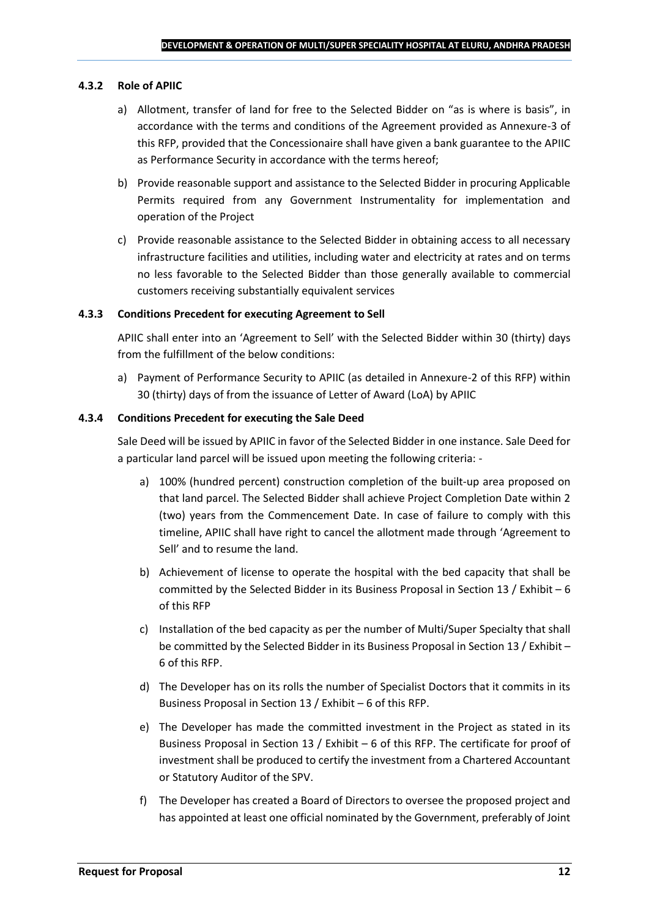#### 4.3.2 Role of APIIC

a) Allotment, transfer of land for free to the Selected Bidder on "as is where is basis", in accordance with the terms and conditions of the Agreement provided as Annexure-3 of this RFP, provided that the Concessionaire shall have given a bank guarantee to the APIIC as Performance Security in accordance with the terms hereof;

b) Provide reasonable support and assistance to the Selected Bidder in procuring Applicable Permits required from any Government Instrumentality for implementation and operation of the Project

c) Provide reasonable assistance to the Selected Bidder in obtaining access to all necessary infrastructure facilities and utilities, including water and electricity at rates and on terms no less favorable to the Selected Bidder than those generally available to commercial customers receiving substantially equivalent services

#### 4.3.3 Conditions Precedent for executing Agreement to Sell

APIIC shall enter into an 'Agreement to Sell' with the Selected Bidder within 30 (thirty) days from the fulfillment of the below conditions:

a) Payment of Performance Security to APIIC (as detailed in Annexure-2 of this RFP) within 30 (thirty) days of from the issuance of Letter of Award (LoA) by APIIC

#### 4.3.4 Conditions Precedent for executing the Sale Deed

Sale Deed will be issued by APIIC in favor of the Selected Bidder in one instance. Sale Deed for a particular land parcel will be issued upon meeting the following criteria: -

a) 100% (hundred percent) construction completion of the built-up area proposed on that land parcel. The Selected Bidder shall achieve Project Completion Date within 2 (two) years from the Commencement Date. In case of failure to comply with this timeline, APIIC shall have right to cancel the allotment made through 'Agreement to Sell' and to resume the land.

b) Achievement of license to operate the hospital with the bed capacity that shall be committed by the Selected Bidder in its Business Proposal in Section 13 / Exhibit – 6 of this RFP

c) Installation of the bed capacity as per the number of Multi/Super Specialty that shall be committed by the Selected Bidder in its Business Proposal in Section 13 / Exhibit – 6 of this RFP.

d) The Developer has on its rolls the number of Specialist Doctors that it commits in its Business Proposal in Section 13 / Exhibit – 6 of this RFP.

e) The Developer has made the committed investment in the Project as stated in its Business Proposal in Section 13 / Exhibit – 6 of this RFP. The certificate for proof of investment shall be produced to certify the investment from a Chartered Accountant or Statutory Auditor of the SPV.

f) The Developer has created a Board of Directors to oversee the proposed project and has appointed at least one official nominated by the Government, preferably of Joint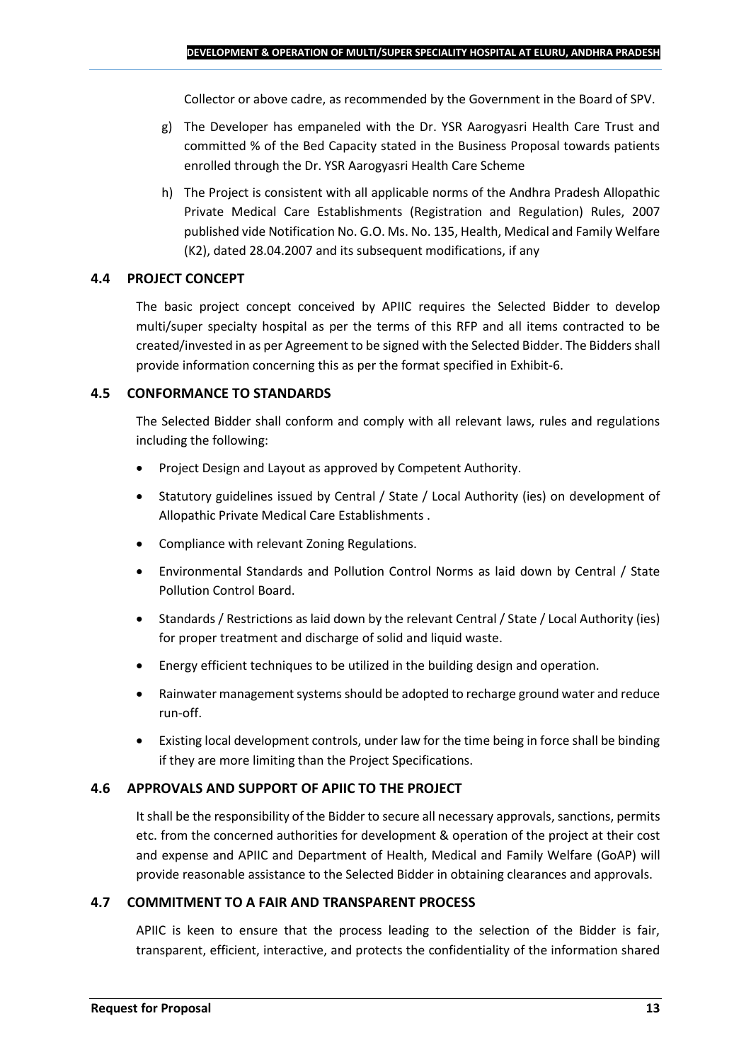Collector or above cadre, as recommended by the Government in the Board of SPV.

g) The Developer has empaneled with the Dr. YSR Aarogyasri Health Care Trust and committed % of the Bed Capacity stated in the Business Proposal towards patients enrolled through the Dr. YSR Aarogyasri Health Care Scheme

h) The Project is consistent with all applicable norms of the Andhra Pradesh Allopathic Private Medical Care Establishments (Registration and Regulation) Rules, 2007 published vide Notification No. G.O. Ms. No. 135, Health, Medical and Family Welfare (K2), dated 28.04.2007 and its subsequent modifications, if any

### 4.4 PROJECT CONCEPT

The basic project concept conceived by APIIC requires the Selected Bidder to develop multi/super specialty hospital as per the terms of this RFP and all items contracted to be created/invested in as per Agreement to be signed with the Selected Bidder. The Bidders shall provide information concerning this as per the format specified in Exhibit-6.

### 4.5 CONFORMANCE TO STANDARDS

The Selected Bidder shall conform and comply with all relevant laws, rules and regulations including the following:

- Project Design and Layout as approved by Competent Authority.
- Statutory guidelines issued by Central / State / Local Authority (ies) on development of Allopathic Private Medical Care Establishments .
- Compliance with relevant Zoning Regulations.
- Environmental Standards and Pollution Control Norms as laid down by Central / State Pollution Control Board.
- Standards / Restrictions as laid down by the relevant Central / State / Local Authority (ies) for proper treatment and discharge of solid and liquid waste.
- Energy efficient techniques to be utilized in the building design and operation.
- Rainwater management systems should be adopted to recharge ground water and reduce run-off.
- Existing local development controls, under law for the time being in force shall be binding if they are more limiting than the Project Specifications.

### 4.6 APPROVALS AND SUPPORT OF APIIC TO THE PROJECT

It shall be the responsibility of the Bidder to secure all necessary approvals, sanctions, permits etc. from the concerned authorities for development & operation of the project at their cost and expense and APIIC and Department of Health, Medical and Family Welfare (GoAP) will provide reasonable assistance to the Selected Bidder in obtaining clearances and approvals.

### 4.7 COMMITMENT TO A FAIR AND TRANSPARENT PROCESS

APIIC is keen to ensure that the process leading to the selection of the Bidder is fair, transparent, efficient, interactive, and protects the confidentiality of the information shared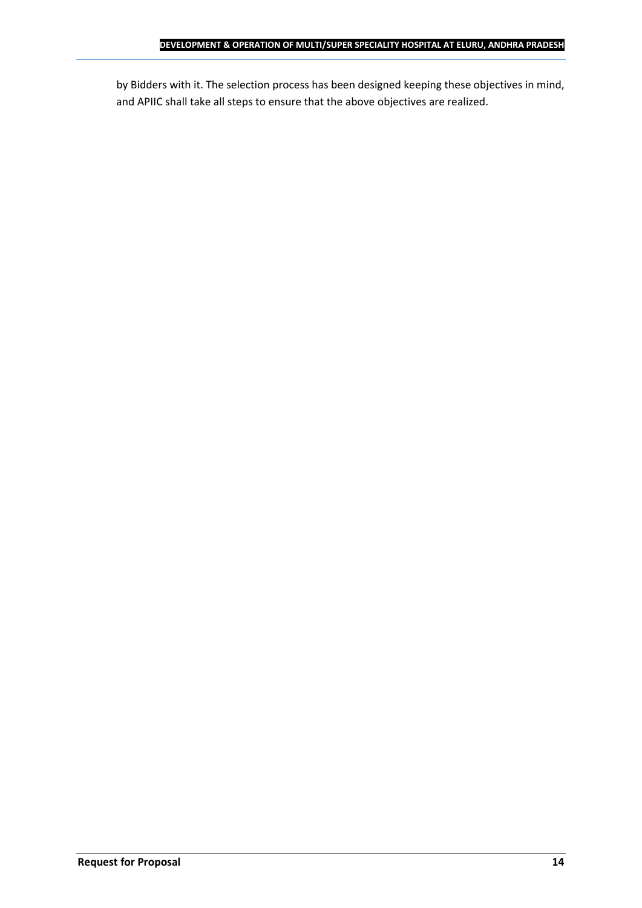by Bidders with it. The selection process has been designed keeping these objectives in mind, and APIIC shall take all steps to ensure that the above objectives are realized.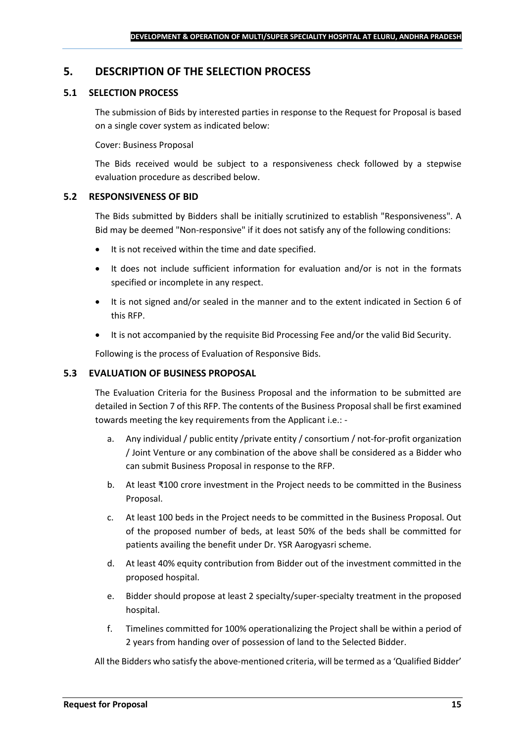## 5. DESCRIPTION OF THE SELECTION PROCESS

### 5.1 SELECTION PROCESS

The submission of Bids by interested parties in response to the Request for Proposal is based on a single cover system as indicated below:

Cover: Business Proposal

The Bids received would be subject to a responsiveness check followed by a stepwise evaluation procedure as described below.

### 5.2 RESPONSIVENESS OF BID

The Bids submitted by Bidders shall be initially scrutinized to establish "Responsiveness". A Bid may be deemed "Non-responsive" if it does not satisfy any of the following conditions:

- It is not received within the time and date specified.
- It does not include sufficient information for evaluation and/or is not in the formats specified or incomplete in any respect.
- It is not signed and/or sealed in the manner and to the extent indicated in Section 6 of this RFP.
- It is not accompanied by the requisite Bid Processing Fee and/or the valid Bid Security.

Following is the process of Evaluation of Responsive Bids.

### 5.3 EVALUATION OF BUSINESS PROPOSAL

The Evaluation Criteria for the Business Proposal and the information to be submitted are detailed in Section 7 of this RFP. The contents of the Business Proposal shall be first examined towards meeting the key requirements from the Applicant i.e.: -

a. Any individual / public entity /private entity / consortium / not-for-profit organization / Joint Venture or any combination of the above shall be considered as a Bidder who can submit Business Proposal in response to the RFP.

b. At least ₹100 crore investment in the Project needs to be committed in the Business Proposal.

c. At least 100 beds in the Project needs to be committed in the Business Proposal. Out of the proposed number of beds, at least 50% of the beds shall be committed for patients availing the benefit under Dr. YSR Aarogyasri scheme.

d. At least 40% equity contribution from Bidder out of the investment committed in the proposed hospital.

e. Bidder should propose at least 2 specialty/super-specialty treatment in the proposed hospital.

f. Timelines committed for 100% operationalizing the Project shall be within a period of 2 years from handing over of possession of land to the Selected Bidder.

All the Bidders who satisfy the above-mentioned criteria, will be termed as a 'Qualified Bidder'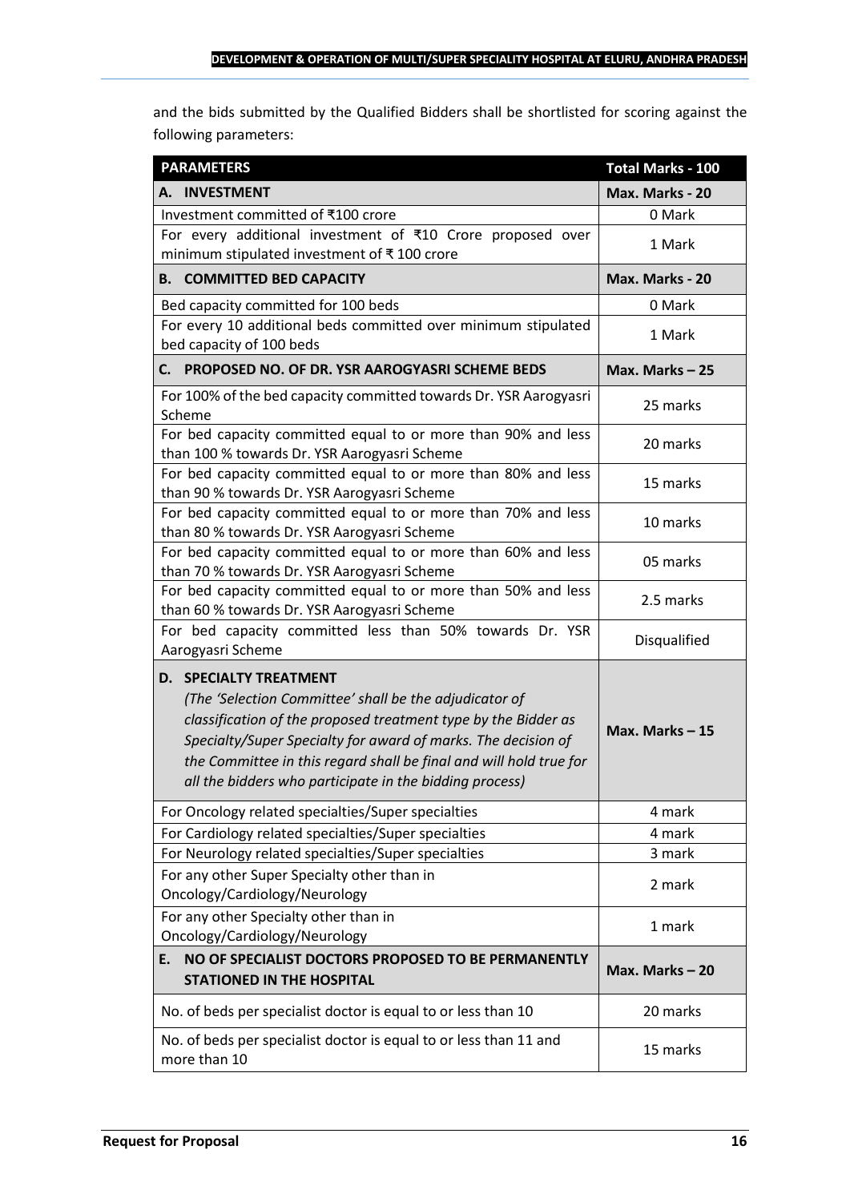and the bids submitted by the Qualified Bidders shall be shortlisted for scoring against the following parameters:

| PARAMETERS | Total Marks - 100 |
|---|---|
| **A. INVESTMENT** | **Max. Marks - 20** |
| Investment committed of ₹100 crore | 0 Mark |
| For every additional investment of ₹10 Crore proposed over minimum stipulated investment of ₹ 100 crore | 1 Mark |
| **B. COMMITTED BED CAPACITY** | **Max. Marks - 20** |
| Bed capacity committed for 100 beds | 0 Mark |
| For every 10 additional beds committed over minimum stipulated bed capacity of 100 beds | 1 Mark |
| **C. PROPOSED NO. OF DR. YSR AAROGYASRI SCHEME BEDS** | **Max. Marks – 25** |
| For 100% of the bed capacity committed towards Dr. YSR Aarogyasri Scheme | 25 marks |
| For bed capacity committed equal to or more than 90% and less than 100 % towards Dr. YSR Aarogyasri Scheme | 20 marks |
| For bed capacity committed equal to or more than 80% and less than 90 % towards Dr. YSR Aarogyasri Scheme | 15 marks |
| For bed capacity committed equal to or more than 70% and less than 80 % towards Dr. YSR Aarogyasri Scheme | 10 marks |
| For bed capacity committed equal to or more than 60% and less than 70 % towards Dr. YSR Aarogyasri Scheme | 05 marks |
| For bed capacity committed equal to or more than 50% and less than 60 % towards Dr. YSR Aarogyasri Scheme | 2.5 marks |
| For bed capacity committed less than 50% towards Dr. YSR Aarogyasri Scheme | Disqualified |
| **D. SPECIALTY TREATMENT** *(The 'Selection Committee' shall be the adjudicator of classification of the proposed treatment type by the Bidder as Specialty/Super Specialty for award of marks. The decision of the Committee in this regard shall be final and will hold true for all the bidders who participate in the bidding process)* | **Max. Marks – 15** |
| For Oncology related specialties/Super specialties | 4 mark |
| For Cardiology related specialties/Super specialties | 4 mark |
| For Neurology related specialties/Super specialties | 3 mark |
| For any other Super Specialty other than in Oncology/Cardiology/Neurology | 2 mark |
| For any other Specialty other than in Oncology/Cardiology/Neurology | 1 mark |
| **E. NO OF SPECIALIST DOCTORS PROPOSED TO BE PERMANENTLY STATIONED IN THE HOSPITAL** | **Max. Marks – 20** |
| No. of beds per specialist doctor is equal to or less than 10 | 20 marks |
| No. of beds per specialist doctor is equal to or less than 11 and more than 10 | 15 marks |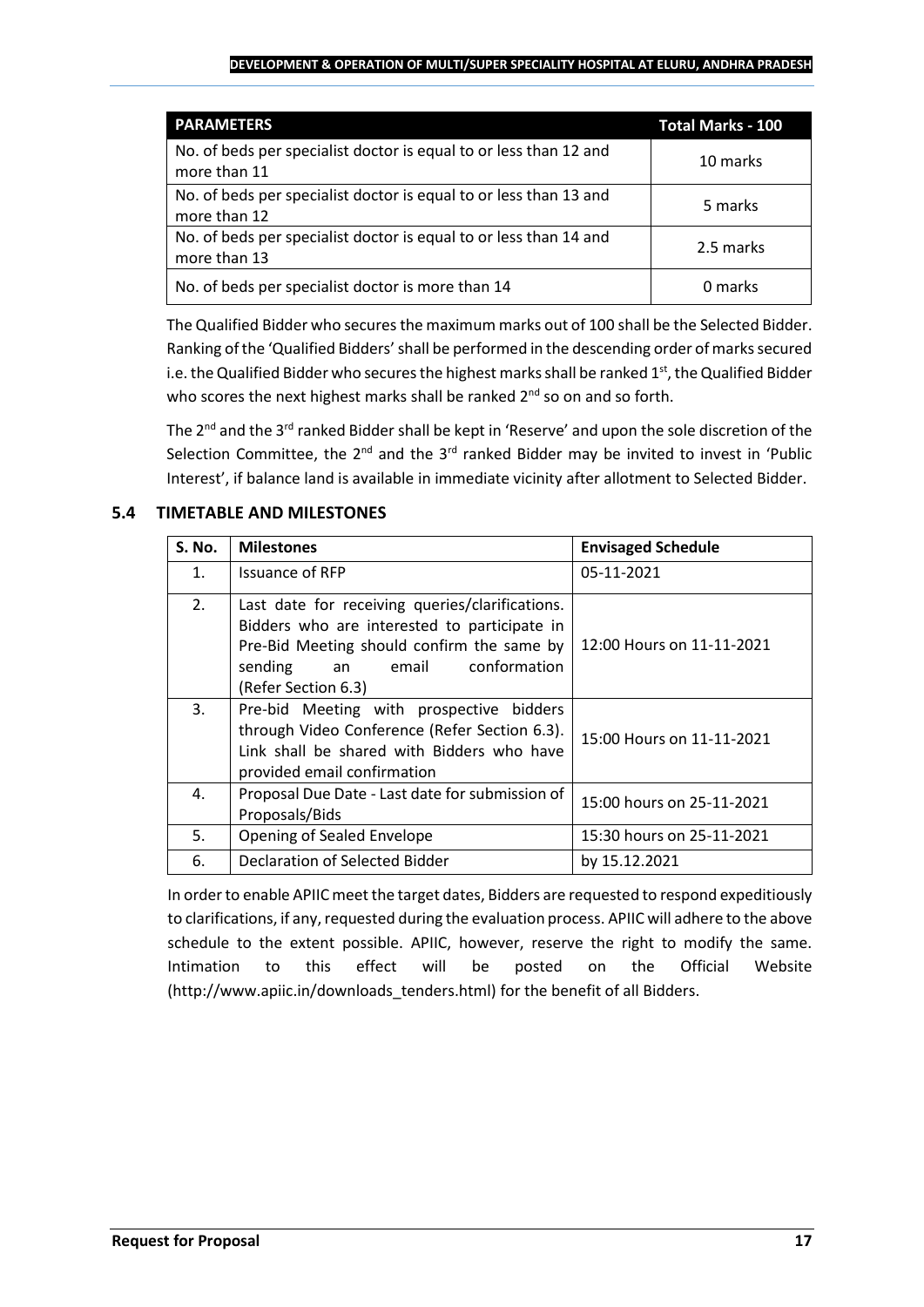| PARAMETERS | Total Marks - 100 |
| --- | --- |
| No. of beds per specialist doctor is equal to or less than 12 and more than 11 | 10 marks |
| No. of beds per specialist doctor is equal to or less than 13 and more than 12 | 5 marks |
| No. of beds per specialist doctor is equal to or less than 14 and more than 13 | 2.5 marks |
| No. of beds per specialist doctor is more than 14 | 0 marks |

The Qualified Bidder who secures the maximum marks out of 100 shall be the Selected Bidder. Ranking of the 'Qualified Bidders' shall be performed in the descending order of marks secured i.e. the Qualified Bidder who secures the highest marks shall be ranked 1st, the Qualified Bidder who scores the next highest marks shall be ranked 2nd so on and so forth.

The 2nd and the 3rd ranked Bidder shall be kept in 'Reserve' and upon the sole discretion of the Selection Committee, the 2nd and the 3rd ranked Bidder may be invited to invest in 'Public Interest', if balance land is available in immediate vicinity after allotment to Selected Bidder.

### 5.4 TIMETABLE AND MILESTONES

| S. No. | Milestones | Envisaged Schedule |
| --- | --- | --- |
| 1. | Issuance of RFP | 05-11-2021 |
| 2. | Last date for receiving queries/clarifications. Bidders who are interested to participate in Pre-Bid Meeting should confirm the same by sending an email conformation (Refer Section 6.3) | 12:00 Hours on 11-11-2021 |
| 3. | Pre-bid Meeting with prospective bidders through Video Conference (Refer Section 6.3). Link shall be shared with Bidders who have provided email confirmation | 15:00 Hours on 11-11-2021 |
| 4. | Proposal Due Date - Last date for submission of Proposals/Bids | 15:00 hours on 25-11-2021 |
| 5. | Opening of Sealed Envelope | 15:30 hours on 25-11-2021 |
| 6. | Declaration of Selected Bidder | by 15.12.2021 |

In order to enable APIIC meet the target dates, Bidders are requested to respond expeditiously to clarifications, if any, requested during the evaluation process. APIIC will adhere to the above schedule to the extent possible. APIIC, however, reserve the right to modify the same. Intimation to this effect will be posted on the Official Website (http://www.apiic.in/downloads_tenders.html) for the benefit of all Bidders.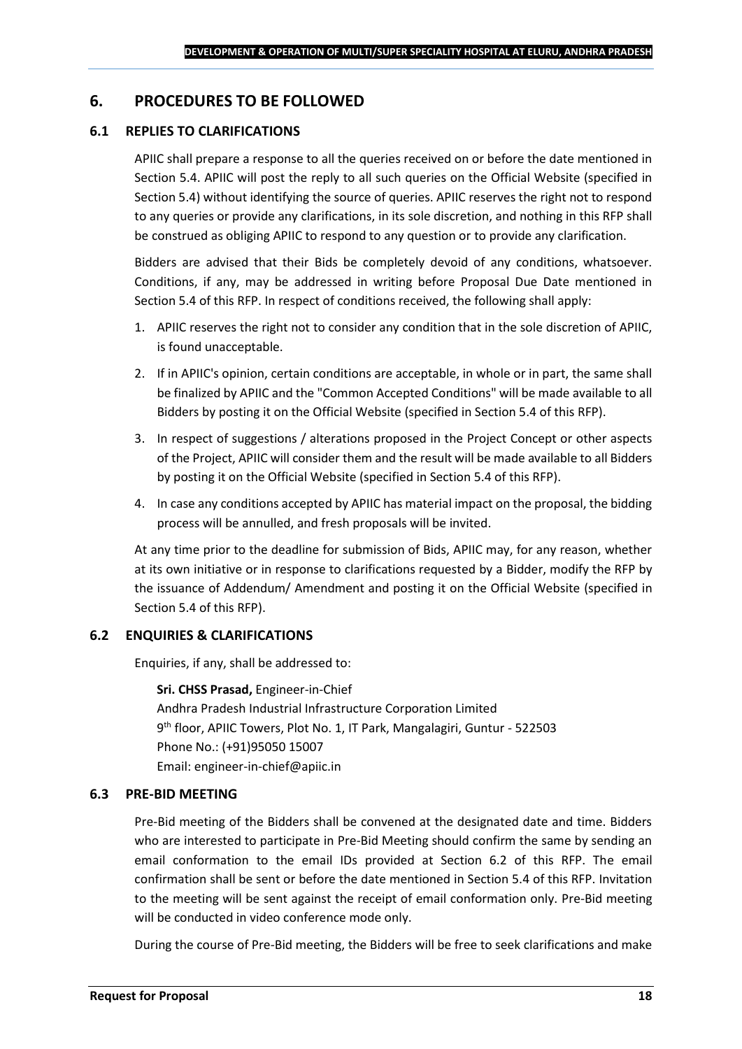# 6. PROCEDURES TO BE FOLLOWED

## 6.1 REPLIES TO CLARIFICATIONS

APIIC shall prepare a response to all the queries received on or before the date mentioned in Section 5.4. APIIC will post the reply to all such queries on the Official Website (specified in Section 5.4) without identifying the source of queries. APIIC reserves the right not to respond to any queries or provide any clarifications, in its sole discretion, and nothing in this RFP shall be construed as obliging APIIC to respond to any question or to provide any clarification.

Bidders are advised that their Bids be completely devoid of any conditions, whatsoever. Conditions, if any, may be addressed in writing before Proposal Due Date mentioned in Section 5.4 of this RFP. In respect of conditions received, the following shall apply:

1. APIIC reserves the right not to consider any condition that in the sole discretion of APIIC, is found unacceptable.
2. If in APIIC's opinion, certain conditions are acceptable, in whole or in part, the same shall be finalized by APIIC and the "Common Accepted Conditions" will be made available to all Bidders by posting it on the Official Website (specified in Section 5.4 of this RFP).
3. In respect of suggestions / alterations proposed in the Project Concept or other aspects of the Project, APIIC will consider them and the result will be made available to all Bidders by posting it on the Official Website (specified in Section 5.4 of this RFP).
4. In case any conditions accepted by APIIC has material impact on the proposal, the bidding process will be annulled, and fresh proposals will be invited.

At any time prior to the deadline for submission of Bids, APIIC may, for any reason, whether at its own initiative or in response to clarifications requested by a Bidder, modify the RFP by the issuance of Addendum/ Amendment and posting it on the Official Website (specified in Section 5.4 of this RFP).

## 6.2 ENQUIRIES & CLARIFICATIONS

Enquiries, if any, shall be addressed to:

**Sri. CHSS Prasad,** Engineer-in-Chief
Andhra Pradesh Industrial Infrastructure Corporation Limited
9th floor, APIIC Towers, Plot No. 1, IT Park, Mangalagiri, Guntur - 522503
Phone No.: (+91)95050 15007
Email: engineer-in-chief@apiic.in

## 6.3 PRE-BID MEETING

Pre-Bid meeting of the Bidders shall be convened at the designated date and time. Bidders who are interested to participate in Pre-Bid Meeting should confirm the same by sending an email conformation to the email IDs provided at Section 6.2 of this RFP. The email confirmation shall be sent or before the date mentioned in Section 5.4 of this RFP. Invitation to the meeting will be sent against the receipt of email conformation only. Pre-Bid meeting will be conducted in video conference mode only.

During the course of Pre-Bid meeting, the Bidders will be free to seek clarifications and make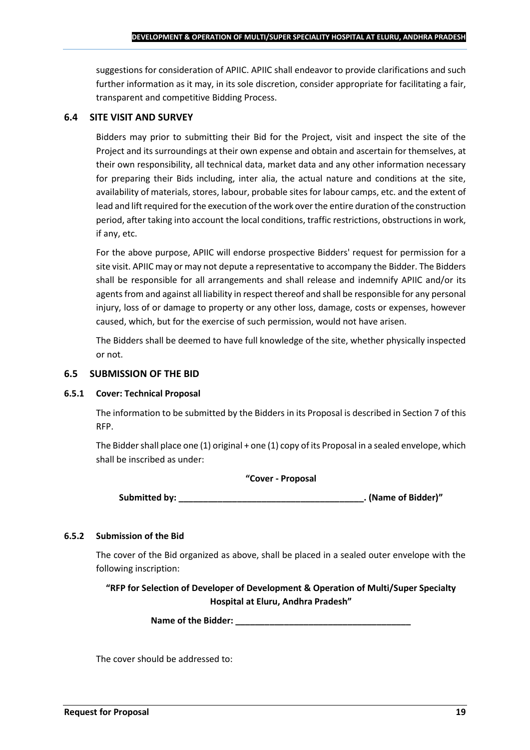suggestions for consideration of APIIC. APIIC shall endeavor to provide clarifications and such further information as it may, in its sole discretion, consider appropriate for facilitating a fair, transparent and competitive Bidding Process.

### 6.4 SITE VISIT AND SURVEY

Bidders may prior to submitting their Bid for the Project, visit and inspect the site of the Project and its surroundings at their own expense and obtain and ascertain for themselves, at their own responsibility, all technical data, market data and any other information necessary for preparing their Bids including, inter alia, the actual nature and conditions at the site, availability of materials, stores, labour, probable sites for labour camps, etc. and the extent of lead and lift required for the execution of the work over the entire duration of the construction period, after taking into account the local conditions, traffic restrictions, obstructions in work, if any, etc.

For the above purpose, APIIC will endorse prospective Bidders' request for permission for a site visit. APIIC may or may not depute a representative to accompany the Bidder. The Bidders shall be responsible for all arrangements and shall release and indemnify APIIC and/or its agents from and against all liability in respect thereof and shall be responsible for any personal injury, loss of or damage to property or any other loss, damage, costs or expenses, however caused, which, but for the exercise of such permission, would not have arisen.

The Bidders shall be deemed to have full knowledge of the site, whether physically inspected or not.

### 6.5 SUBMISSION OF THE BID

#### 6.5.1 Cover: Technical Proposal

The information to be submitted by the Bidders in its Proposal is described in Section 7 of this RFP.

The Bidder shall place one (1) original + one (1) copy of its Proposal in a sealed envelope, which shall be inscribed as under:

**"Cover - Proposal**

**Submitted by: ______________________________________. (Name of Bidder)"**

#### 6.5.2 Submission of the Bid

The cover of the Bid organized as above, shall be placed in a sealed outer envelope with the following inscription:

**"RFP for Selection of Developer of Development & Operation of Multi/Super Specialty Hospital at Eluru, Andhra Pradesh"**

**Name of the Bidder: ____________________________________**

The cover should be addressed to: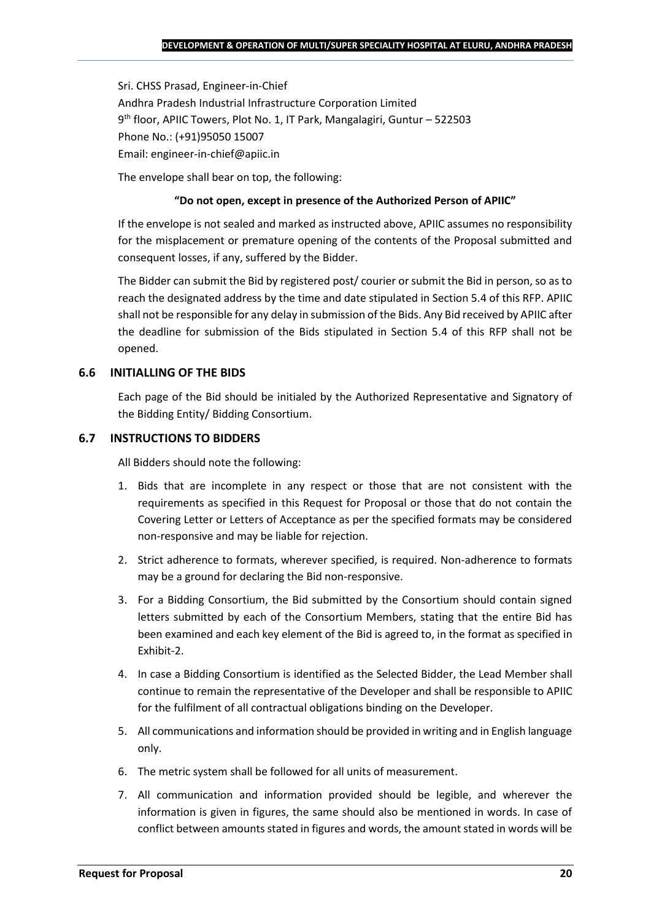Sri. CHSS Prasad, Engineer-in-Chief
Andhra Pradesh Industrial Infrastructure Corporation Limited
9th floor, APIIC Towers, Plot No. 1, IT Park, Mangalagiri, Guntur – 522503
Phone No.: (+91)95050 15007
Email: engineer-in-chief@apiic.in

The envelope shall bear on top, the following:

**"Do not open, except in presence of the Authorized Person of APIIC"**

If the envelope is not sealed and marked as instructed above, APIIC assumes no responsibility for the misplacement or premature opening of the contents of the Proposal submitted and consequent losses, if any, suffered by the Bidder.

The Bidder can submit the Bid by registered post/ courier or submit the Bid in person, so as to reach the designated address by the time and date stipulated in Section 5.4 of this RFP. APIIC shall not be responsible for any delay in submission of the Bids. Any Bid received by APIIC after the deadline for submission of the Bids stipulated in Section 5.4 of this RFP shall not be opened.

### 6.6 INITIALLING OF THE BIDS

Each page of the Bid should be initialed by the Authorized Representative and Signatory of the Bidding Entity/ Bidding Consortium.

### 6.7 INSTRUCTIONS TO BIDDERS

All Bidders should note the following:

1. Bids that are incomplete in any respect or those that are not consistent with the requirements as specified in this Request for Proposal or those that do not contain the Covering Letter or Letters of Acceptance as per the specified formats may be considered non-responsive and may be liable for rejection.
2. Strict adherence to formats, wherever specified, is required. Non-adherence to formats may be a ground for declaring the Bid non-responsive.
3. For a Bidding Consortium, the Bid submitted by the Consortium should contain signed letters submitted by each of the Consortium Members, stating that the entire Bid has been examined and each key element of the Bid is agreed to, in the format as specified in Exhibit-2.
4. In case a Bidding Consortium is identified as the Selected Bidder, the Lead Member shall continue to remain the representative of the Developer and shall be responsible to APIIC for the fulfilment of all contractual obligations binding on the Developer.
5. All communications and information should be provided in writing and in English language only.
6. The metric system shall be followed for all units of measurement.
7. All communication and information provided should be legible, and wherever the information is given in figures, the same should also be mentioned in words. In case of conflict between amounts stated in figures and words, the amount stated in words will be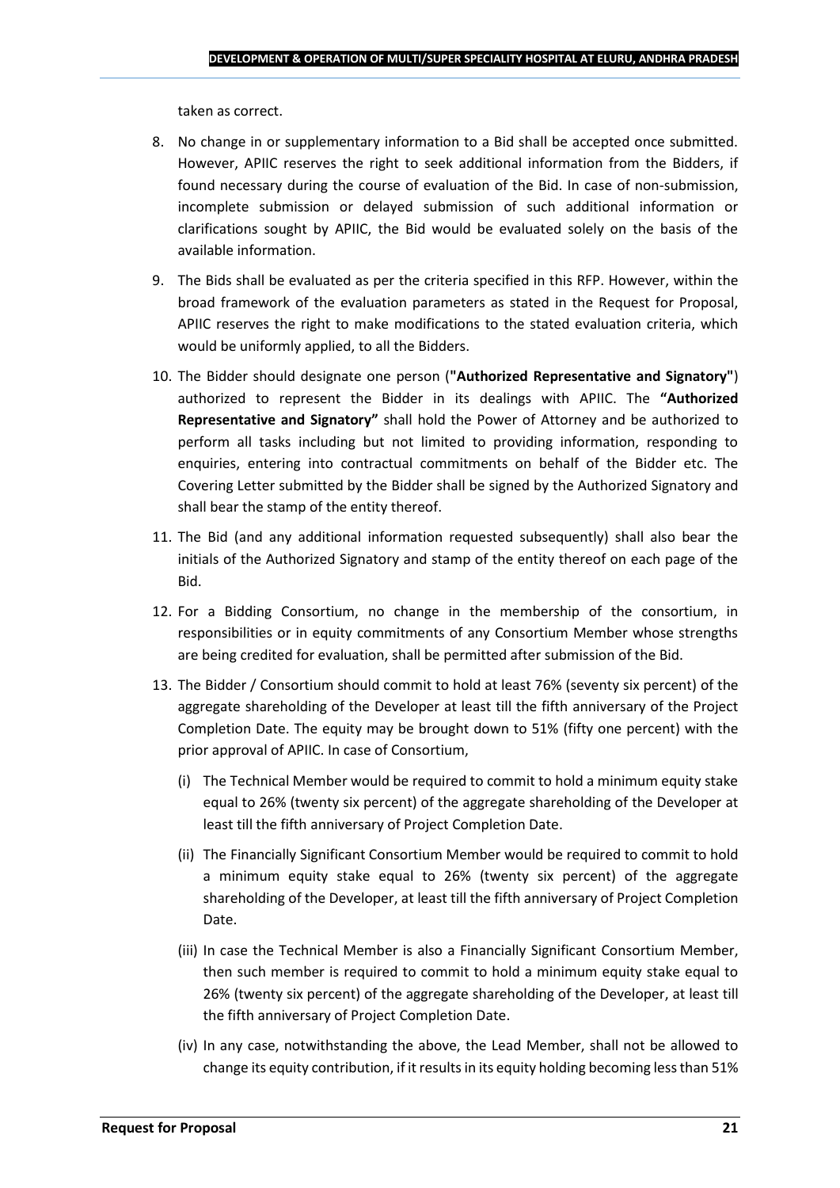taken as correct.

8. No change in or supplementary information to a Bid shall be accepted once submitted. However, APIIC reserves the right to seek additional information from the Bidders, if found necessary during the course of evaluation of the Bid. In case of non-submission, incomplete submission or delayed submission of such additional information or clarifications sought by APIIC, the Bid would be evaluated solely on the basis of the available information.
9. The Bids shall be evaluated as per the criteria specified in this RFP. However, within the broad framework of the evaluation parameters as stated in the Request for Proposal, APIIC reserves the right to make modifications to the stated evaluation criteria, which would be uniformly applied, to all the Bidders.
10. The Bidder should designate one person (**"Authorized Representative and Signatory"**) authorized to represent the Bidder in its dealings with APIIC. The **"Authorized Representative and Signatory"** shall hold the Power of Attorney and be authorized to perform all tasks including but not limited to providing information, responding to enquiries, entering into contractual commitments on behalf of the Bidder etc. The Covering Letter submitted by the Bidder shall be signed by the Authorized Signatory and shall bear the stamp of the entity thereof.
11. The Bid (and any additional information requested subsequently) shall also bear the initials of the Authorized Signatory and stamp of the entity thereof on each page of the Bid.
12. For a Bidding Consortium, no change in the membership of the consortium, in responsibilities or in equity commitments of any Consortium Member whose strengths are being credited for evaluation, shall be permitted after submission of the Bid.
13. The Bidder / Consortium should commit to hold at least 76% (seventy six percent) of the aggregate shareholding of the Developer at least till the fifth anniversary of the Project Completion Date. The equity may be brought down to 51% (fifty one percent) with the prior approval of APIIC. In case of Consortium,
    (i) The Technical Member would be required to commit to hold a minimum equity stake equal to 26% (twenty six percent) of the aggregate shareholding of the Developer at least till the fifth anniversary of Project Completion Date.
    (ii) The Financially Significant Consortium Member would be required to commit to hold a minimum equity stake equal to 26% (twenty six percent) of the aggregate shareholding of the Developer, at least till the fifth anniversary of Project Completion Date.
    (iii) In case the Technical Member is also a Financially Significant Consortium Member, then such member is required to commit to hold a minimum equity stake equal to 26% (twenty six percent) of the aggregate shareholding of the Developer, at least till the fifth anniversary of Project Completion Date.
    (iv) In any case, notwithstanding the above, the Lead Member, shall not be allowed to change its equity contribution, if it results in its equity holding becoming less than 51%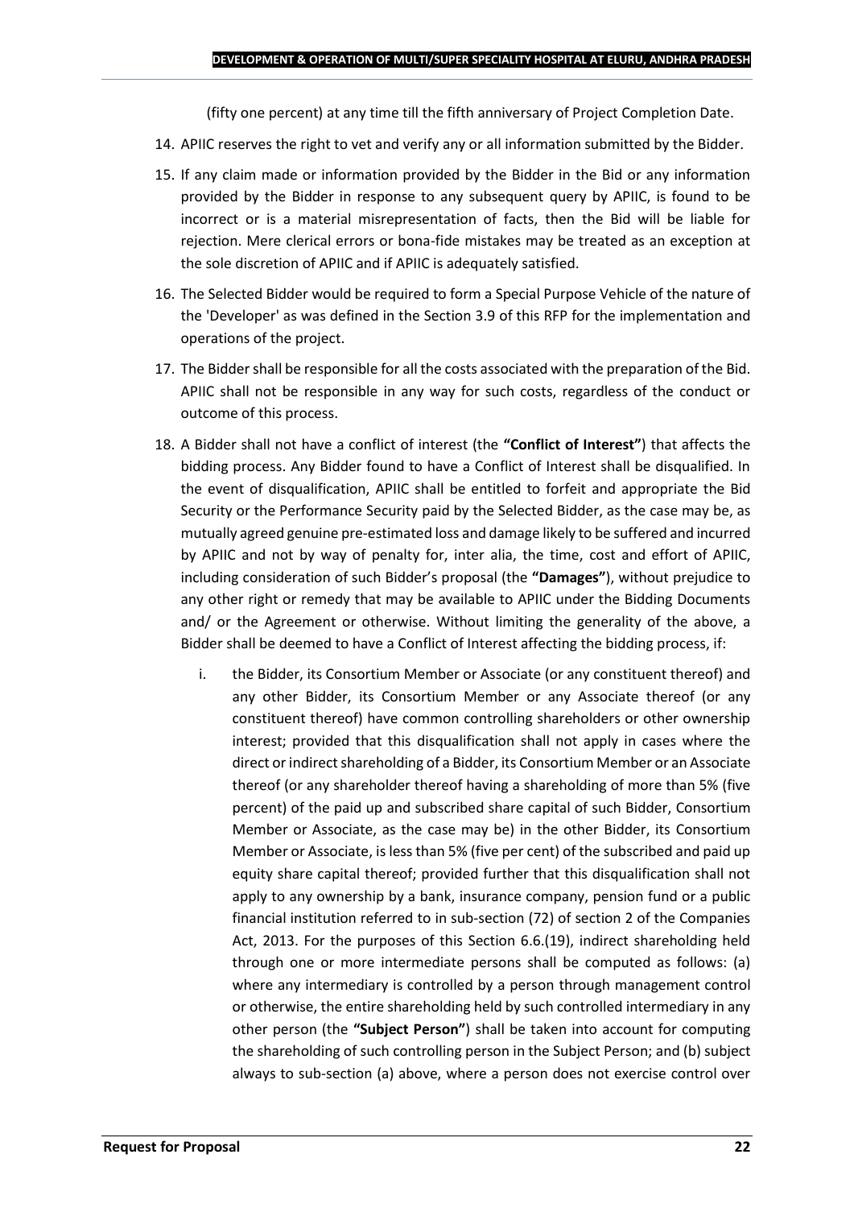(fifty one percent) at any time till the fifth anniversary of Project Completion Date.

14. APIIC reserves the right to vet and verify any or all information submitted by the Bidder.
15. If any claim made or information provided by the Bidder in the Bid or any information provided by the Bidder in response to any subsequent query by APIIC, is found to be incorrect or is a material misrepresentation of facts, then the Bid will be liable for rejection. Mere clerical errors or bona-fide mistakes may be treated as an exception at the sole discretion of APIIC and if APIIC is adequately satisfied.
16. The Selected Bidder would be required to form a Special Purpose Vehicle of the nature of the 'Developer' as was defined in the Section 3.9 of this RFP for the implementation and operations of the project.
17. The Bidder shall be responsible for all the costs associated with the preparation of the Bid. APIIC shall not be responsible in any way for such costs, regardless of the conduct or outcome of this process.
18. A Bidder shall not have a conflict of interest (the **"Conflict of Interest"**) that affects the bidding process. Any Bidder found to have a Conflict of Interest shall be disqualified. In the event of disqualification, APIIC shall be entitled to forfeit and appropriate the Bid Security or the Performance Security paid by the Selected Bidder, as the case may be, as mutually agreed genuine pre-estimated loss and damage likely to be suffered and incurred by APIIC and not by way of penalty for, inter alia, the time, cost and effort of APIIC, including consideration of such Bidder's proposal (the **"Damages"**), without prejudice to any other right or remedy that may be available to APIIC under the Bidding Documents and/ or the Agreement or otherwise. Without limiting the generality of the above, a Bidder shall be deemed to have a Conflict of Interest affecting the bidding process, if:
    i. the Bidder, its Consortium Member or Associate (or any constituent thereof) and any other Bidder, its Consortium Member or any Associate thereof (or any constituent thereof) have common controlling shareholders or other ownership interest; provided that this disqualification shall not apply in cases where the direct or indirect shareholding of a Bidder, its Consortium Member or an Associate thereof (or any shareholder thereof having a shareholding of more than 5% (five percent) of the paid up and subscribed share capital of such Bidder, Consortium Member or Associate, as the case may be) in the other Bidder, its Consortium Member or Associate, is less than 5% (five per cent) of the subscribed and paid up equity share capital thereof; provided further that this disqualification shall not apply to any ownership by a bank, insurance company, pension fund or a public financial institution referred to in sub-section (72) of section 2 of the Companies Act, 2013. For the purposes of this Section 6.6.(19), indirect shareholding held through one or more intermediate persons shall be computed as follows: (a) where any intermediary is controlled by a person through management control or otherwise, the entire shareholding held by such controlled intermediary in any other person (the **"Subject Person"**) shall be taken into account for computing the shareholding of such controlling person in the Subject Person; and (b) subject always to sub-section (a) above, where a person does not exercise control over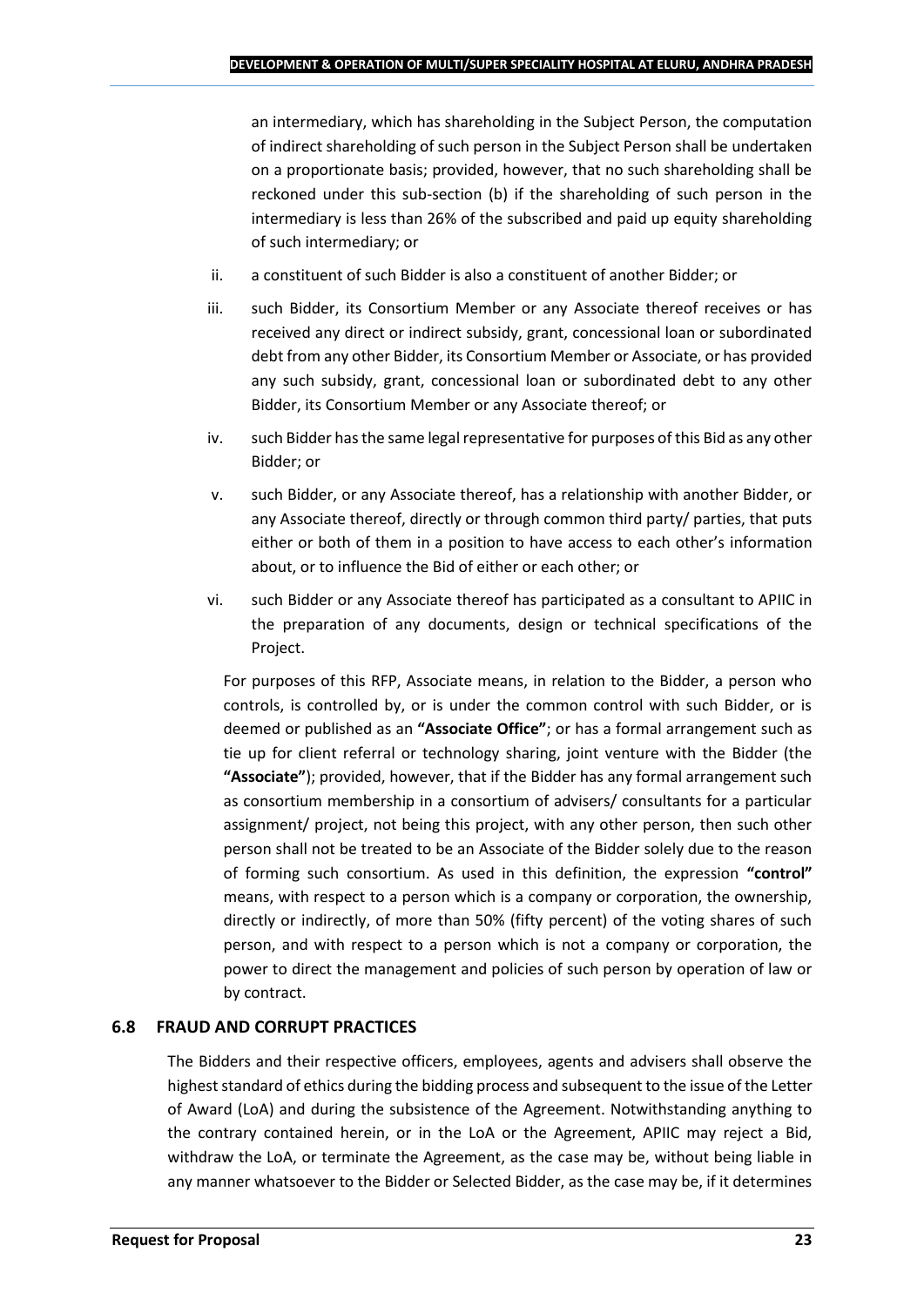an intermediary, which has shareholding in the Subject Person, the computation of indirect shareholding of such person in the Subject Person shall be undertaken on a proportionate basis; provided, however, that no such shareholding shall be reckoned under this sub-section (b) if the shareholding of such person in the intermediary is less than 26% of the subscribed and paid up equity shareholding of such intermediary; or

ii. a constituent of such Bidder is also a constituent of another Bidder; or

iii. such Bidder, its Consortium Member or any Associate thereof receives or has received any direct or indirect subsidy, grant, concessional loan or subordinated debt from any other Bidder, its Consortium Member or Associate, or has provided any such subsidy, grant, concessional loan or subordinated debt to any other Bidder, its Consortium Member or any Associate thereof; or

iv. such Bidder has the same legal representative for purposes of this Bid as any other Bidder; or

v. such Bidder, or any Associate thereof, has a relationship with another Bidder, or any Associate thereof, directly or through common third party/ parties, that puts either or both of them in a position to have access to each other's information about, or to influence the Bid of either or each other; or

vi. such Bidder or any Associate thereof has participated as a consultant to APIIC in the preparation of any documents, design or technical specifications of the Project.

For purposes of this RFP, Associate means, in relation to the Bidder, a person who controls, is controlled by, or is under the common control with such Bidder, or is deemed or published as an **"Associate Office"**; or has a formal arrangement such as tie up for client referral or technology sharing, joint venture with the Bidder (the **"Associate"**); provided, however, that if the Bidder has any formal arrangement such as consortium membership in a consortium of advisers/ consultants for a particular assignment/ project, not being this project, with any other person, then such other person shall not be treated to be an Associate of the Bidder solely due to the reason of forming such consortium. As used in this definition, the expression **"control"** means, with respect to a person which is a company or corporation, the ownership, directly or indirectly, of more than 50% (fifty percent) of the voting shares of such person, and with respect to a person which is not a company or corporation, the power to direct the management and policies of such person by operation of law or by contract.

### 6.8 FRAUD AND CORRUPT PRACTICES

The Bidders and their respective officers, employees, agents and advisers shall observe the highest standard of ethics during the bidding process and subsequent to the issue of the Letter of Award (LoA) and during the subsistence of the Agreement. Notwithstanding anything to the contrary contained herein, or in the LoA or the Agreement, APIIC may reject a Bid, withdraw the LoA, or terminate the Agreement, as the case may be, without being liable in any manner whatsoever to the Bidder or Selected Bidder, as the case may be, if it determines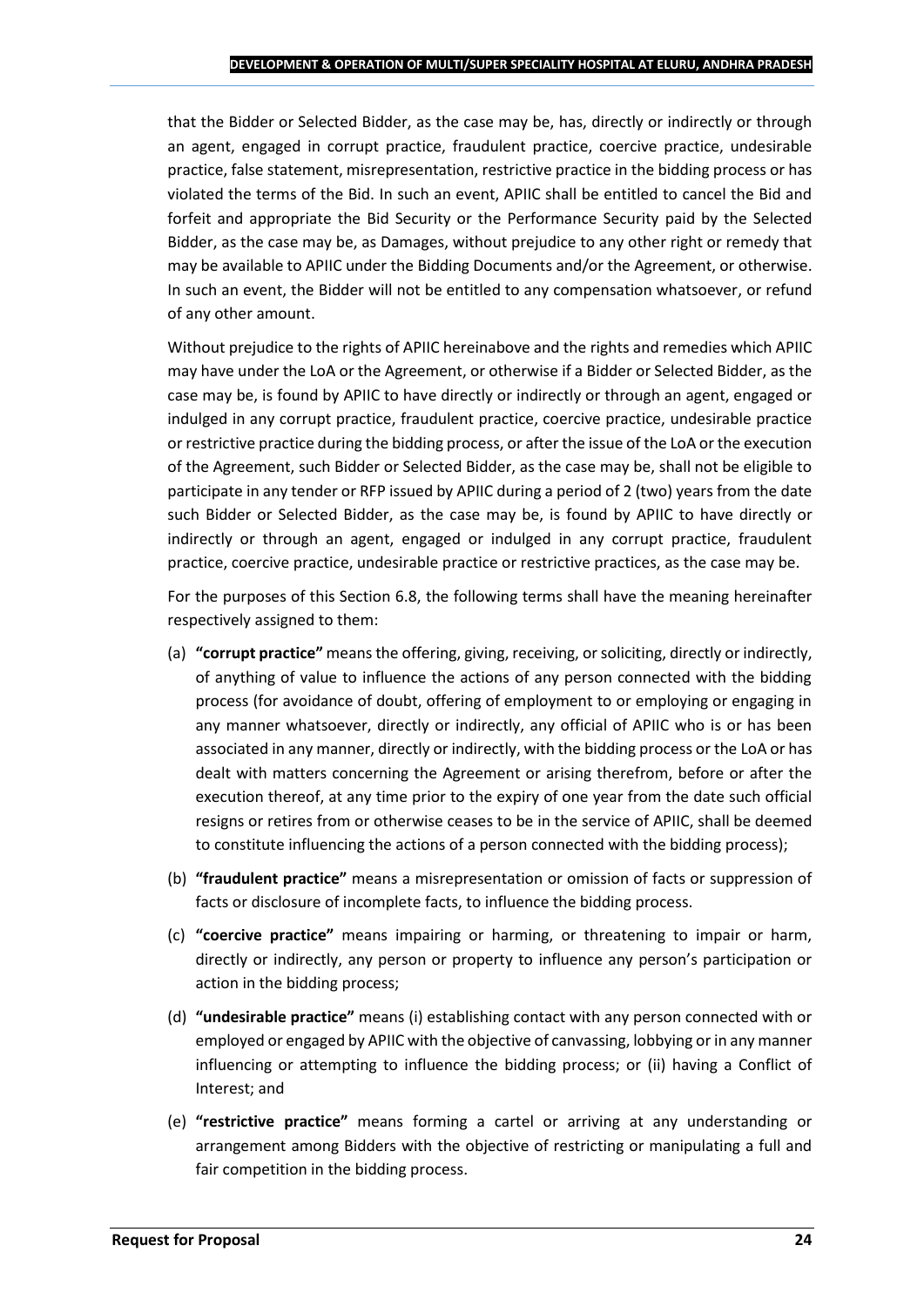that the Bidder or Selected Bidder, as the case may be, has, directly or indirectly or through an agent, engaged in corrupt practice, fraudulent practice, coercive practice, undesirable practice, false statement, misrepresentation, restrictive practice in the bidding process or has violated the terms of the Bid. In such an event, APIIC shall be entitled to cancel the Bid and forfeit and appropriate the Bid Security or the Performance Security paid by the Selected Bidder, as the case may be, as Damages, without prejudice to any other right or remedy that may be available to APIIC under the Bidding Documents and/or the Agreement, or otherwise. In such an event, the Bidder will not be entitled to any compensation whatsoever, or refund of any other amount.

Without prejudice to the rights of APIIC hereinabove and the rights and remedies which APIIC may have under the LoA or the Agreement, or otherwise if a Bidder or Selected Bidder, as the case may be, is found by APIIC to have directly or indirectly or through an agent, engaged or indulged in any corrupt practice, fraudulent practice, coercive practice, undesirable practice or restrictive practice during the bidding process, or after the issue of the LoA or the execution of the Agreement, such Bidder or Selected Bidder, as the case may be, shall not be eligible to participate in any tender or RFP issued by APIIC during a period of 2 (two) years from the date such Bidder or Selected Bidder, as the case may be, is found by APIIC to have directly or indirectly or through an agent, engaged or indulged in any corrupt practice, fraudulent practice, coercive practice, undesirable practice or restrictive practices, as the case may be.

For the purposes of this Section 6.8, the following terms shall have the meaning hereinafter respectively assigned to them:

(a) **"corrupt practice"** means the offering, giving, receiving, or soliciting, directly or indirectly, of anything of value to influence the actions of any person connected with the bidding process (for avoidance of doubt, offering of employment to or employing or engaging in any manner whatsoever, directly or indirectly, any official of APIIC who is or has been associated in any manner, directly or indirectly, with the bidding process or the LoA or has dealt with matters concerning the Agreement or arising therefrom, before or after the execution thereof, at any time prior to the expiry of one year from the date such official resigns or retires from or otherwise ceases to be in the service of APIIC, shall be deemed to constitute influencing the actions of a person connected with the bidding process);

(b) **"fraudulent practice"** means a misrepresentation or omission of facts or suppression of facts or disclosure of incomplete facts, to influence the bidding process.

(c) **"coercive practice"** means impairing or harming, or threatening to impair or harm, directly or indirectly, any person or property to influence any person's participation or action in the bidding process;

(d) **"undesirable practice"** means (i) establishing contact with any person connected with or employed or engaged by APIIC with the objective of canvassing, lobbying or in any manner influencing or attempting to influence the bidding process; or (ii) having a Conflict of Interest; and

(e) **"restrictive practice"** means forming a cartel or arriving at any understanding or arrangement among Bidders with the objective of restricting or manipulating a full and fair competition in the bidding process.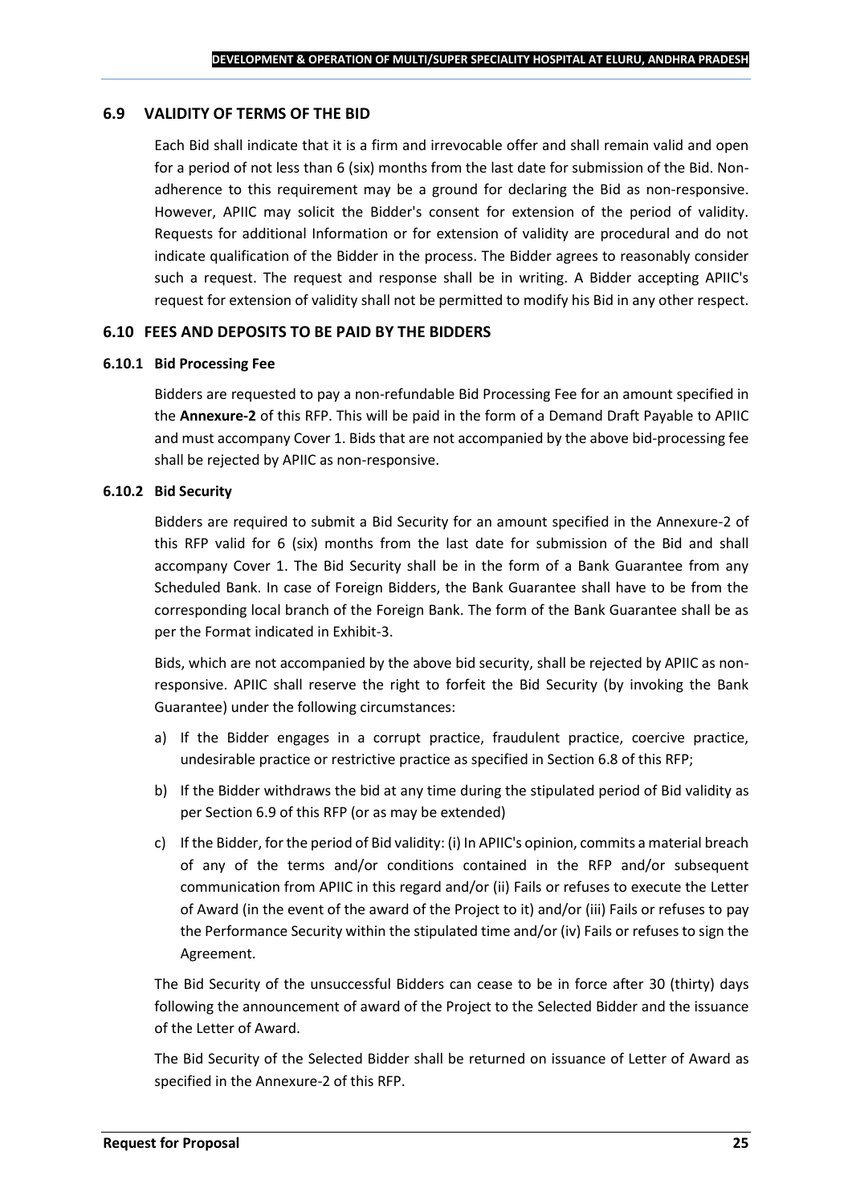## 6.9 VALIDITY OF TERMS OF THE BID

Each Bid shall indicate that it is a firm and irrevocable offer and shall remain valid and open for a period of not less than 6 (six) months from the last date for submission of the Bid. Non-adherence to this requirement may be a ground for declaring the Bid as non-responsive. However, APIIC may solicit the Bidder's consent for extension of the period of validity. Requests for additional Information or for extension of validity are procedural and do not indicate qualification of the Bidder in the process. The Bidder agrees to reasonably consider such a request. The request and response shall be in writing. A Bidder accepting APIIC's request for extension of validity shall not be permitted to modify his Bid in any other respect.

## 6.10 FEES AND DEPOSITS TO BE PAID BY THE BIDDERS

### 6.10.1 Bid Processing Fee

Bidders are requested to pay a non-refundable Bid Processing Fee for an amount specified in the **Annexure-2** of this RFP. This will be paid in the form of a Demand Draft Payable to APIIC and must accompany Cover 1. Bids that are not accompanied by the above bid-processing fee shall be rejected by APIIC as non-responsive.

### 6.10.2 Bid Security

Bidders are required to submit a Bid Security for an amount specified in the Annexure-2 of this RFP valid for 6 (six) months from the last date for submission of the Bid and shall accompany Cover 1. The Bid Security shall be in the form of a Bank Guarantee from any Scheduled Bank. In case of Foreign Bidders, the Bank Guarantee shall have to be from the corresponding local branch of the Foreign Bank. The form of the Bank Guarantee shall be as per the Format indicated in Exhibit-3.

Bids, which are not accompanied by the above bid security, shall be rejected by APIIC as non-responsive. APIIC shall reserve the right to forfeit the Bid Security (by invoking the Bank Guarantee) under the following circumstances:

a) If the Bidder engages in a corrupt practice, fraudulent practice, coercive practice, undesirable practice or restrictive practice as specified in Section 6.8 of this RFP;

b) If the Bidder withdraws the bid at any time during the stipulated period of Bid validity as per Section 6.9 of this RFP (or as may be extended)

c) If the Bidder, for the period of Bid validity: (i) In APIIC's opinion, commits a material breach of any of the terms and/or conditions contained in the RFP and/or subsequent communication from APIIC in this regard and/or (ii) Fails or refuses to execute the Letter of Award (in the event of the award of the Project to it) and/or (iii) Fails or refuses to pay the Performance Security within the stipulated time and/or (iv) Fails or refuses to sign the Agreement.

The Bid Security of the unsuccessful Bidders can cease to be in force after 30 (thirty) days following the announcement of award of the Project to the Selected Bidder and the issuance of the Letter of Award.

The Bid Security of the Selected Bidder shall be returned on issuance of Letter of Award as specified in the Annexure-2 of this RFP.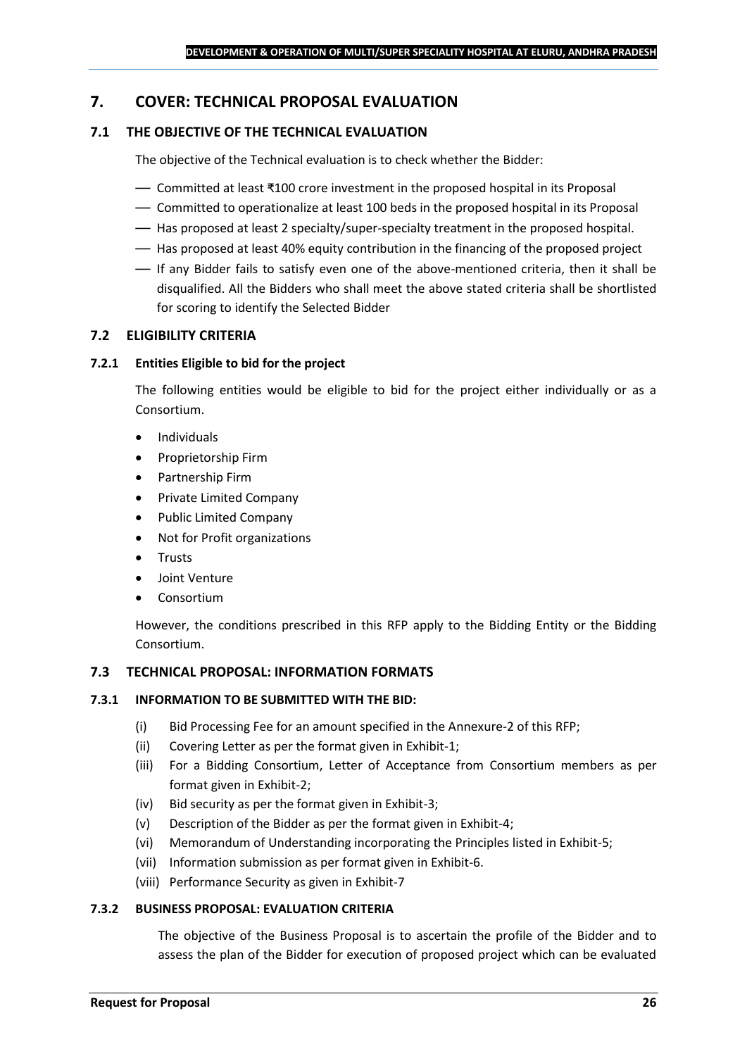## 7. COVER: TECHNICAL PROPOSAL EVALUATION

### 7.1 THE OBJECTIVE OF THE TECHNICAL EVALUATION

The objective of the Technical evaluation is to check whether the Bidder:

- Committed at least ₹100 crore investment in the proposed hospital in its Proposal
- Committed to operationalize at least 100 beds in the proposed hospital in its Proposal
- Has proposed at least 2 specialty/super-specialty treatment in the proposed hospital.
- Has proposed at least 40% equity contribution in the financing of the proposed project
- If any Bidder fails to satisfy even one of the above-mentioned criteria, then it shall be disqualified. All the Bidders who shall meet the above stated criteria shall be shortlisted for scoring to identify the Selected Bidder

### 7.2 ELIGIBILITY CRITERIA

#### 7.2.1 Entities Eligible to bid for the project

The following entities would be eligible to bid for the project either individually or as a Consortium.

- Individuals
- Proprietorship Firm
- Partnership Firm
- Private Limited Company
- Public Limited Company
- Not for Profit organizations
- Trusts
- Joint Venture
- Consortium

However, the conditions prescribed in this RFP apply to the Bidding Entity or the Bidding Consortium.

### 7.3 TECHNICAL PROPOSAL: INFORMATION FORMATS

#### 7.3.1 INFORMATION TO BE SUBMITTED WITH THE BID:

(i) Bid Processing Fee for an amount specified in the Annexure-2 of this RFP;

(ii) Covering Letter as per the format given in Exhibit-1;

(iii) For a Bidding Consortium, Letter of Acceptance from Consortium members as per format given in Exhibit-2;

(iv) Bid security as per the format given in Exhibit-3;

(v) Description of the Bidder as per the format given in Exhibit-4;

(vi) Memorandum of Understanding incorporating the Principles listed in Exhibit-5;

(vii) Information submission as per format given in Exhibit-6.

(viii) Performance Security as given in Exhibit-7

#### 7.3.2 BUSINESS PROPOSAL: EVALUATION CRITERIA

The objective of the Business Proposal is to ascertain the profile of the Bidder and to assess the plan of the Bidder for execution of proposed project which can be evaluated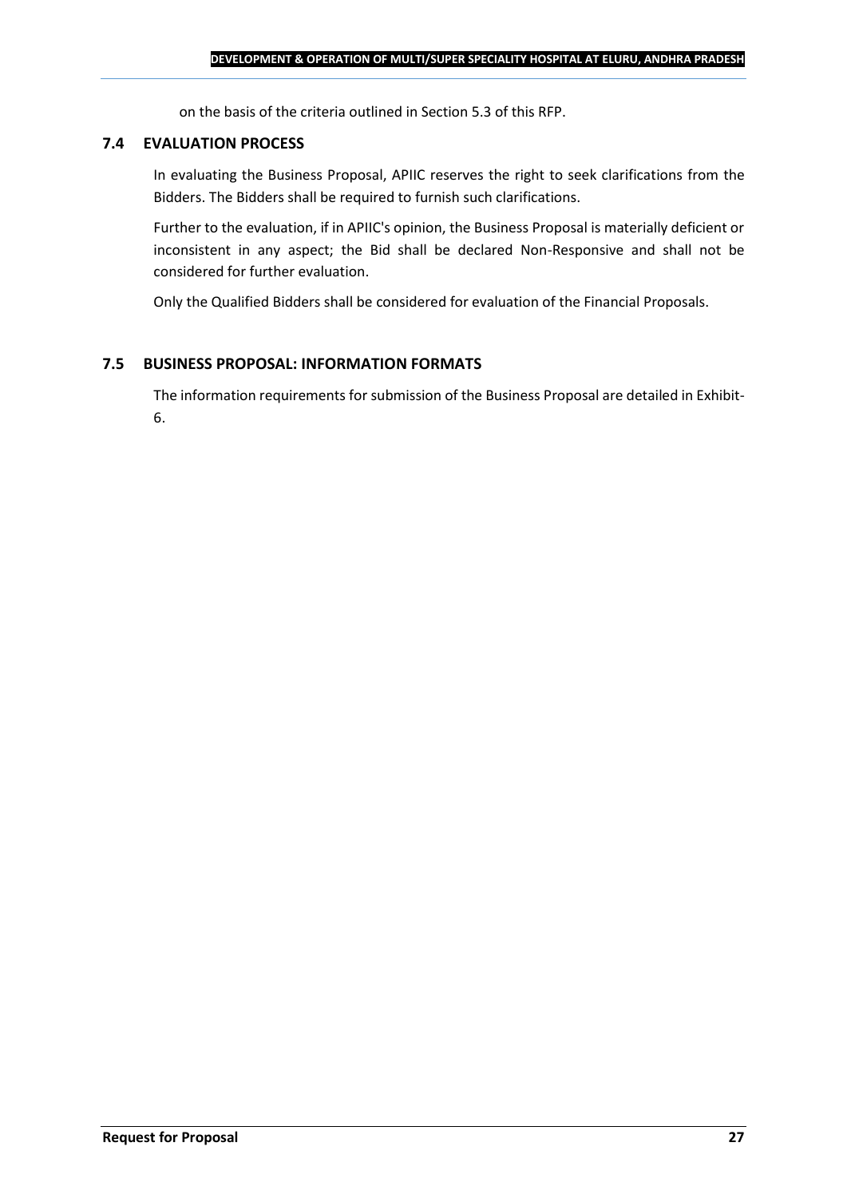on the basis of the criteria outlined in Section 5.3 of this RFP.

### 7.4 EVALUATION PROCESS

In evaluating the Business Proposal, APIIC reserves the right to seek clarifications from the Bidders. The Bidders shall be required to furnish such clarifications.

Further to the evaluation, if in APIIC's opinion, the Business Proposal is materially deficient or inconsistent in any aspect; the Bid shall be declared Non-Responsive and shall not be considered for further evaluation.

Only the Qualified Bidders shall be considered for evaluation of the Financial Proposals.

### 7.5 BUSINESS PROPOSAL: INFORMATION FORMATS

The information requirements for submission of the Business Proposal are detailed in Exhibit-6.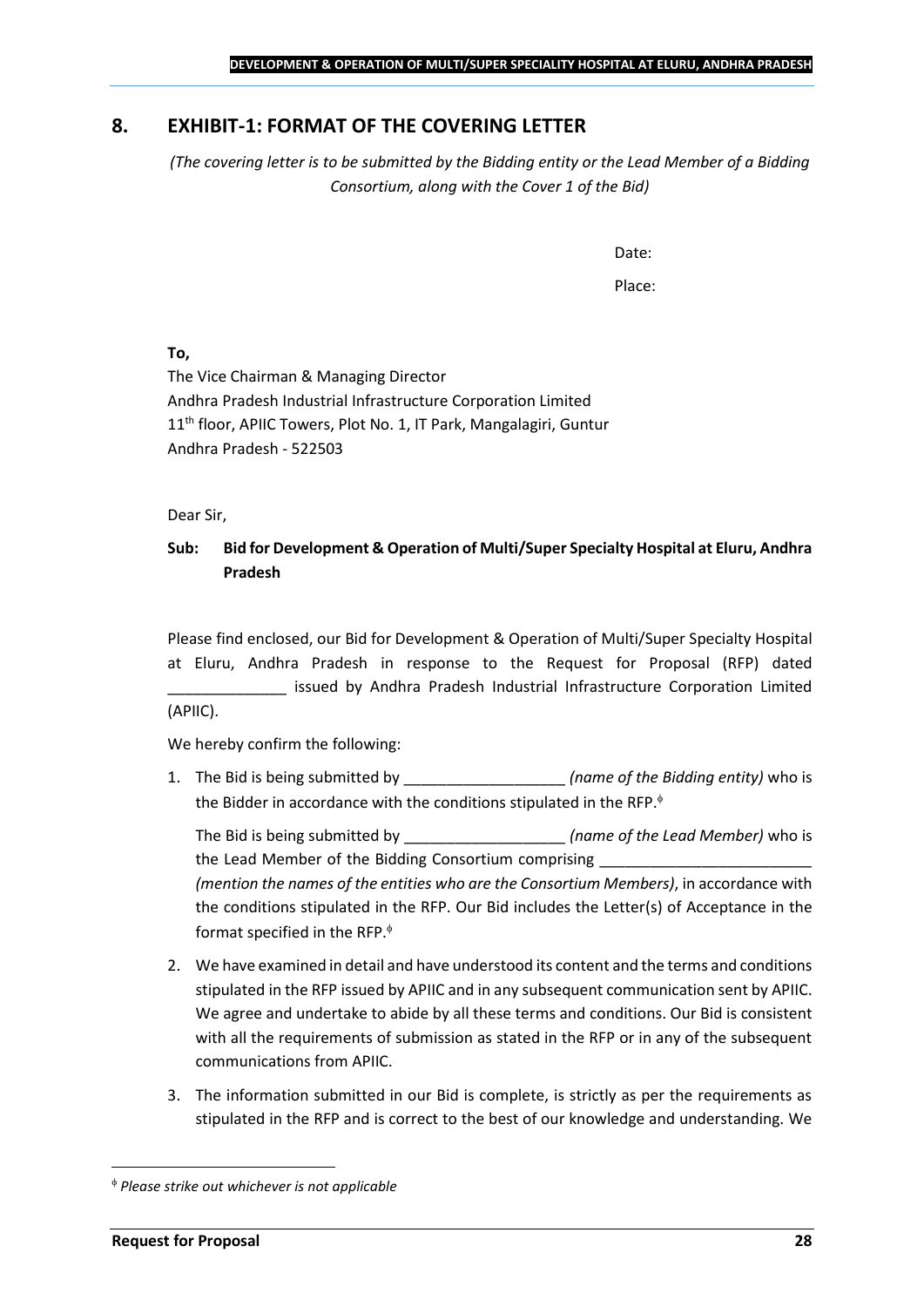## 8. EXHIBIT-1: FORMAT OF THE COVERING LETTER

*(The covering letter is to be submitted by the Bidding entity or the Lead Member of a Bidding Consortium, along with the Cover 1 of the Bid)*

Date:

Place:

**To,**

The Vice Chairman & Managing Director
Andhra Pradesh Industrial Infrastructure Corporation Limited
11th floor, APIIC Towers, Plot No. 1, IT Park, Mangalagiri, Guntur
Andhra Pradesh - 522503

Dear Sir,

**Sub: Bid for Development & Operation of Multi/Super Specialty Hospital at Eluru, Andhra Pradesh**

Please find enclosed, our Bid for Development & Operation of Multi/Super Specialty Hospital at Eluru, Andhra Pradesh in response to the Request for Proposal (RFP) dated ______________ issued by Andhra Pradesh Industrial Infrastructure Corporation Limited (APIIC).

We hereby confirm the following:

1. The Bid is being submitted by ___________________ *(name of the Bidding entity)* who is the Bidder in accordance with the conditions stipulated in the RFP.[ϕ]

   The Bid is being submitted by ___________________ *(name of the Lead Member)* who is the Lead Member of the Bidding Consortium comprising _________________________ *(mention the names of the entities who are the Consortium Members)*, in accordance with the conditions stipulated in the RFP. Our Bid includes the Letter(s) of Acceptance in the format specified in the RFP.[ϕ]

2. We have examined in detail and have understood its content and the terms and conditions stipulated in the RFP issued by APIIC and in any subsequent communication sent by APIIC. We agree and undertake to abide by all these terms and conditions. Our Bid is consistent with all the requirements of submission as stated in the RFP or in any of the subsequent communications from APIIC.

3. The information submitted in our Bid is complete, is strictly as per the requirements as stipulated in the RFP and is correct to the best of our knowledge and understanding. We

---

[ϕ] *Please strike out whichever is not applicable*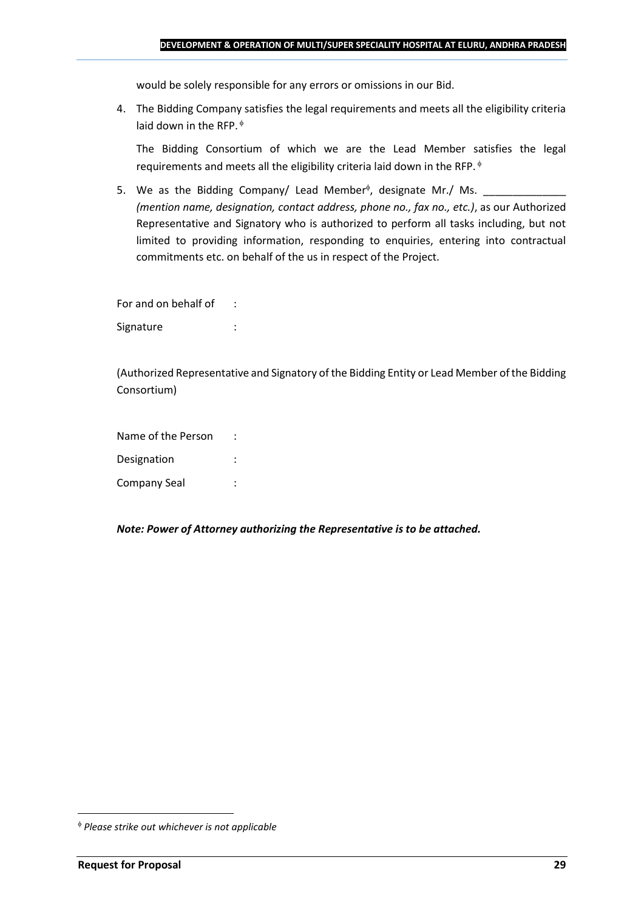would be solely responsible for any errors or omissions in our Bid.

4. The Bidding Company satisfies the legal requirements and meets all the eligibility criteria laid down in the RFP. ϕ

   The Bidding Consortium of which we are the Lead Member satisfies the legal requirements and meets all the eligibility criteria laid down in the RFP. ϕ

5. We as the Bidding Company/ Lead Memberϕ, designate Mr./ Ms. ______________ *(mention name, designation, contact address, phone no., fax no., etc.)*, as our Authorized Representative and Signatory who is authorized to perform all tasks including, but not limited to providing information, responding to enquiries, entering into contractual commitments etc. on behalf of the us in respect of the Project.

For and on behalf of :

Signature :

(Authorized Representative and Signatory of the Bidding Entity or Lead Member of the Bidding Consortium)

Name of the Person :

Designation :

Company Seal :

***Note: Power of Attorney authorizing the Representative is to be attached.***

---

ϕ *Please strike out whichever is not applicable*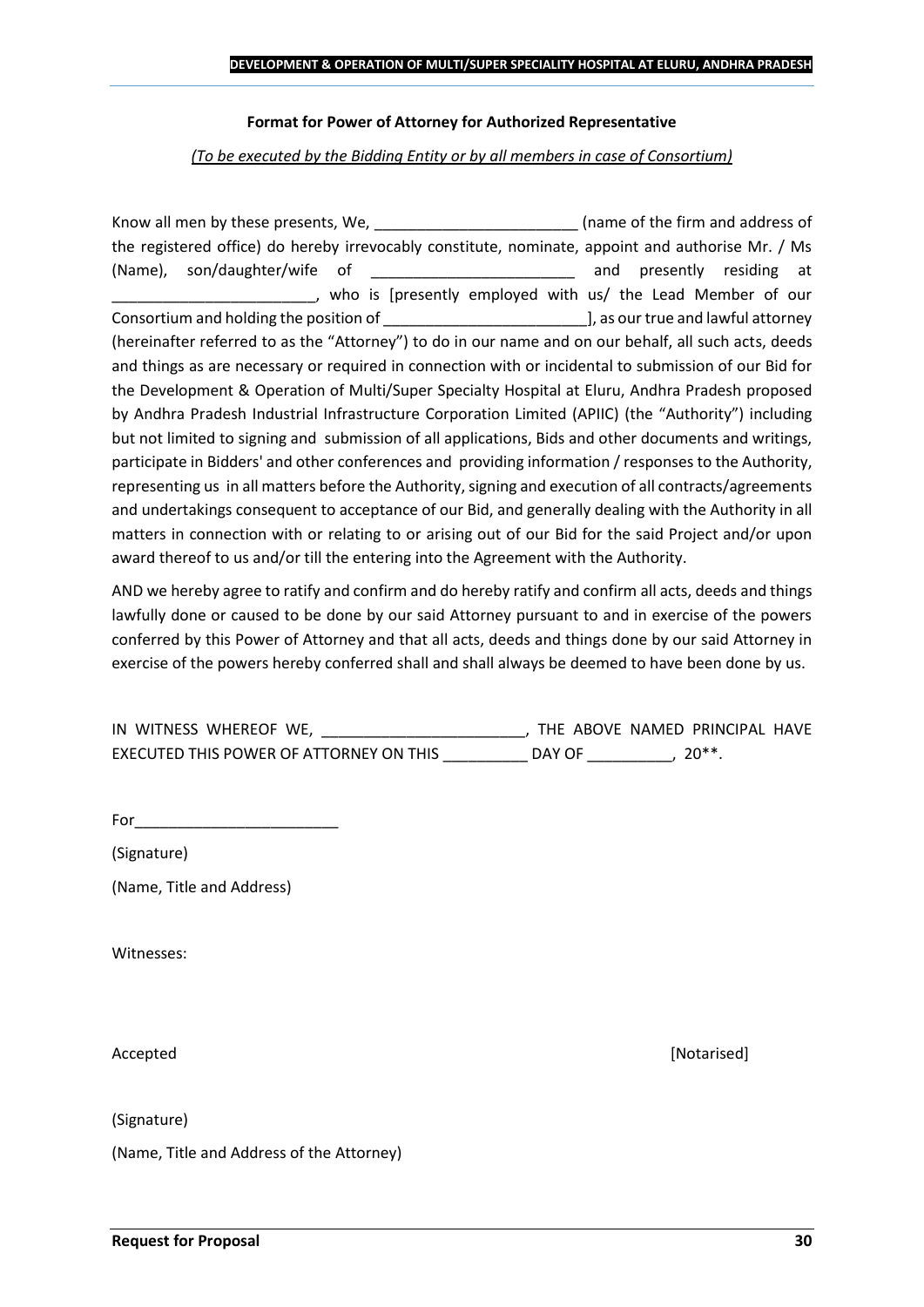**Format for Power of Attorney for Authorized Representative**

*(To be executed by the Bidding Entity or by all members in case of Consortium)*

Know all men by these presents, We, ________________________ (name of the firm and address of the registered office) do hereby irrevocably constitute, nominate, appoint and authorise Mr. / Ms (Name), son/daughter/wife of ________________________ and presently residing at ________________________, who is [presently employed with us/ the Lead Member of our Consortium and holding the position of ________________________], as our true and lawful attorney (hereinafter referred to as the "Attorney") to do in our name and on our behalf, all such acts, deeds and things as are necessary or required in connection with or incidental to submission of our Bid for the Development & Operation of Multi/Super Specialty Hospital at Eluru, Andhra Pradesh proposed by Andhra Pradesh Industrial Infrastructure Corporation Limited (APIIC) (the "Authority") including but not limited to signing and submission of all applications, Bids and other documents and writings, participate in Bidders' and other conferences and providing information / responses to the Authority, representing us in all matters before the Authority, signing and execution of all contracts/agreements and undertakings consequent to acceptance of our Bid, and generally dealing with the Authority in all matters in connection with or relating to or arising out of our Bid for the said Project and/or upon award thereof to us and/or till the entering into the Agreement with the Authority.

AND we hereby agree to ratify and confirm and do hereby ratify and confirm all acts, deeds and things lawfully done or caused to be done by our said Attorney pursuant to and in exercise of the powers conferred by this Power of Attorney and that all acts, deeds and things done by our said Attorney in exercise of the powers hereby conferred shall and shall always be deemed to have been done by us.

IN WITNESS WHEREOF WE, ________________________, THE ABOVE NAMED PRINCIPAL HAVE EXECUTED THIS POWER OF ATTORNEY ON THIS __________ DAY OF __________, 20**.

For________________________

(Signature)

(Name, Title and Address)

Witnesses:

Accepted [Notarised]

(Signature)

(Name, Title and Address of the Attorney)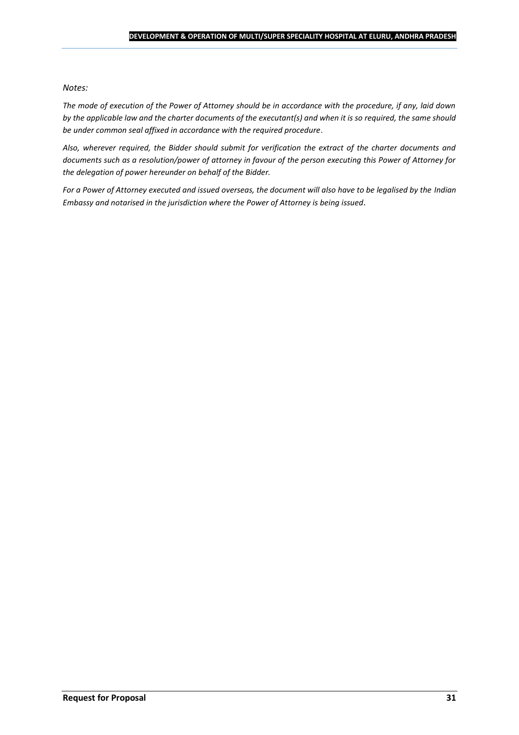*Notes:*

*The mode of execution of the Power of Attorney should be in accordance with the procedure, if any, laid down by the applicable law and the charter documents of the executant(s) and when it is so required, the same should be under common seal affixed in accordance with the required procedure.*

*Also, wherever required, the Bidder should submit for verification the extract of the charter documents and documents such as a resolution/power of attorney in favour of the person executing this Power of Attorney for the delegation of power hereunder on behalf of the Bidder.*

*For a Power of Attorney executed and issued overseas, the document will also have to be legalised by the Indian Embassy and notarised in the jurisdiction where the Power of Attorney is being issued.*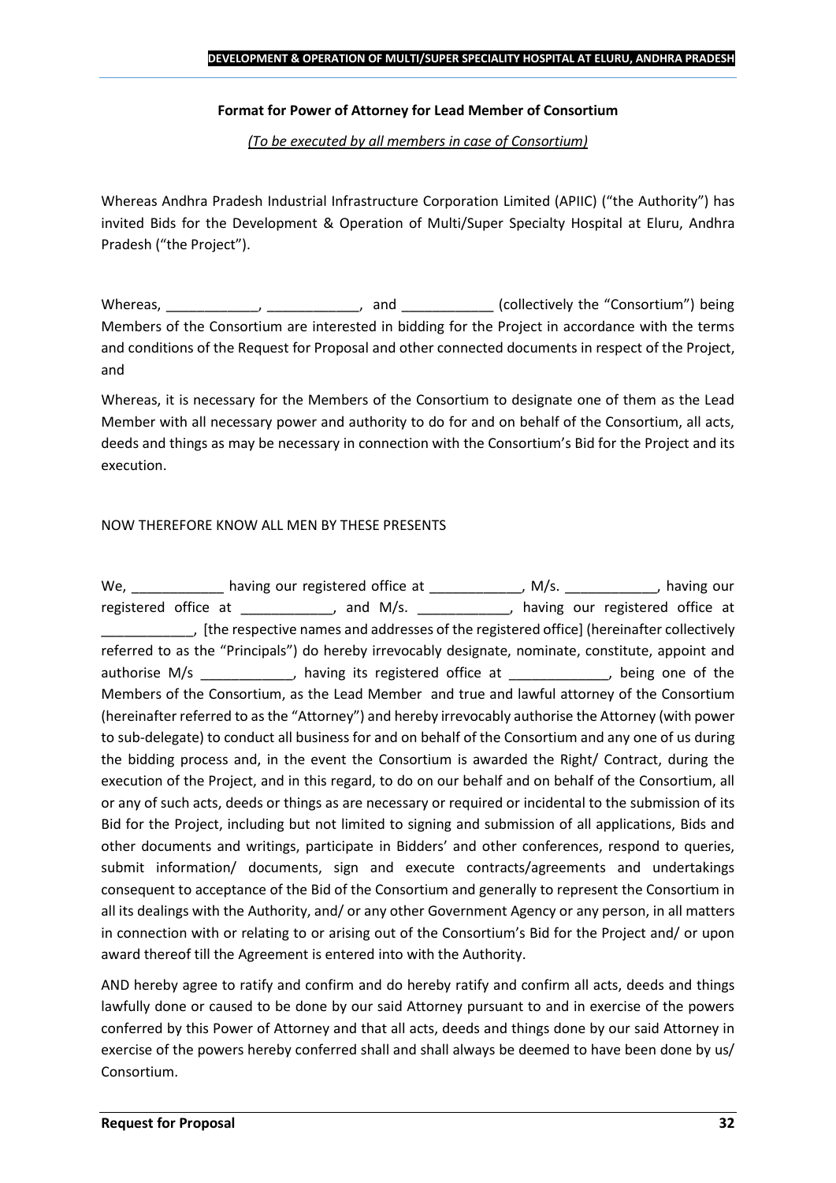**Format for Power of Attorney for Lead Member of Consortium**

*(To be executed by all members in case of Consortium)*

Whereas Andhra Pradesh Industrial Infrastructure Corporation Limited (APIIC) ("the Authority") has invited Bids for the Development & Operation of Multi/Super Specialty Hospital at Eluru, Andhra Pradesh ("the Project").

Whereas, ____________, ____________, and ____________ (collectively the "Consortium") being Members of the Consortium are interested in bidding for the Project in accordance with the terms and conditions of the Request for Proposal and other connected documents in respect of the Project, and

Whereas, it is necessary for the Members of the Consortium to designate one of them as the Lead Member with all necessary power and authority to do for and on behalf of the Consortium, all acts, deeds and things as may be necessary in connection with the Consortium's Bid for the Project and its execution.

NOW THEREFORE KNOW ALL MEN BY THESE PRESENTS

We, ____________ having our registered office at ____________, M/s. ____________, having our registered office at ____________, and M/s. ____________, having our registered office at ____________, [the respective names and addresses of the registered office] (hereinafter collectively referred to as the "Principals") do hereby irrevocably designate, nominate, constitute, appoint and authorise M/s ____________, having its registered office at _____________, being one of the Members of the Consortium, as the Lead Member and true and lawful attorney of the Consortium (hereinafter referred to as the "Attorney") and hereby irrevocably authorise the Attorney (with power to sub-delegate) to conduct all business for and on behalf of the Consortium and any one of us during the bidding process and, in the event the Consortium is awarded the Right/ Contract, during the execution of the Project, and in this regard, to do on our behalf and on behalf of the Consortium, all or any of such acts, deeds or things as are necessary or required or incidental to the submission of its Bid for the Project, including but not limited to signing and submission of all applications, Bids and other documents and writings, participate in Bidders' and other conferences, respond to queries, submit information/ documents, sign and execute contracts/agreements and undertakings consequent to acceptance of the Bid of the Consortium and generally to represent the Consortium in all its dealings with the Authority, and/ or any other Government Agency or any person, in all matters in connection with or relating to or arising out of the Consortium's Bid for the Project and/ or upon award thereof till the Agreement is entered into with the Authority.

AND hereby agree to ratify and confirm and do hereby ratify and confirm all acts, deeds and things lawfully done or caused to be done by our said Attorney pursuant to and in exercise of the powers conferred by this Power of Attorney and that all acts, deeds and things done by our said Attorney in exercise of the powers hereby conferred shall and shall always be deemed to have been done by us/ Consortium.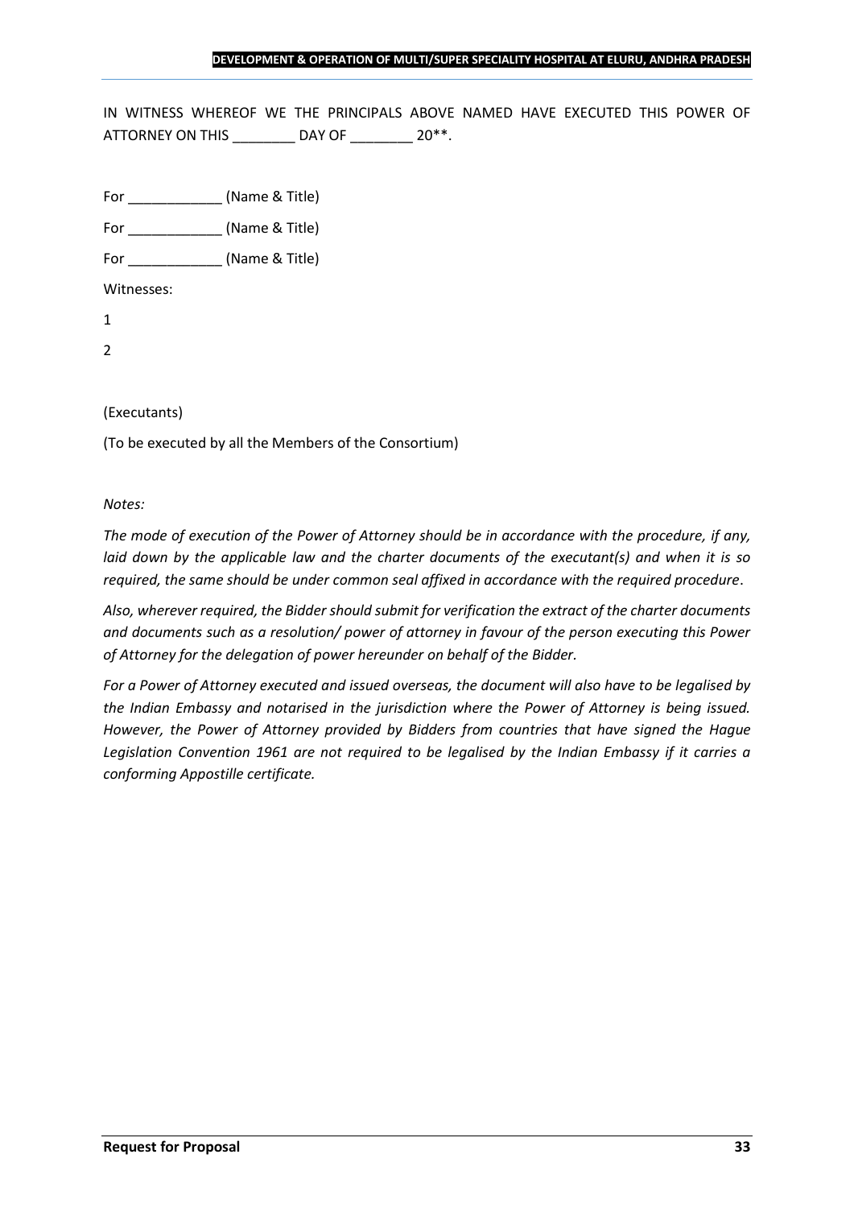IN WITNESS WHEREOF WE THE PRINCIPALS ABOVE NAMED HAVE EXECUTED THIS POWER OF ATTORNEY ON THIS ________ DAY OF ________ 20**.

For ____________ (Name & Title)

For ____________ (Name & Title)

For ____________ (Name & Title)

Witnesses:

1

2

(Executants)

(To be executed by all the Members of the Consortium)

*Notes:*

*The mode of execution of the Power of Attorney should be in accordance with the procedure, if any, laid down by the applicable law and the charter documents of the executant(s) and when it is so required, the same should be under common seal affixed in accordance with the required procedure.*

*Also, wherever required, the Bidder should submit for verification the extract of the charter documents and documents such as a resolution/ power of attorney in favour of the person executing this Power of Attorney for the delegation of power hereunder on behalf of the Bidder.*

*For a Power of Attorney executed and issued overseas, the document will also have to be legalised by the Indian Embassy and notarised in the jurisdiction where the Power of Attorney is being issued. However, the Power of Attorney provided by Bidders from countries that have signed the Hague Legislation Convention 1961 are not required to be legalised by the Indian Embassy if it carries a conforming Appostille certificate.*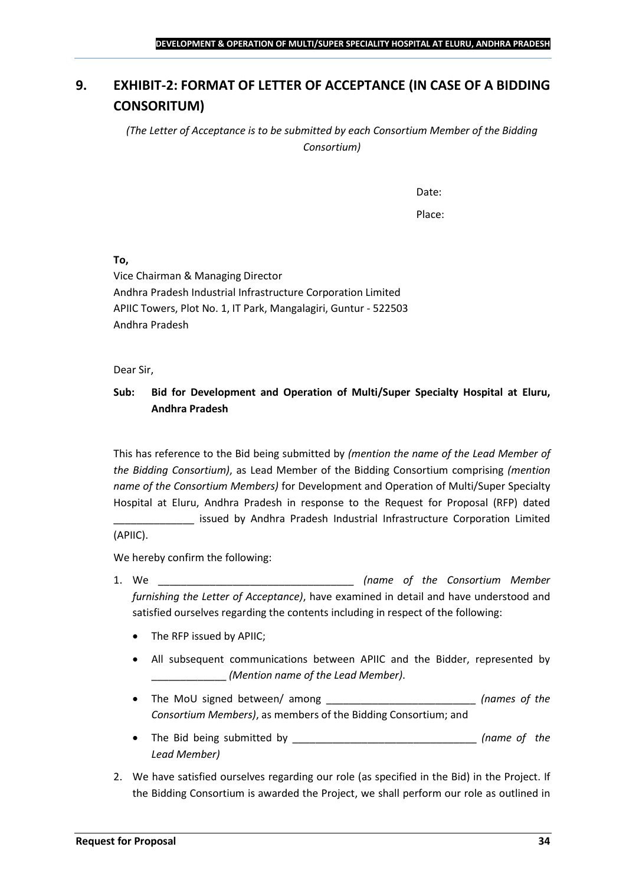# 9. EXHIBIT-2: FORMAT OF LETTER OF ACCEPTANCE (IN CASE OF A BIDDING CONSORITUM)

*(The Letter of Acceptance is to be submitted by each Consortium Member of the Bidding Consortium)*

Date:

Place:

**To,**

Vice Chairman & Managing Director
Andhra Pradesh Industrial Infrastructure Corporation Limited
APIIC Towers, Plot No. 1, IT Park, Mangalagiri, Guntur - 522503
Andhra Pradesh

Dear Sir,

**Sub: Bid for Development and Operation of Multi/Super Specialty Hospital at Eluru, Andhra Pradesh**

This has reference to the Bid being submitted by *(mention the name of the Lead Member of the Bidding Consortium)*, as Lead Member of the Bidding Consortium comprising *(mention name of the Consortium Members)* for Development and Operation of Multi/Super Specialty Hospital at Eluru, Andhra Pradesh in response to the Request for Proposal (RFP) dated ______________ issued by Andhra Pradesh Industrial Infrastructure Corporation Limited (APIIC).

We hereby confirm the following:

1. We __________________________________ *(name of the Consortium Member furnishing the Letter of Acceptance)*, have examined in detail and have understood and satisfied ourselves regarding the contents including in respect of the following:
   - The RFP issued by APIIC;
   - All subsequent communications between APIIC and the Bidder, represented by _____________ *(Mention name of the Lead Member)*.
   - The MoU signed between/ among __________________________ *(names of the Consortium Members)*, as members of the Bidding Consortium; and
   - The Bid being submitted by ________________________________ *(name of the Lead Member)*
2. We have satisfied ourselves regarding our role (as specified in the Bid) in the Project. If the Bidding Consortium is awarded the Project, we shall perform our role as outlined in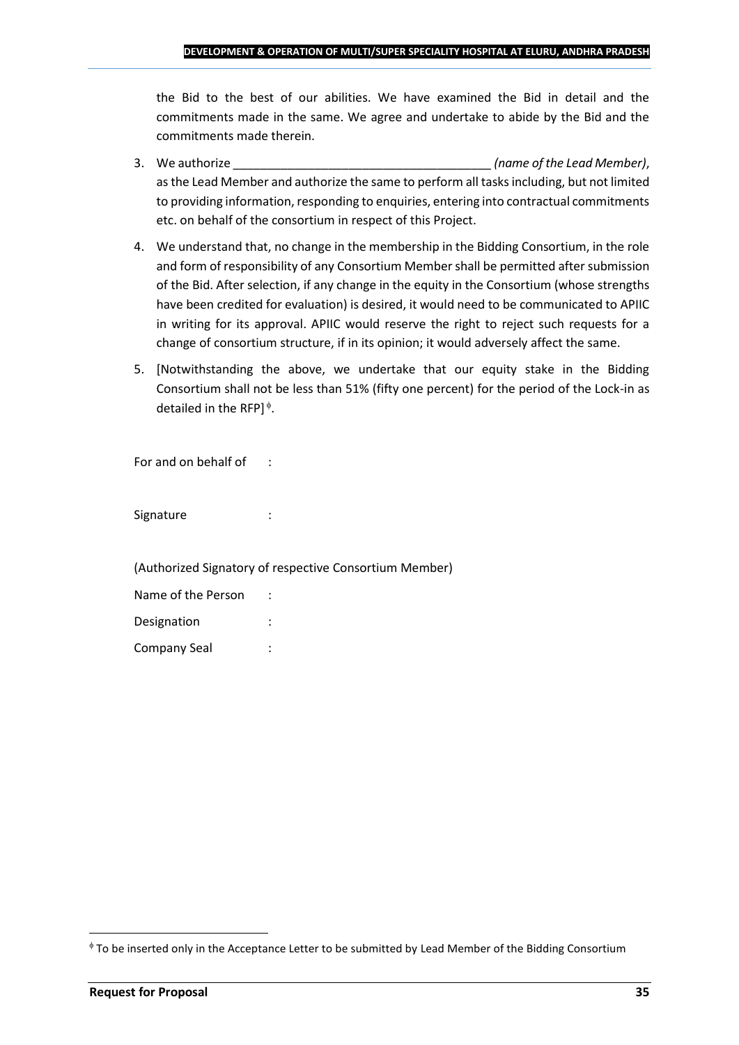the Bid to the best of our abilities. We have examined the Bid in detail and the commitments made in the same. We agree and undertake to abide by the Bid and the commitments made therein.

3. We authorize ______________________________________ *(name of the Lead Member)*, as the Lead Member and authorize the same to perform all tasks including, but not limited to providing information, responding to enquiries, entering into contractual commitments etc. on behalf of the consortium in respect of this Project.

4. We understand that, no change in the membership in the Bidding Consortium, in the role and form of responsibility of any Consortium Member shall be permitted after submission of the Bid. After selection, if any change in the equity in the Consortium (whose strengths have been credited for evaluation) is desired, it would need to be communicated to APIIC in writing for its approval. APIIC would reserve the right to reject such requests for a change of consortium structure, if in its opinion; it would adversely affect the same.

5. [Notwithstanding the above, we undertake that our equity stake in the Bidding Consortium shall not be less than 51% (fifty one percent) for the period of the Lock-in as detailed in the RFP][ϕ].

For and on behalf of :

Signature :

(Authorized Signatory of respective Consortium Member)

Name of the Person :

Designation :

Company Seal :

[ϕ] To be inserted only in the Acceptance Letter to be submitted by Lead Member of the Bidding Consortium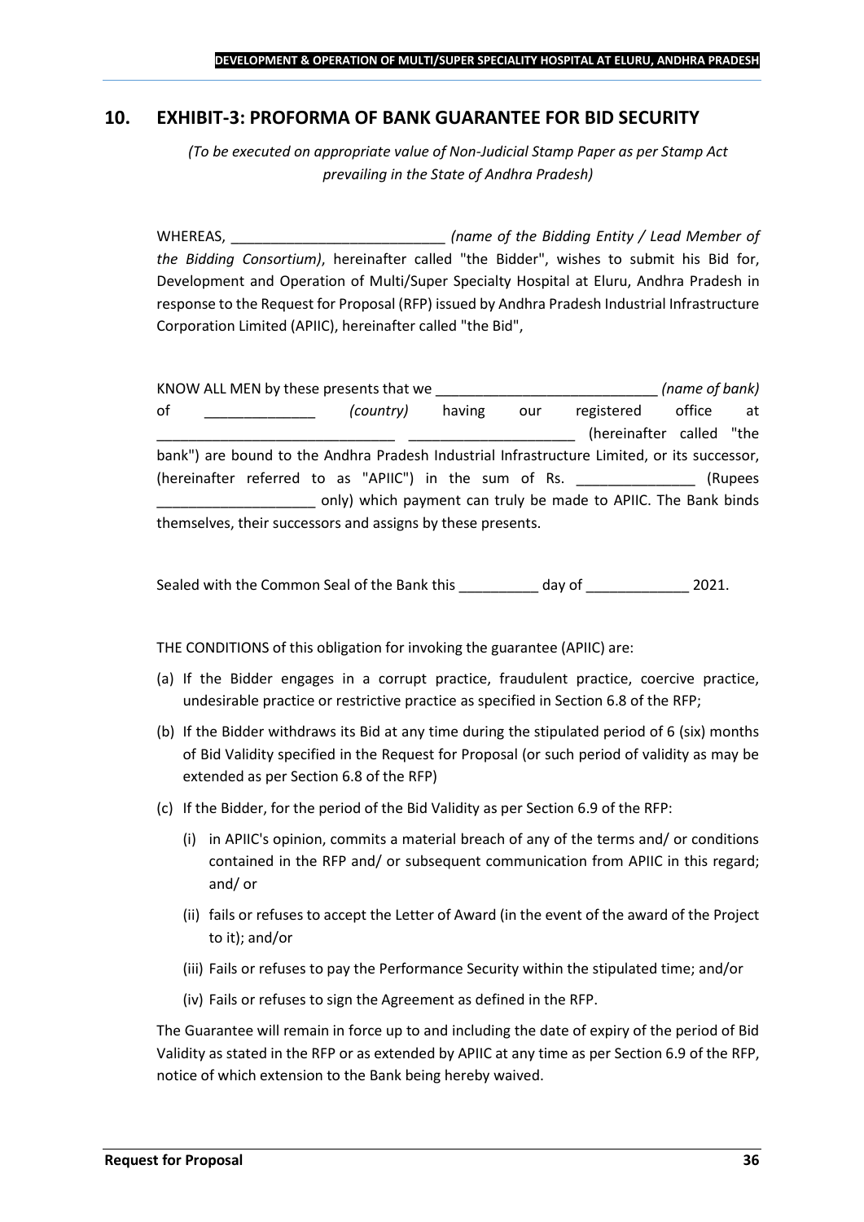## 10. EXHIBIT-3: PROFORMA OF BANK GUARANTEE FOR BID SECURITY

*(To be executed on appropriate value of Non-Judicial Stamp Paper as per Stamp Act prevailing in the State of Andhra Pradesh)*

WHEREAS, ___________________________ *(name of the Bidding Entity / Lead Member of the Bidding Consortium)*, hereinafter called "the Bidder", wishes to submit his Bid for, Development and Operation of Multi/Super Specialty Hospital at Eluru, Andhra Pradesh in response to the Request for Proposal (RFP) issued by Andhra Pradesh Industrial Infrastructure Corporation Limited (APIIC), hereinafter called "the Bid",

KNOW ALL MEN by these presents that we ____________________________ *(name of bank)* of ______________ *(country)* having our registered office at ______________________________ _____________________ (hereinafter called "the bank") are bound to the Andhra Pradesh Industrial Infrastructure Limited, or its successor, (hereinafter referred to as "APIIC") in the sum of Rs. _______________ (Rupees ____________________ only) which payment can truly be made to APIIC. The Bank binds themselves, their successors and assigns by these presents.

Sealed with the Common Seal of the Bank this __________ day of _____________ 2021.

THE CONDITIONS of this obligation for invoking the guarantee (APIIC) are:

(a) If the Bidder engages in a corrupt practice, fraudulent practice, coercive practice, undesirable practice or restrictive practice as specified in Section 6.8 of the RFP;

(b) If the Bidder withdraws its Bid at any time during the stipulated period of 6 (six) months of Bid Validity specified in the Request for Proposal (or such period of validity as may be extended as per Section 6.8 of the RFP)

(c) If the Bidder, for the period of the Bid Validity as per Section 6.9 of the RFP:

   (i) in APIIC's opinion, commits a material breach of any of the terms and/ or conditions contained in the RFP and/ or subsequent communication from APIIC in this regard; and/ or

   (ii) fails or refuses to accept the Letter of Award (in the event of the award of the Project to it); and/or

   (iii) Fails or refuses to pay the Performance Security within the stipulated time; and/or

   (iv) Fails or refuses to sign the Agreement as defined in the RFP.

The Guarantee will remain in force up to and including the date of expiry of the period of Bid Validity as stated in the RFP or as extended by APIIC at any time as per Section 6.9 of the RFP, notice of which extension to the Bank being hereby waived.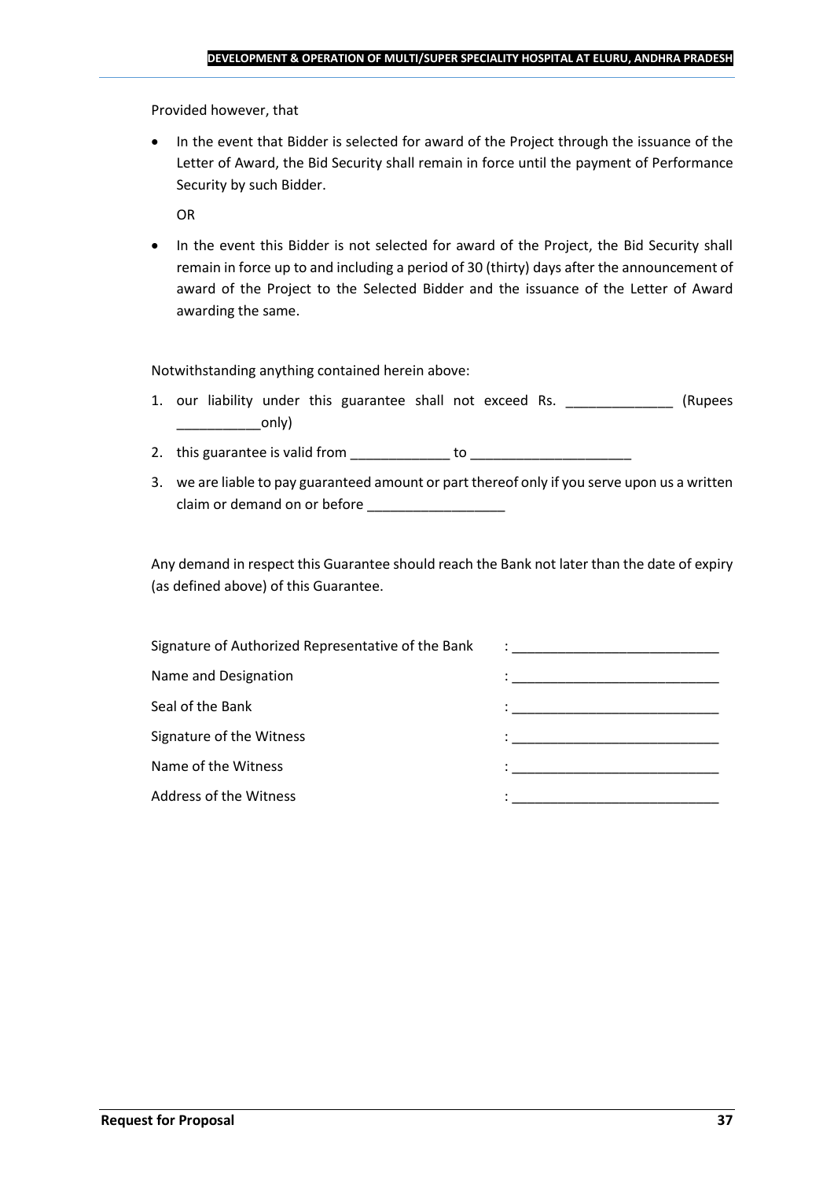Provided however, that

- In the event that Bidder is selected for award of the Project through the issuance of the Letter of Award, the Bid Security shall remain in force until the payment of Performance Security by such Bidder.

  OR

- In the event this Bidder is not selected for award of the Project, the Bid Security shall remain in force up to and including a period of 30 (thirty) days after the announcement of award of the Project to the Selected Bidder and the issuance of the Letter of Award awarding the same.

Notwithstanding anything contained herein above:

1. our liability under this guarantee shall not exceed Rs. ______________ (Rupees ___________only)
2. this guarantee is valid from _____________ to _____________________
3. we are liable to pay guaranteed amount or part thereof only if you serve upon us a written claim or demand on or before __________________

Any demand in respect this Guarantee should reach the Bank not later than the date of expiry (as defined above) of this Guarantee.

| | |
|---|---|
| Signature of Authorized Representative of the Bank | : ___________________________ |
| Name and Designation | : ___________________________ |
| Seal of the Bank | : ___________________________ |
| Signature of the Witness | : ___________________________ |
| Name of the Witness | : ___________________________ |
| Address of the Witness | : ___________________________ |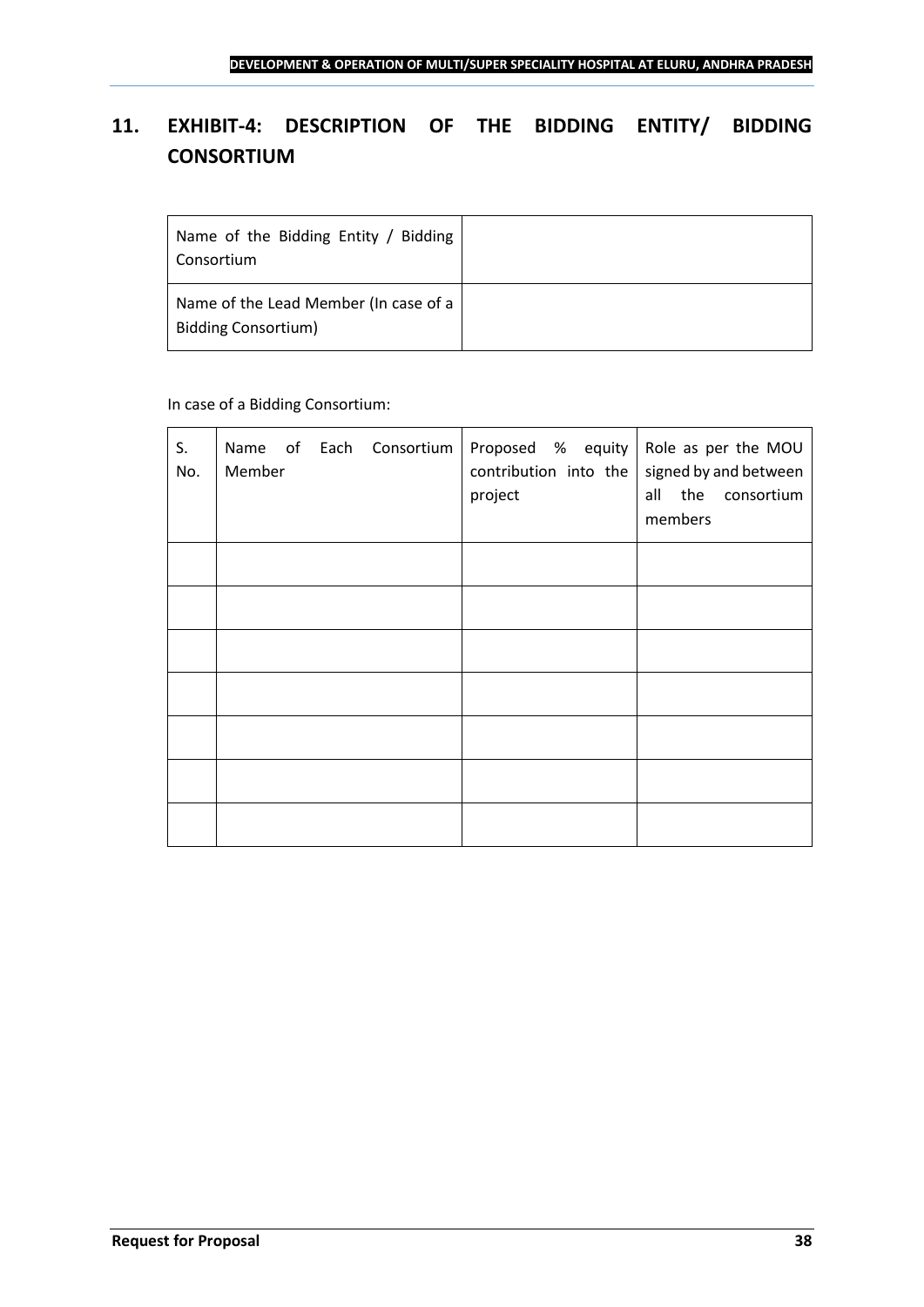## 11. EXHIBIT-4: DESCRIPTION OF THE BIDDING ENTITY/ BIDDING CONSORTIUM

| Name of the Bidding Entity / Bidding Consortium | |
|---|---|
| Name of the Lead Member (In case of a Bidding Consortium) | |

In case of a Bidding Consortium:

| S. No. | Name of Each Consortium Member | Proposed % equity contribution into the project | Role as per the MOU signed by and between all the consortium members |
|---|---|---|---|
| | | | |
| | | | |
| | | | |
| | | | |
| | | | |
| | | | |
| | | | |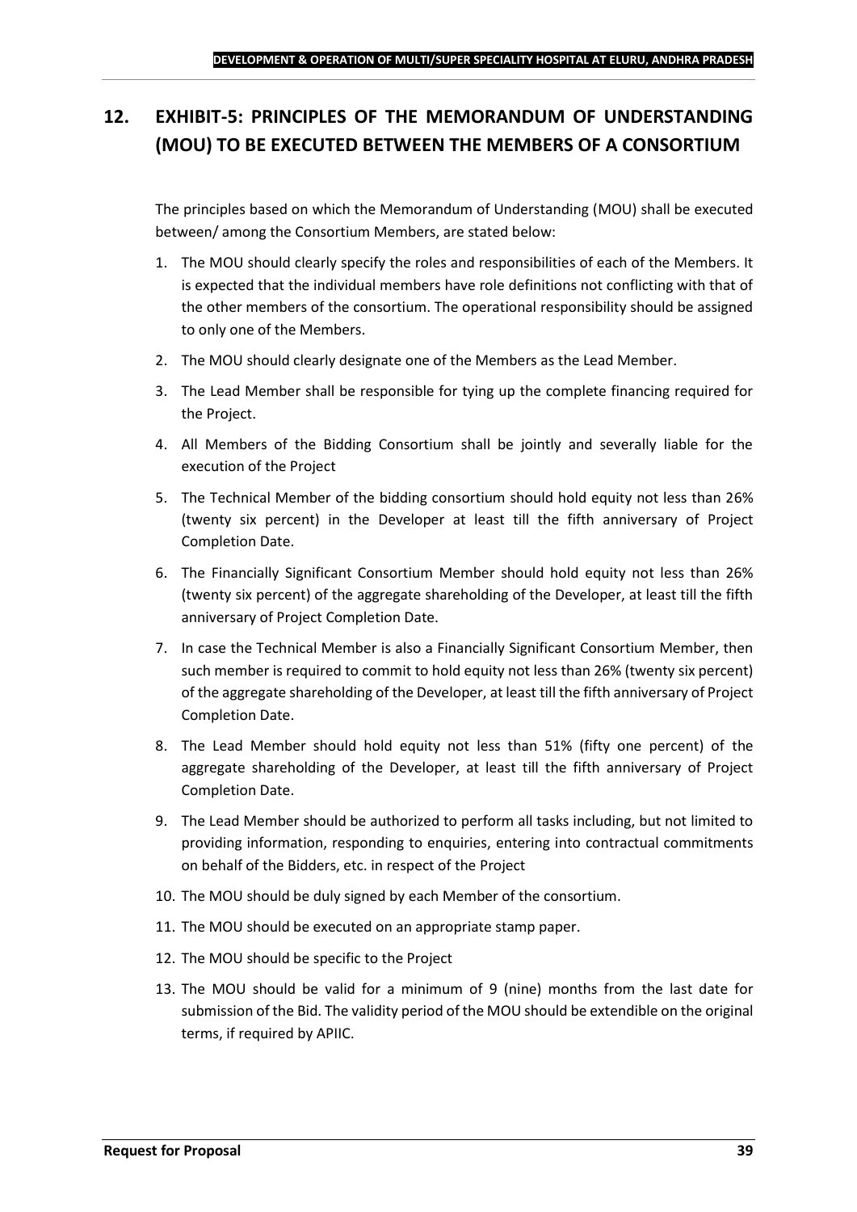## 12. EXHIBIT-5: PRINCIPLES OF THE MEMORANDUM OF UNDERSTANDING (MOU) TO BE EXECUTED BETWEEN THE MEMBERS OF A CONSORTIUM

The principles based on which the Memorandum of Understanding (MOU) shall be executed between/ among the Consortium Members, are stated below:

1. The MOU should clearly specify the roles and responsibilities of each of the Members. It is expected that the individual members have role definitions not conflicting with that of the other members of the consortium. The operational responsibility should be assigned to only one of the Members.
2. The MOU should clearly designate one of the Members as the Lead Member.
3. The Lead Member shall be responsible for tying up the complete financing required for the Project.
4. All Members of the Bidding Consortium shall be jointly and severally liable for the execution of the Project
5. The Technical Member of the bidding consortium should hold equity not less than 26% (twenty six percent) in the Developer at least till the fifth anniversary of Project Completion Date.
6. The Financially Significant Consortium Member should hold equity not less than 26% (twenty six percent) of the aggregate shareholding of the Developer, at least till the fifth anniversary of Project Completion Date.
7. In case the Technical Member is also a Financially Significant Consortium Member, then such member is required to commit to hold equity not less than 26% (twenty six percent) of the aggregate shareholding of the Developer, at least till the fifth anniversary of Project Completion Date.
8. The Lead Member should hold equity not less than 51% (fifty one percent) of the aggregate shareholding of the Developer, at least till the fifth anniversary of Project Completion Date.
9. The Lead Member should be authorized to perform all tasks including, but not limited to providing information, responding to enquiries, entering into contractual commitments on behalf of the Bidders, etc. in respect of the Project
10. The MOU should be duly signed by each Member of the consortium.
11. The MOU should be executed on an appropriate stamp paper.
12. The MOU should be specific to the Project
13. The MOU should be valid for a minimum of 9 (nine) months from the last date for submission of the Bid. The validity period of the MOU should be extendible on the original terms, if required by APIIC.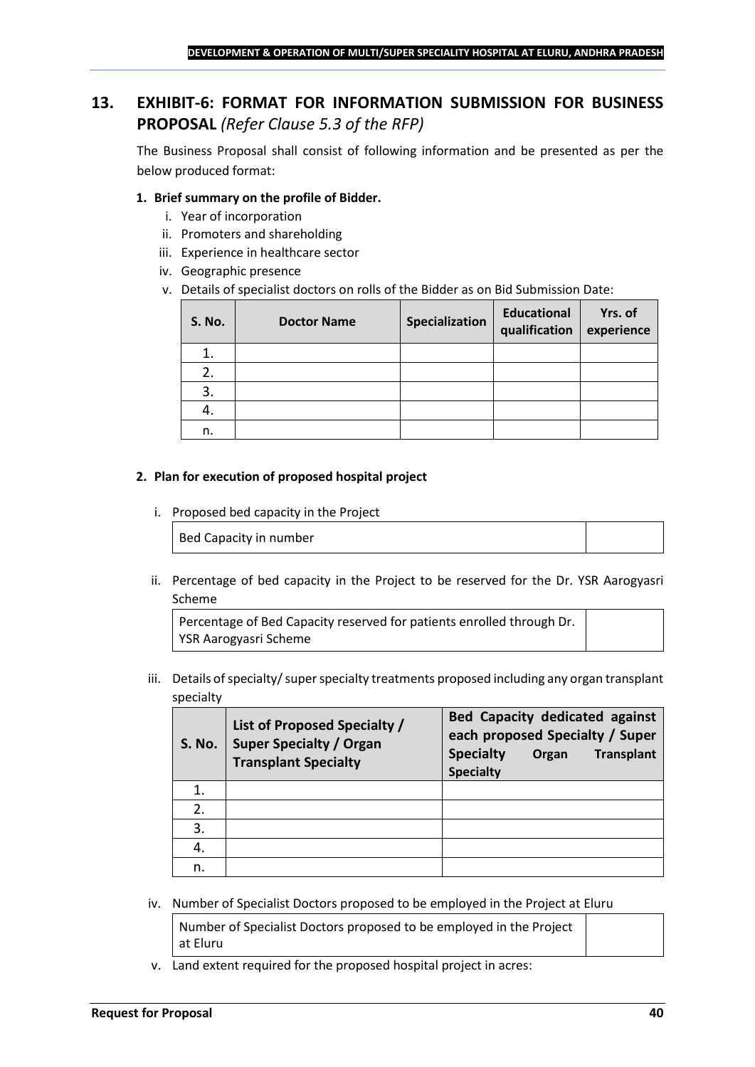## 13. EXHIBIT-6: FORMAT FOR INFORMATION SUBMISSION FOR BUSINESS PROPOSAL *(Refer Clause 5.3 of the RFP)*

The Business Proposal shall consist of following information and be presented as per the below produced format:

**1. Brief summary on the profile of Bidder.**

i. Year of incorporation
ii. Promoters and shareholding
iii. Experience in healthcare sector
iv. Geographic presence
v. Details of specialist doctors on rolls of the Bidder as on Bid Submission Date:

| S. No. | Doctor Name | Specialization | Educational qualification | Yrs. of experience |
|---|---|---|---|---|
| 1. | | | | |
| 2. | | | | |
| 3. | | | | |
| 4. | | | | |
| n. | | | | |

**2. Plan for execution of proposed hospital project**

i. Proposed bed capacity in the Project

| Bed Capacity in number | |
|---|---|

ii. Percentage of bed capacity in the Project to be reserved for the Dr. YSR Aarogyasri Scheme

| Percentage of Bed Capacity reserved for patients enrolled through Dr. YSR Aarogyasri Scheme | |
|---|---|

iii. Details of specialty/ super specialty treatments proposed including any organ transplant specialty

| S. No. | List of Proposed Specialty / Super Specialty / Organ Transplant Specialty | Bed Capacity dedicated against each proposed Specialty / Super Specialty Organ Transplant Specialty |
|---|---|---|
| 1. | | |
| 2. | | |
| 3. | | |
| 4. | | |
| n. | | |

iv. Number of Specialist Doctors proposed to be employed in the Project at Eluru

| Number of Specialist Doctors proposed to be employed in the Project at Eluru | |
|---|---|

v. Land extent required for the proposed hospital project in acres: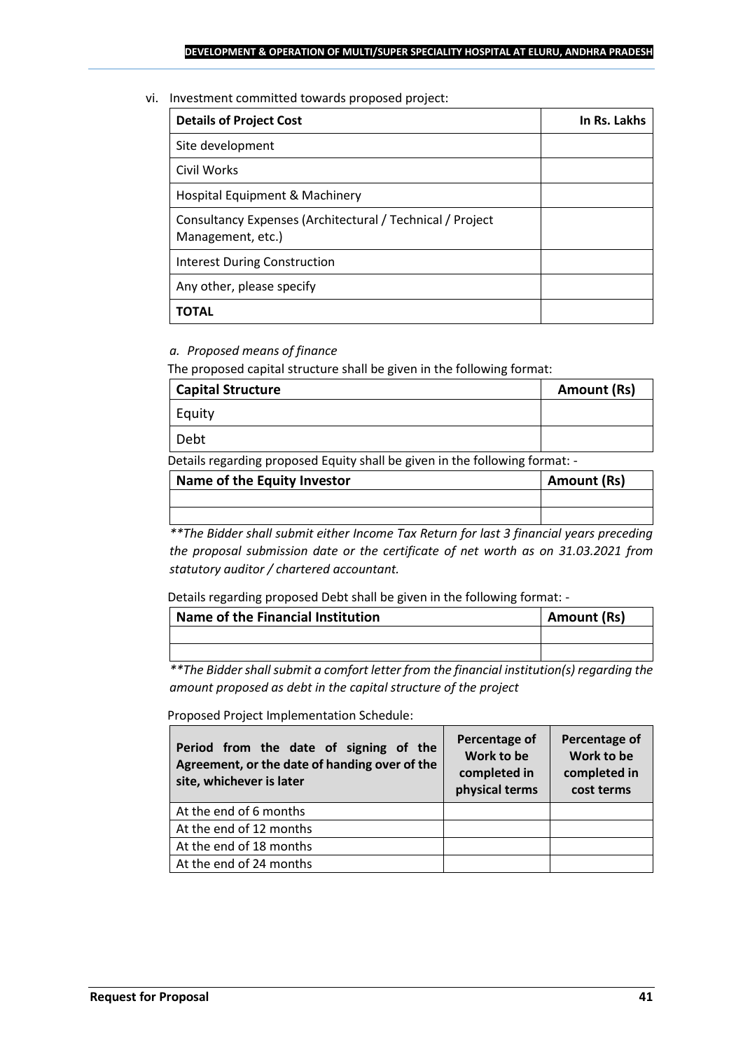vi. Investment committed towards proposed project:

| Details of Project Cost | In Rs. Lakhs |
|---|---|
| Site development | |
| Civil Works | |
| Hospital Equipment & Machinery | |
| Consultancy Expenses (Architectural / Technical / Project Management, etc.) | |
| Interest During Construction | |
| Any other, please specify | |
| **TOTAL** | |

*a. Proposed means of finance*

The proposed capital structure shall be given in the following format:

| Capital Structure | Amount (Rs) |
|---|---|
| Equity | |
| Debt | |

Details regarding proposed Equity shall be given in the following format: -

| Name of the Equity Investor | Amount (Rs) |
|---|---|
| | |
| | |

*\*\*The Bidder shall submit either Income Tax Return for last 3 financial years preceding the proposal submission date or the certificate of net worth as on 31.03.2021 from statutory auditor / chartered accountant.*

Details regarding proposed Debt shall be given in the following format: -

| Name of the Financial Institution | Amount (Rs) |
|---|---|
| | |
| | |

*\*\*The Bidder shall submit a comfort letter from the financial institution(s) regarding the amount proposed as debt in the capital structure of the project*

Proposed Project Implementation Schedule:

| Period from the date of signing of the Agreement, or the date of handing over of the site, whichever is later | Percentage of Work to be completed in physical terms | Percentage of Work to be completed in cost terms |
|---|---|---|
| At the end of 6 months | | |
| At the end of 12 months | | |
| At the end of 18 months | | |
| At the end of 24 months | | |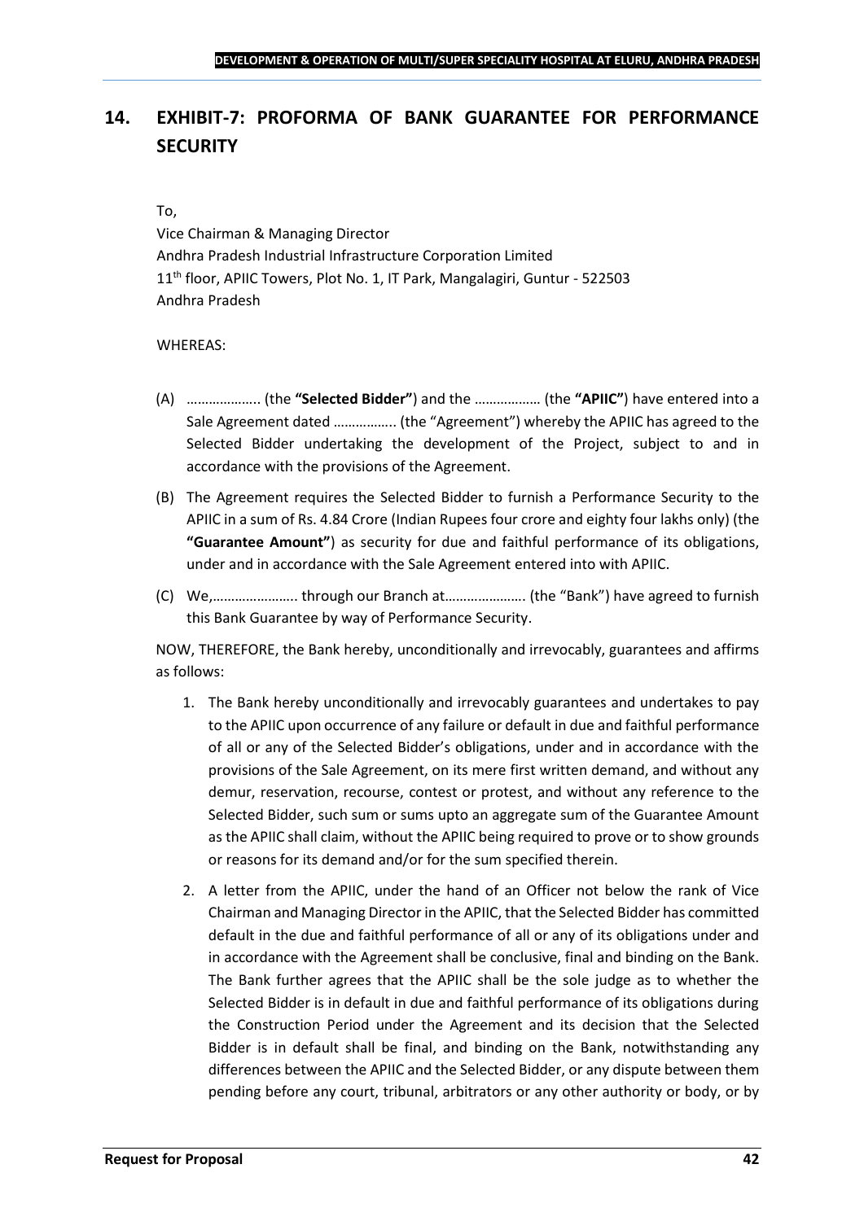## 14. EXHIBIT-7: PROFORMA OF BANK GUARANTEE FOR PERFORMANCE SECURITY

To,

Vice Chairman & Managing Director
Andhra Pradesh Industrial Infrastructure Corporation Limited
11th floor, APIIC Towers, Plot No. 1, IT Park, Mangalagiri, Guntur - 522503
Andhra Pradesh

WHEREAS:

(A) ……………….. (the **"Selected Bidder"**) and the ……………… (the **"APIIC"**) have entered into a Sale Agreement dated ……………. (the "Agreement") whereby the APIIC has agreed to the Selected Bidder undertaking the development of the Project, subject to and in accordance with the provisions of the Agreement.

(B) The Agreement requires the Selected Bidder to furnish a Performance Security to the APIIC in a sum of Rs. 4.84 Crore (Indian Rupees four crore and eighty four lakhs only) (the **"Guarantee Amount"**) as security for due and faithful performance of its obligations, under and in accordance with the Sale Agreement entered into with APIIC.

(C) We,………………….. through our Branch at…………………. (the "Bank") have agreed to furnish this Bank Guarantee by way of Performance Security.

NOW, THEREFORE, the Bank hereby, unconditionally and irrevocably, guarantees and affirms as follows:

1. The Bank hereby unconditionally and irrevocably guarantees and undertakes to pay to the APIIC upon occurrence of any failure or default in due and faithful performance of all or any of the Selected Bidder's obligations, under and in accordance with the provisions of the Sale Agreement, on its mere first written demand, and without any demur, reservation, recourse, contest or protest, and without any reference to the Selected Bidder, such sum or sums upto an aggregate sum of the Guarantee Amount as the APIIC shall claim, without the APIIC being required to prove or to show grounds or reasons for its demand and/or for the sum specified therein.

2. A letter from the APIIC, under the hand of an Officer not below the rank of Vice Chairman and Managing Director in the APIIC, that the Selected Bidder has committed default in the due and faithful performance of all or any of its obligations under and in accordance with the Agreement shall be conclusive, final and binding on the Bank. The Bank further agrees that the APIIC shall be the sole judge as to whether the Selected Bidder is in default in due and faithful performance of its obligations during the Construction Period under the Agreement and its decision that the Selected Bidder is in default shall be final, and binding on the Bank, notwithstanding any differences between the APIIC and the Selected Bidder, or any dispute between them pending before any court, tribunal, arbitrators or any other authority or body, or by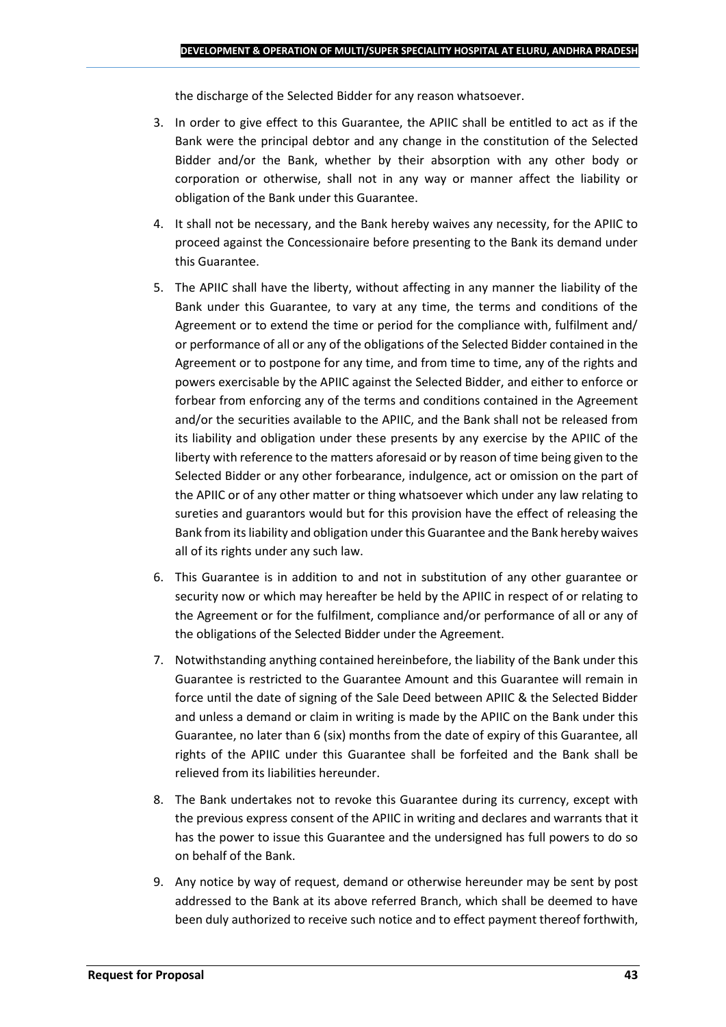the discharge of the Selected Bidder for any reason whatsoever.

3. In order to give effect to this Guarantee, the APIIC shall be entitled to act as if the Bank were the principal debtor and any change in the constitution of the Selected Bidder and/or the Bank, whether by their absorption with any other body or corporation or otherwise, shall not in any way or manner affect the liability or obligation of the Bank under this Guarantee.

4. It shall not be necessary, and the Bank hereby waives any necessity, for the APIIC to proceed against the Concessionaire before presenting to the Bank its demand under this Guarantee.

5. The APIIC shall have the liberty, without affecting in any manner the liability of the Bank under this Guarantee, to vary at any time, the terms and conditions of the Agreement or to extend the time or period for the compliance with, fulfilment and/ or performance of all or any of the obligations of the Selected Bidder contained in the Agreement or to postpone for any time, and from time to time, any of the rights and powers exercisable by the APIIC against the Selected Bidder, and either to enforce or forbear from enforcing any of the terms and conditions contained in the Agreement and/or the securities available to the APIIC, and the Bank shall not be released from its liability and obligation under these presents by any exercise by the APIIC of the liberty with reference to the matters aforesaid or by reason of time being given to the Selected Bidder or any other forbearance, indulgence, act or omission on the part of the APIIC or of any other matter or thing whatsoever which under any law relating to sureties and guarantors would but for this provision have the effect of releasing the Bank from its liability and obligation under this Guarantee and the Bank hereby waives all of its rights under any such law.

6. This Guarantee is in addition to and not in substitution of any other guarantee or security now or which may hereafter be held by the APIIC in respect of or relating to the Agreement or for the fulfilment, compliance and/or performance of all or any of the obligations of the Selected Bidder under the Agreement.

7. Notwithstanding anything contained hereinbefore, the liability of the Bank under this Guarantee is restricted to the Guarantee Amount and this Guarantee will remain in force until the date of signing of the Sale Deed between APIIC & the Selected Bidder and unless a demand or claim in writing is made by the APIIC on the Bank under this Guarantee, no later than 6 (six) months from the date of expiry of this Guarantee, all rights of the APIIC under this Guarantee shall be forfeited and the Bank shall be relieved from its liabilities hereunder.

8. The Bank undertakes not to revoke this Guarantee during its currency, except with the previous express consent of the APIIC in writing and declares and warrants that it has the power to issue this Guarantee and the undersigned has full powers to do so on behalf of the Bank.

9. Any notice by way of request, demand or otherwise hereunder may be sent by post addressed to the Bank at its above referred Branch, which shall be deemed to have been duly authorized to receive such notice and to effect payment thereof forthwith,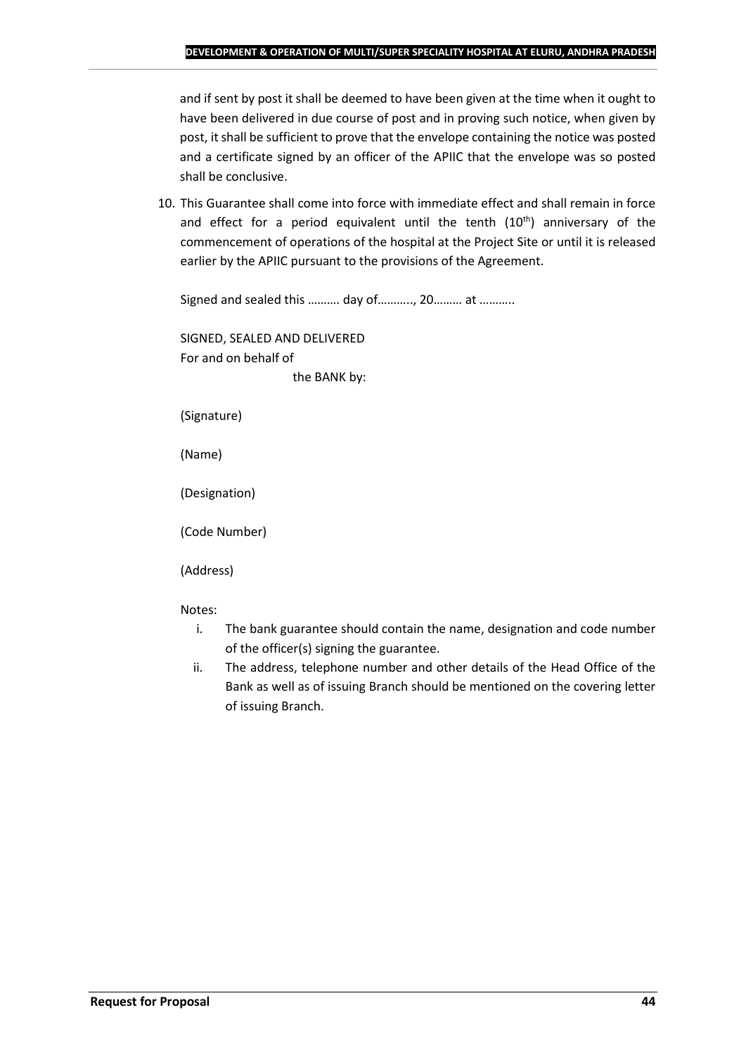and if sent by post it shall be deemed to have been given at the time when it ought to have been delivered in due course of post and in proving such notice, when given by post, it shall be sufficient to prove that the envelope containing the notice was posted and a certificate signed by an officer of the APIIC that the envelope was so posted shall be conclusive.

10. This Guarantee shall come into force with immediate effect and shall remain in force and effect for a period equivalent until the tenth ($10^{th}$) anniversary of the commencement of operations of the hospital at the Project Site or until it is released earlier by the APIIC pursuant to the provisions of the Agreement.

Signed and sealed this ………. day of……….., 20……… at ………..

SIGNED, SEALED AND DELIVERED
For and on behalf of
the BANK by:

(Signature)

(Name)

(Designation)

(Code Number)

(Address)

Notes:

i. The bank guarantee should contain the name, designation and code number of the officer(s) signing the guarantee.
ii. The address, telephone number and other details of the Head Office of the Bank as well as of issuing Branch should be mentioned on the covering letter of issuing Branch.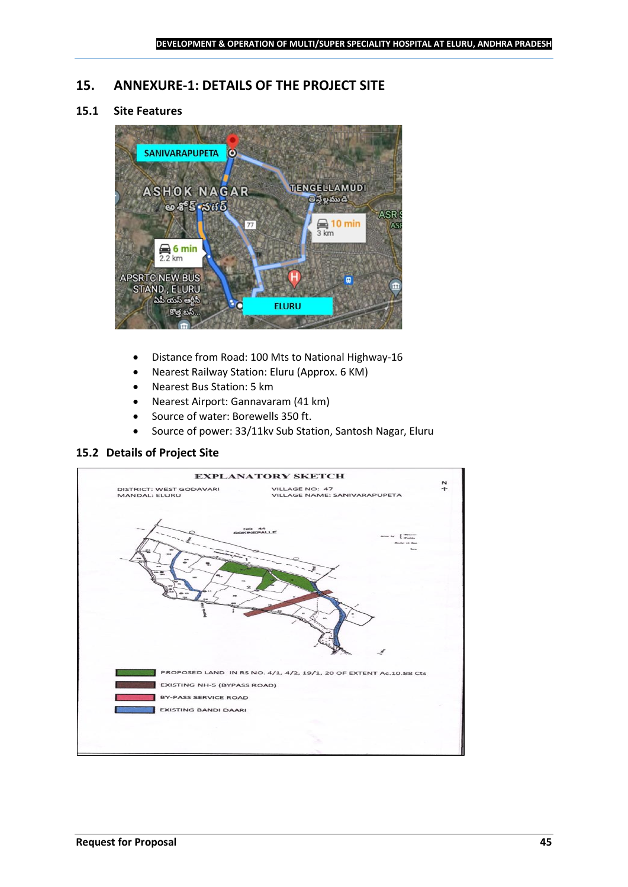## 15. ANNEXURE-1: DETAILS OF THE PROJECT SITE

### 15.1 Site Features

- Distance from Road: 100 Mts to National Highway-16
- Nearest Railway Station: Eluru (Approx. 6 KM)
- Nearest Bus Station: 5 km
- Nearest Airport: Gannavaram (41 km)
- Source of water: Borewells 350 ft.
- Source of power: 33/11kv Sub Station, Santosh Nagar, Eluru

### 15.2 Details of Project Site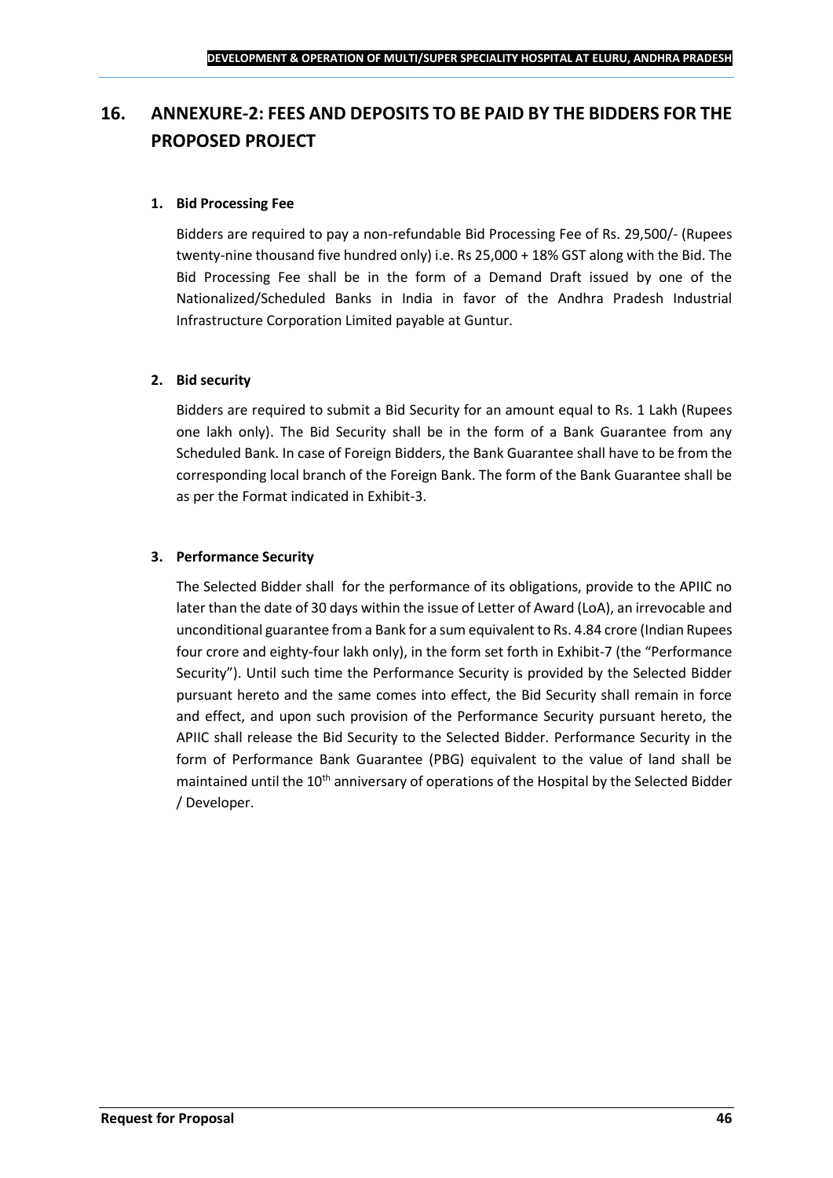## 16. ANNEXURE-2: FEES AND DEPOSITS TO BE PAID BY THE BIDDERS FOR THE PROPOSED PROJECT

### 1. Bid Processing Fee

Bidders are required to pay a non-refundable Bid Processing Fee of Rs. 29,500/- (Rupees twenty-nine thousand five hundred only) i.e. Rs 25,000 + 18% GST along with the Bid. The Bid Processing Fee shall be in the form of a Demand Draft issued by one of the Nationalized/Scheduled Banks in India in favor of the Andhra Pradesh Industrial Infrastructure Corporation Limited payable at Guntur.

### 2. Bid security

Bidders are required to submit a Bid Security for an amount equal to Rs. 1 Lakh (Rupees one lakh only). The Bid Security shall be in the form of a Bank Guarantee from any Scheduled Bank. In case of Foreign Bidders, the Bank Guarantee shall have to be from the corresponding local branch of the Foreign Bank. The form of the Bank Guarantee shall be as per the Format indicated in Exhibit-3.

### 3. Performance Security

The Selected Bidder shall for the performance of its obligations, provide to the APIIC no later than the date of 30 days within the issue of Letter of Award (LoA), an irrevocable and unconditional guarantee from a Bank for a sum equivalent to Rs. 4.84 crore (Indian Rupees four crore and eighty-four lakh only), in the form set forth in Exhibit-7 (the "Performance Security"). Until such time the Performance Security is provided by the Selected Bidder pursuant hereto and the same comes into effect, the Bid Security shall remain in force and effect, and upon such provision of the Performance Security pursuant hereto, the APIIC shall release the Bid Security to the Selected Bidder. Performance Security in the form of Performance Bank Guarantee (PBG) equivalent to the value of land shall be maintained until the 10th anniversary of operations of the Hospital by the Selected Bidder / Developer.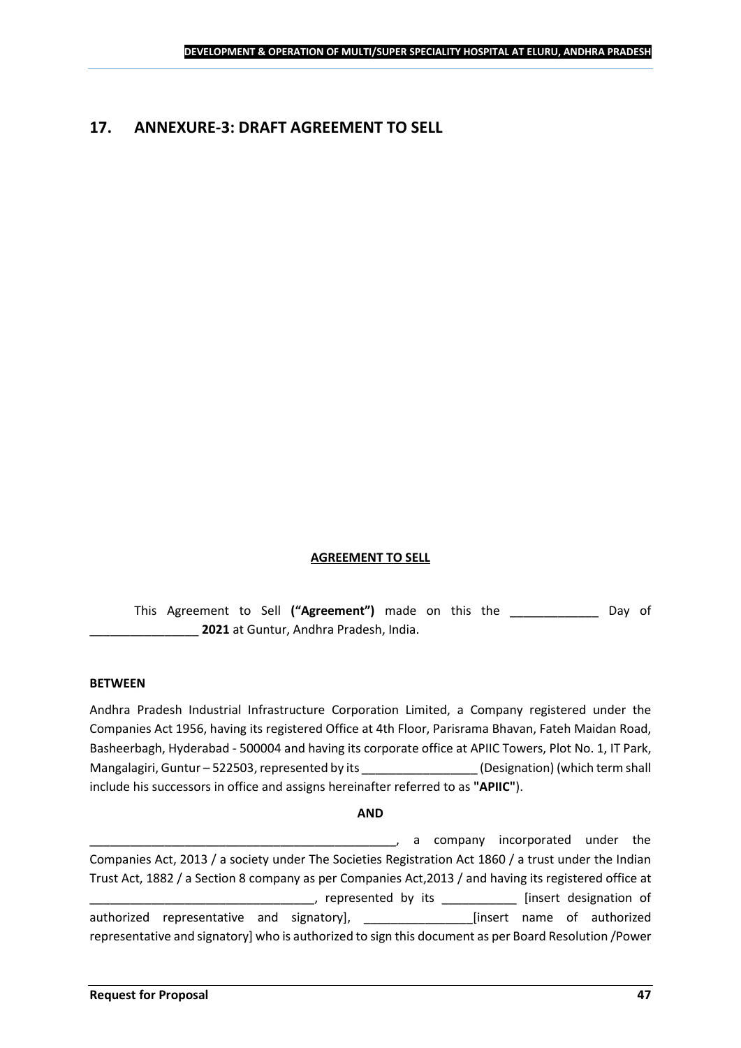## 17. ANNEXURE-3: DRAFT AGREEMENT TO SELL

**AGREEMENT TO SELL**

This Agreement to Sell **("Agreement")** made on this the _____________ Day of ________________ **2021** at Guntur, Andhra Pradesh, India.

**BETWEEN**

Andhra Pradesh Industrial Infrastructure Corporation Limited, a Company registered under the Companies Act 1956, having its registered Office at 4th Floor, Parisrama Bhavan, Fateh Maidan Road, Basheerbagh, Hyderabad - 500004 and having its corporate office at APIIC Towers, Plot No. 1, IT Park, Mangalagiri, Guntur – 522503, represented by its _________________ (Designation) (which term shall include his successors in office and assigns hereinafter referred to as **"APIIC"**).

**AND**

_______________________________________________, a company incorporated under the Companies Act, 2013 / a society under The Societies Registration Act 1860 / a trust under the Indian Trust Act, 1882 / a Section 8 company as per Companies Act,2013 / and having its registered office at _________________________________, represented by its ___________ [insert designation of authorized representative and signatory], ________________[insert name of authorized representative and signatory] who is authorized to sign this document as per Board Resolution /Power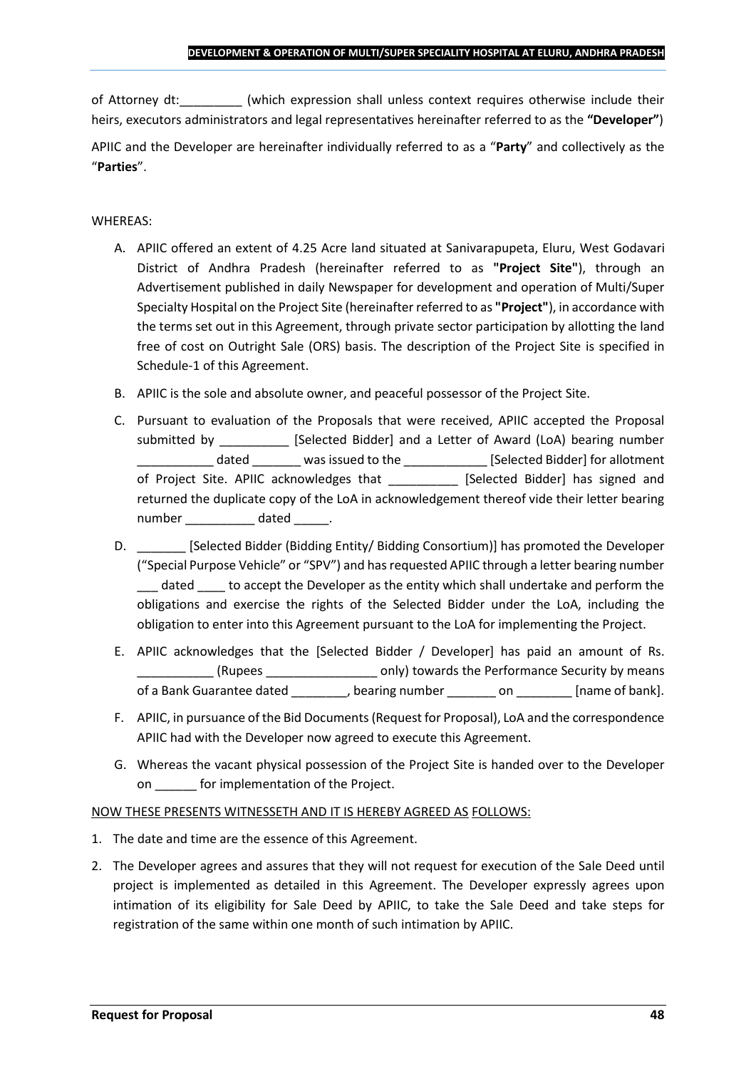of Attorney dt:_________ (which expression shall unless context requires otherwise include their heirs, executors administrators and legal representatives hereinafter referred to as the **"Developer"**)

APIIC and the Developer are hereinafter individually referred to as a "**Party**" and collectively as the "**Parties**".

WHEREAS:

A. APIIC offered an extent of 4.25 Acre land situated at Sanivarapupeta, Eluru, West Godavari District of Andhra Pradesh (hereinafter referred to as **"Project Site"**), through an Advertisement published in daily Newspaper for development and operation of Multi/Super Specialty Hospital on the Project Site (hereinafter referred to as **"Project"**), in accordance with the terms set out in this Agreement, through private sector participation by allotting the land free of cost on Outright Sale (ORS) basis. The description of the Project Site is specified in Schedule-1 of this Agreement.

B. APIIC is the sole and absolute owner, and peaceful possessor of the Project Site.

C. Pursuant to evaluation of the Proposals that were received, APIIC accepted the Proposal submitted by __________ [Selected Bidder] and a Letter of Award (LoA) bearing number ___________ dated _______ was issued to the ____________ [Selected Bidder] for allotment of Project Site. APIIC acknowledges that __________ [Selected Bidder] has signed and returned the duplicate copy of the LoA in acknowledgement thereof vide their letter bearing number __________ dated _____.

D. _______ [Selected Bidder (Bidding Entity/ Bidding Consortium)] has promoted the Developer ("Special Purpose Vehicle" or "SPV") and has requested APIIC through a letter bearing number ___ dated ____ to accept the Developer as the entity which shall undertake and perform the obligations and exercise the rights of the Selected Bidder under the LoA, including the obligation to enter into this Agreement pursuant to the LoA for implementing the Project.

E. APIIC acknowledges that the [Selected Bidder / Developer] has paid an amount of Rs. ___________ (Rupees ________________ only) towards the Performance Security by means of a Bank Guarantee dated ________, bearing number _______ on ________ [name of bank].

F. APIIC, in pursuance of the Bid Documents (Request for Proposal), LoA and the correspondence APIIC had with the Developer now agreed to execute this Agreement.

G. Whereas the vacant physical possession of the Project Site is handed over to the Developer on ______ for implementation of the Project.

NOW THESE PRESENTS WITNESSETH AND IT IS HEREBY AGREED AS FOLLOWS:

1. The date and time are the essence of this Agreement.

2. The Developer agrees and assures that they will not request for execution of the Sale Deed until project is implemented as detailed in this Agreement. The Developer expressly agrees upon intimation of its eligibility for Sale Deed by APIIC, to take the Sale Deed and take steps for registration of the same within one month of such intimation by APIIC.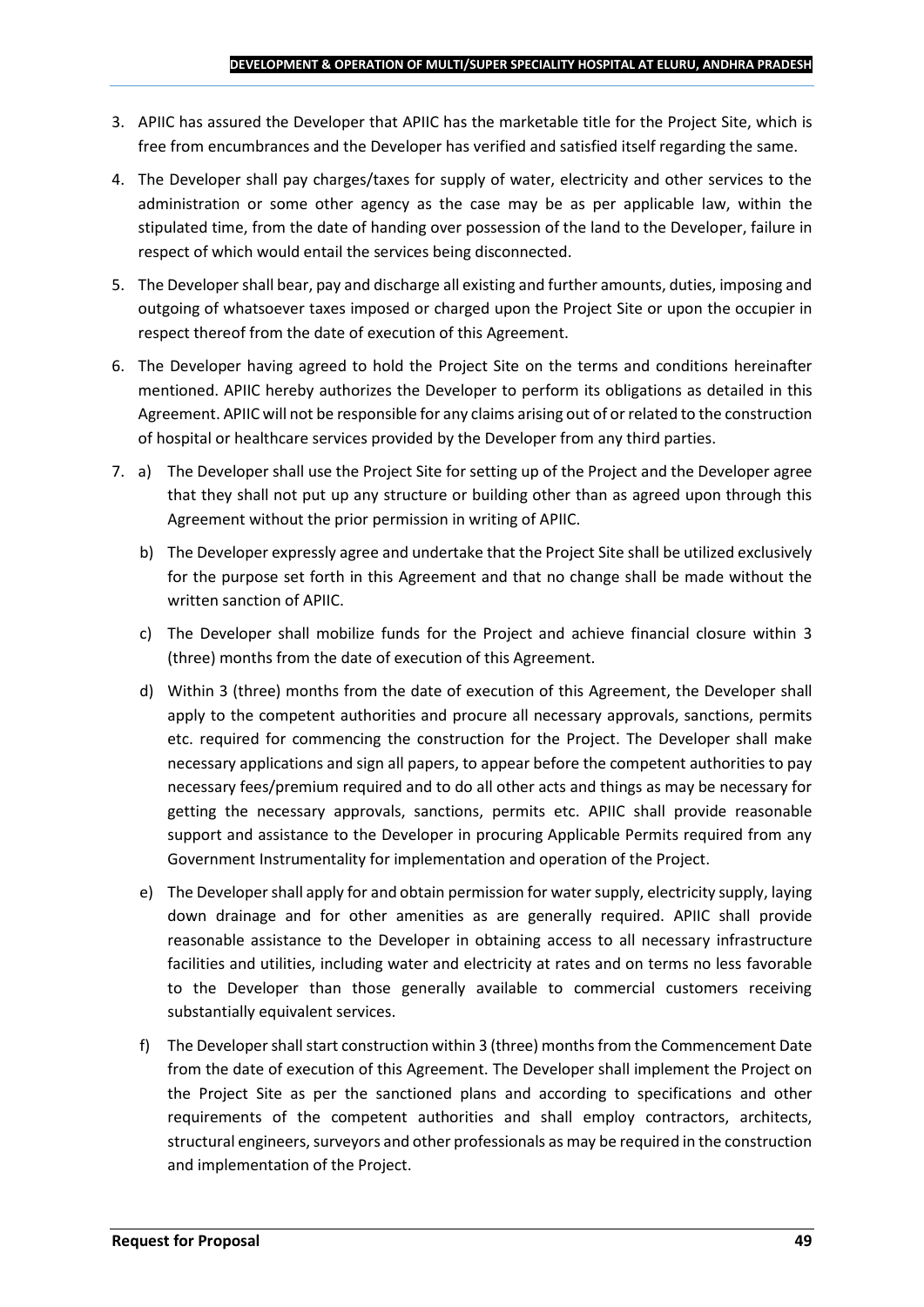3. APIIC has assured the Developer that APIIC has the marketable title for the Project Site, which is free from encumbrances and the Developer has verified and satisfied itself regarding the same.

4. The Developer shall pay charges/taxes for supply of water, electricity and other services to the administration or some other agency as the case may be as per applicable law, within the stipulated time, from the date of handing over possession of the land to the Developer, failure in respect of which would entail the services being disconnected.

5. The Developer shall bear, pay and discharge all existing and further amounts, duties, imposing and outgoing of whatsoever taxes imposed or charged upon the Project Site or upon the occupier in respect thereof from the date of execution of this Agreement.

6. The Developer having agreed to hold the Project Site on the terms and conditions hereinafter mentioned. APIIC hereby authorizes the Developer to perform its obligations as detailed in this Agreement. APIIC will not be responsible for any claims arising out of or related to the construction of hospital or healthcare services provided by the Developer from any third parties.

7. a) The Developer shall use the Project Site for setting up of the Project and the Developer agree that they shall not put up any structure or building other than as agreed upon through this Agreement without the prior permission in writing of APIIC.

   b) The Developer expressly agree and undertake that the Project Site shall be utilized exclusively for the purpose set forth in this Agreement and that no change shall be made without the written sanction of APIIC.

   c) The Developer shall mobilize funds for the Project and achieve financial closure within 3 (three) months from the date of execution of this Agreement.

   d) Within 3 (three) months from the date of execution of this Agreement, the Developer shall apply to the competent authorities and procure all necessary approvals, sanctions, permits etc. required for commencing the construction for the Project. The Developer shall make necessary applications and sign all papers, to appear before the competent authorities to pay necessary fees/premium required and to do all other acts and things as may be necessary for getting the necessary approvals, sanctions, permits etc. APIIC shall provide reasonable support and assistance to the Developer in procuring Applicable Permits required from any Government Instrumentality for implementation and operation of the Project.

   e) The Developer shall apply for and obtain permission for water supply, electricity supply, laying down drainage and for other amenities as are generally required. APIIC shall provide reasonable assistance to the Developer in obtaining access to all necessary infrastructure facilities and utilities, including water and electricity at rates and on terms no less favorable to the Developer than those generally available to commercial customers receiving substantially equivalent services.

   f) The Developer shall start construction within 3 (three) months from the Commencement Date from the date of execution of this Agreement. The Developer shall implement the Project on the Project Site as per the sanctioned plans and according to specifications and other requirements of the competent authorities and shall employ contractors, architects, structural engineers, surveyors and other professionals as may be required in the construction and implementation of the Project.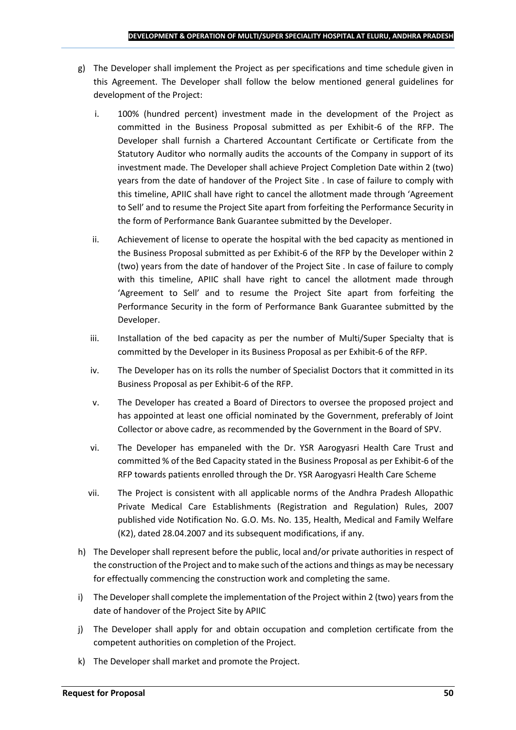g) The Developer shall implement the Project as per specifications and time schedule given in this Agreement. The Developer shall follow the below mentioned general guidelines for development of the Project:

   i. 100% (hundred percent) investment made in the development of the Project as committed in the Business Proposal submitted as per Exhibit-6 of the RFP. The Developer shall furnish a Chartered Accountant Certificate or Certificate from the Statutory Auditor who normally audits the accounts of the Company in support of its investment made. The Developer shall achieve Project Completion Date within 2 (two) years from the date of handover of the Project Site . In case of failure to comply with this timeline, APIIC shall have right to cancel the allotment made through 'Agreement to Sell' and to resume the Project Site apart from forfeiting the Performance Security in the form of Performance Bank Guarantee submitted by the Developer.

   ii. Achievement of license to operate the hospital with the bed capacity as mentioned in the Business Proposal submitted as per Exhibit-6 of the RFP by the Developer within 2 (two) years from the date of handover of the Project Site . In case of failure to comply with this timeline, APIIC shall have right to cancel the allotment made through 'Agreement to Sell' and to resume the Project Site apart from forfeiting the Performance Security in the form of Performance Bank Guarantee submitted by the Developer.

   iii. Installation of the bed capacity as per the number of Multi/Super Specialty that is committed by the Developer in its Business Proposal as per Exhibit-6 of the RFP.

   iv. The Developer has on its rolls the number of Specialist Doctors that it committed in its Business Proposal as per Exhibit-6 of the RFP.

   v. The Developer has created a Board of Directors to oversee the proposed project and has appointed at least one official nominated by the Government, preferably of Joint Collector or above cadre, as recommended by the Government in the Board of SPV.

   vi. The Developer has empaneled with the Dr. YSR Aarogyasri Health Care Trust and committed % of the Bed Capacity stated in the Business Proposal as per Exhibit-6 of the RFP towards patients enrolled through the Dr. YSR Aarogyasri Health Care Scheme

   vii. The Project is consistent with all applicable norms of the Andhra Pradesh Allopathic Private Medical Care Establishments (Registration and Regulation) Rules, 2007 published vide Notification No. G.O. Ms. No. 135, Health, Medical and Family Welfare (K2), dated 28.04.2007 and its subsequent modifications, if any.

h) The Developer shall represent before the public, local and/or private authorities in respect of the construction of the Project and to make such of the actions and things as may be necessary for effectually commencing the construction work and completing the same.

i) The Developer shall complete the implementation of the Project within 2 (two) years from the date of handover of the Project Site by APIIC

j) The Developer shall apply for and obtain occupation and completion certificate from the competent authorities on completion of the Project.

k) The Developer shall market and promote the Project.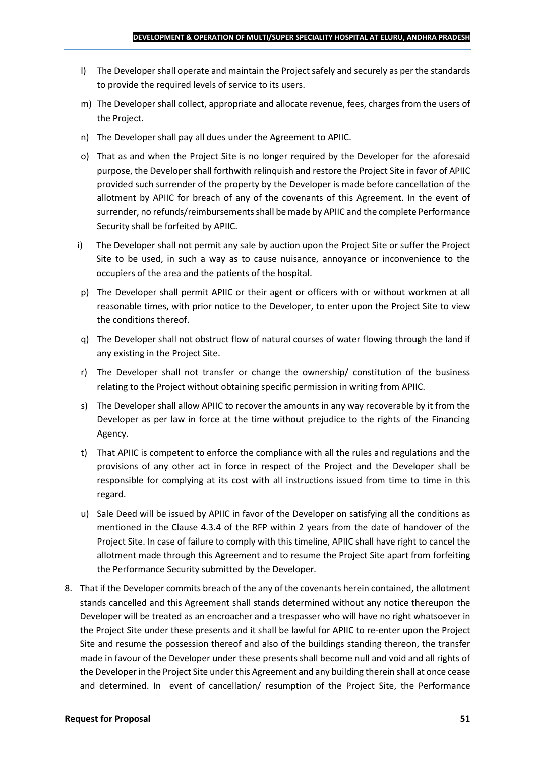l) The Developer shall operate and maintain the Project safely and securely as per the standards to provide the required levels of service to its users.

m) The Developer shall collect, appropriate and allocate revenue, fees, charges from the users of the Project.

n) The Developer shall pay all dues under the Agreement to APIIC.

o) That as and when the Project Site is no longer required by the Developer for the aforesaid purpose, the Developer shall forthwith relinquish and restore the Project Site in favor of APIIC provided such surrender of the property by the Developer is made before cancellation of the allotment by APIIC for breach of any of the covenants of this Agreement. In the event of surrender, no refunds/reimbursements shall be made by APIIC and the complete Performance Security shall be forfeited by APIIC.

i) The Developer shall not permit any sale by auction upon the Project Site or suffer the Project Site to be used, in such a way as to cause nuisance, annoyance or inconvenience to the occupiers of the area and the patients of the hospital.

p) The Developer shall permit APIIC or their agent or officers with or without workmen at all reasonable times, with prior notice to the Developer, to enter upon the Project Site to view the conditions thereof.

q) The Developer shall not obstruct flow of natural courses of water flowing through the land if any existing in the Project Site.

r) The Developer shall not transfer or change the ownership/ constitution of the business relating to the Project without obtaining specific permission in writing from APIIC.

s) The Developer shall allow APIIC to recover the amounts in any way recoverable by it from the Developer as per law in force at the time without prejudice to the rights of the Financing Agency.

t) That APIIC is competent to enforce the compliance with all the rules and regulations and the provisions of any other act in force in respect of the Project and the Developer shall be responsible for complying at its cost with all instructions issued from time to time in this regard.

u) Sale Deed will be issued by APIIC in favor of the Developer on satisfying all the conditions as mentioned in the Clause 4.3.4 of the RFP within 2 years from the date of handover of the Project Site. In case of failure to comply with this timeline, APIIC shall have right to cancel the allotment made through this Agreement and to resume the Project Site apart from forfeiting the Performance Security submitted by the Developer.

8. That if the Developer commits breach of the any of the covenants herein contained, the allotment stands cancelled and this Agreement shall stands determined without any notice thereupon the Developer will be treated as an encroacher and a trespasser who will have no right whatsoever in the Project Site under these presents and it shall be lawful for APIIC to re-enter upon the Project Site and resume the possession thereof and also of the buildings standing thereon, the transfer made in favour of the Developer under these presents shall become null and void and all rights of the Developer in the Project Site under this Agreement and any building therein shall at once cease and determined. In event of cancellation/ resumption of the Project Site, the Performance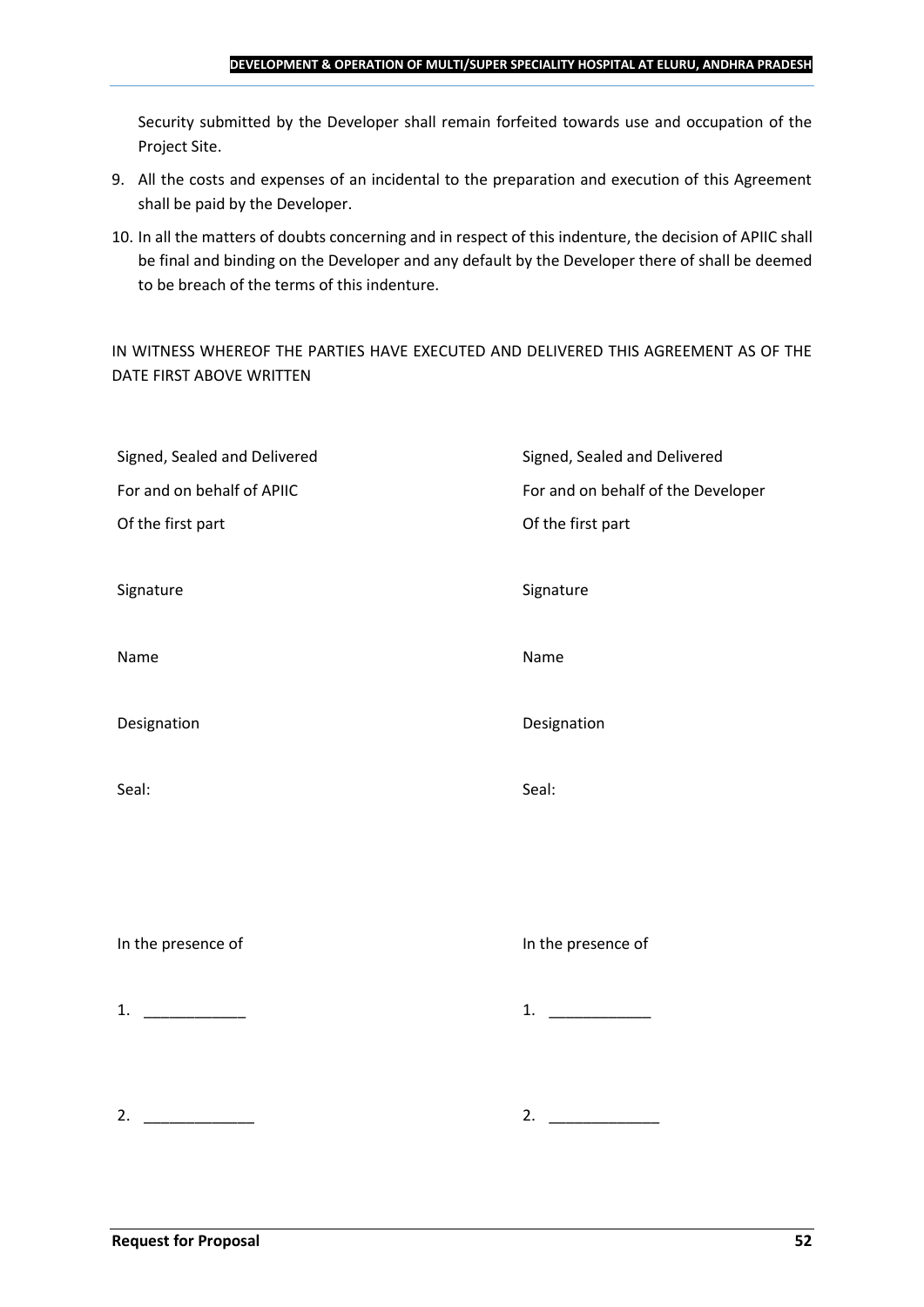Security submitted by the Developer shall remain forfeited towards use and occupation of the Project Site.

9. All the costs and expenses of an incidental to the preparation and execution of this Agreement shall be paid by the Developer.

10. In all the matters of doubts concerning and in respect of this indenture, the decision of APIIC shall be final and binding on the Developer and any default by the Developer there of shall be deemed to be breach of the terms of this indenture.

IN WITNESS WHEREOF THE PARTIES HAVE EXECUTED AND DELIVERED THIS AGREEMENT AS OF THE DATE FIRST ABOVE WRITTEN

| | |
|---|---|
| Signed, Sealed and Delivered | Signed, Sealed and Delivered |
| For and on behalf of APIIC | For and on behalf of the Developer |
| Of the first part | Of the first part |
| Signature | Signature |
| Name | Name |
| Designation | Designation |
| Seal: | Seal: |
| In the presence of | In the presence of |
| 1. ____________ | 1. ____________ |
| 2. _____________ | 2. _____________ |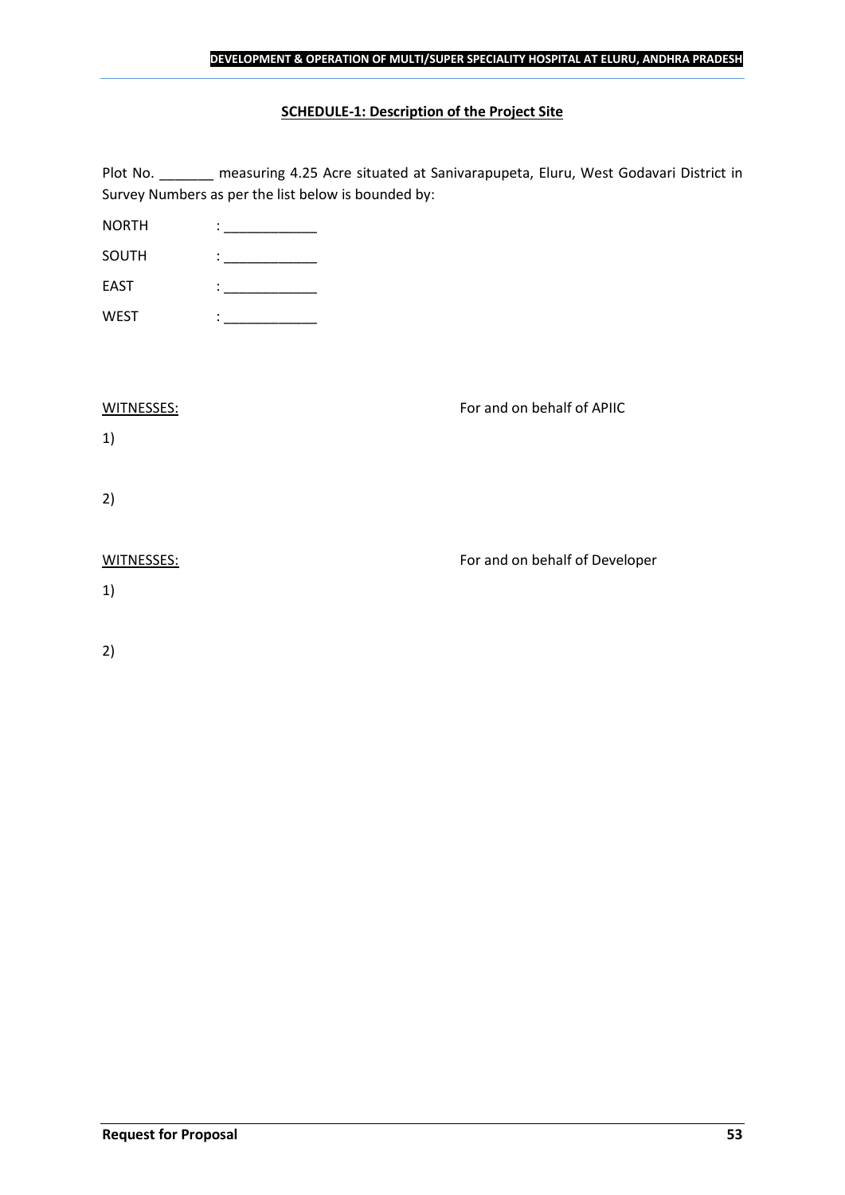**SCHEDULE-1: Description of the Project Site**

Plot No. _______ measuring 4.25 Acre situated at Sanivarapupeta, Eluru, West Godavari District in Survey Numbers as per the list below is bounded by:

NORTH : ____________

SOUTH : ____________

EAST : ____________

WEST : ____________

WITNESSES: For and on behalf of APIIC

1)

2)

WITNESSES: For and on behalf of Developer

1)

2)